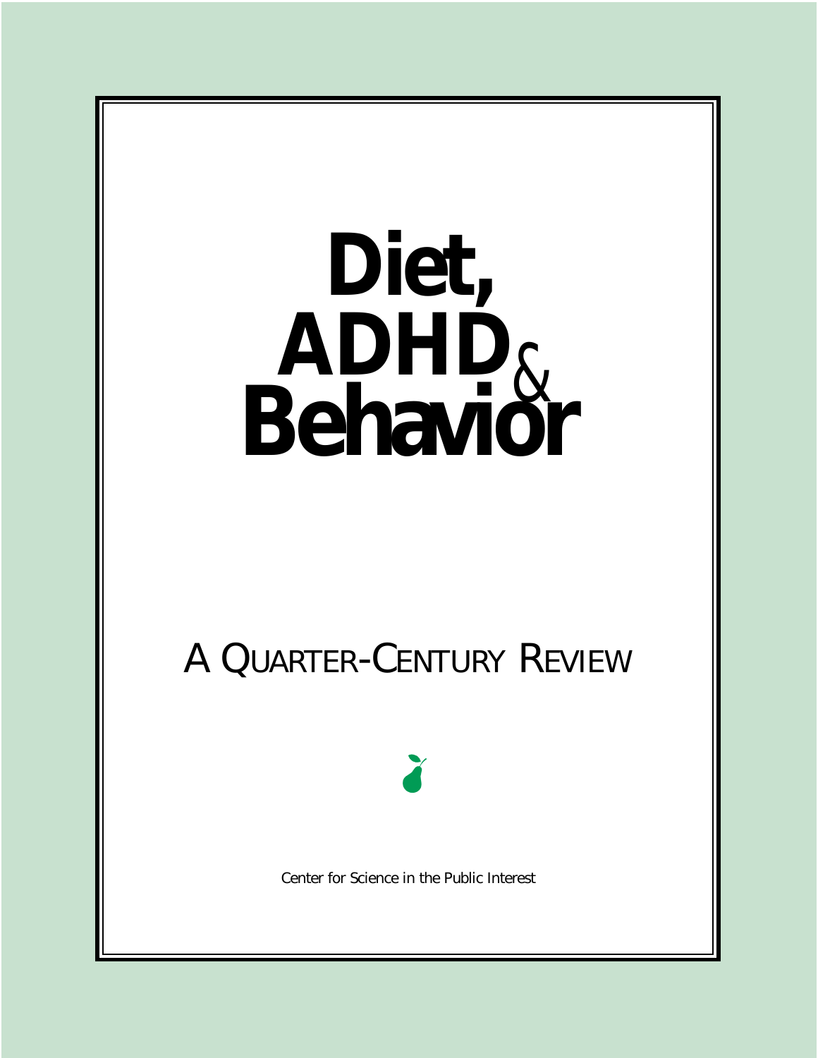# Diet, ADHD & Behavior

## A Quarter-Century Review

Center for Science in the Public Interest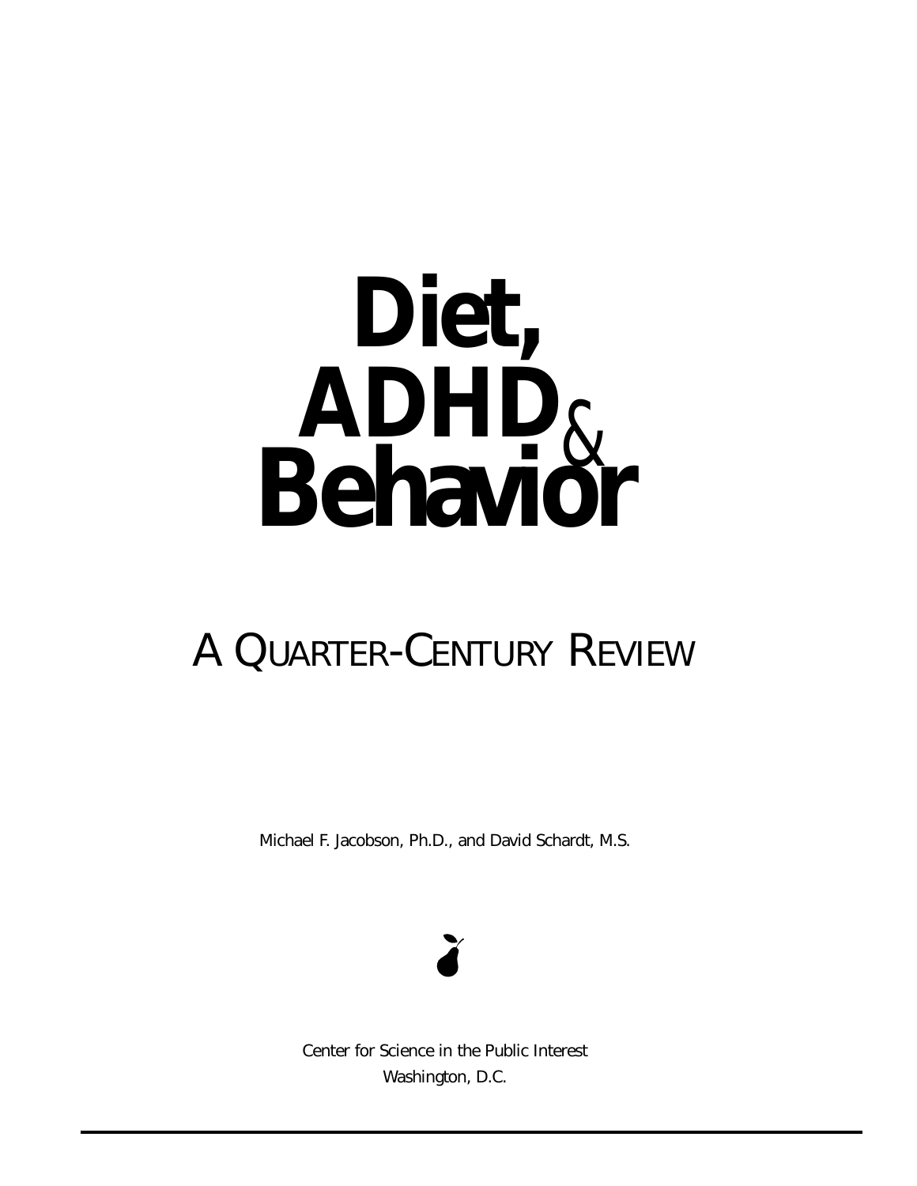# Diet, ADHD & Behavior

## A Quarter-Century Review

Michael F. Jacobson, Ph.D., and David Schardt, M.S.

Center for Science in the Public Interest
Washington, D.C.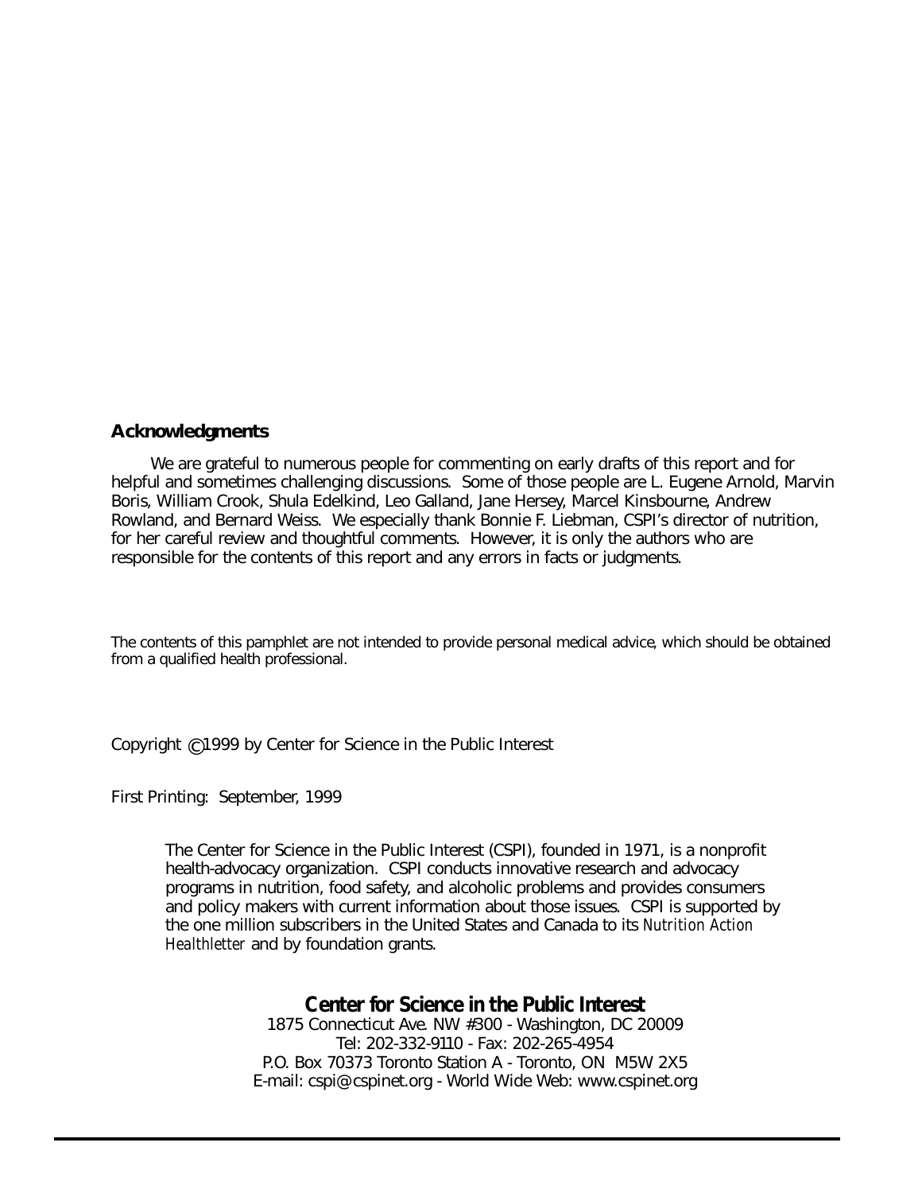## Acknowledgments

We are grateful to numerous people for commenting on early drafts of this report and for helpful and sometimes challenging discussions. Some of those people are L. Eugene Arnold, Marvin Boris, William Crook, Shula Edelkind, Leo Galland, Jane Hersey, Marcel Kinsbourne, Andrew Rowland, and Bernard Weiss. We especially thank Bonnie F. Liebman, CSPI's director of nutrition, for her careful review and thoughtful comments. However, it is only the authors who are responsible for the contents of this report and any errors in facts or judgments.

The contents of this pamphlet are not intended to provide personal medical advice, which should be obtained from a qualified health professional.

Copyright © 1999 by Center for Science in the Public Interest

First Printing: September, 1999

The Center for Science in the Public Interest (CSPI), founded in 1971, is a nonprofit health-advocacy organization. CSPI conducts innovative research and advocacy programs in nutrition, food safety, and alcoholic problems and provides consumers and policy makers with current information about those issues. CSPI is supported by the one million subscribers in the United States and Canada to its *Nutrition Action Healthletter* and by foundation grants.

**Center for Science in the Public Interest**
1875 Connecticut Ave. NW #300 - Washington, DC 20009
Tel: 202-332-9110 - Fax: 202-265-4954
P.O. Box 70373 Toronto Station A - Toronto, ON M5W 2X5
E-mail: cspi@cspinet.org - World Wide Web: www.cspinet.org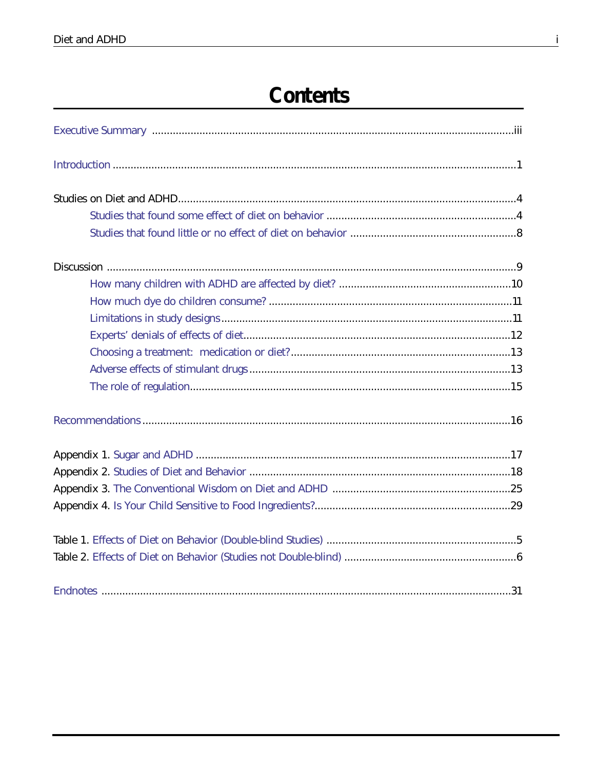# Contents

Executive Summary .....iii

Introduction .....1

Studies on Diet and ADHD .....4

- Studies that found some effect of diet on behavior .....4
- Studies that found little or no effect of diet on behavior .....8

Discussion .....9

- How many children with ADHD are affected by diet? .....10
- How much dye do children consume? .....11
- Limitations in study designs .....11
- Experts' denials of effects of diet .....12
- Choosing a treatment: medication or diet? .....13
- Adverse effects of stimulant drugs .....13
- The role of regulation .....15

Recommendations .....16

Appendix 1. Sugar and ADHD .....17

Appendix 2. Studies of Diet and Behavior .....18

Appendix 3. The Conventional Wisdom on Diet and ADHD .....25

Appendix 4. Is Your Child Sensitive to Food Ingredients? .....29

Table 1. Effects of Diet on Behavior (Double-blind Studies) .....5

Table 2. Effects of Diet on Behavior (Studies not Double-blind) .....6

Endnotes .....31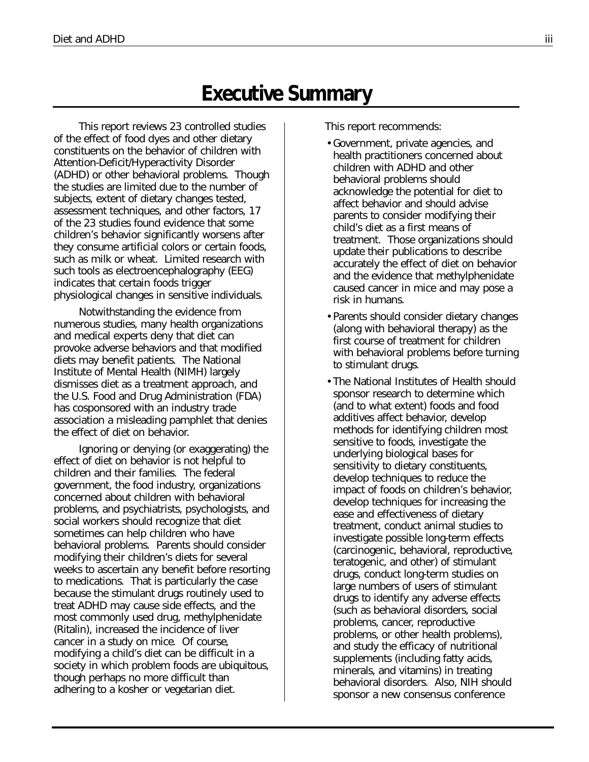# Executive Summary

This report reviews 23 controlled studies of the effect of food dyes and other dietary constituents on the behavior of children with Attention-Deficit/Hyperactivity Disorder (ADHD) or other behavioral problems. Though the studies are limited due to the number of subjects, extent of dietary changes tested, assessment techniques, and other factors, 17 of the 23 studies found evidence that some children's behavior significantly worsens after they consume artificial colors or certain foods, such as milk or wheat. Limited research with such tools as electroencephalography (EEG) indicates that certain foods trigger physiological changes in sensitive individuals.

Notwithstanding the evidence from numerous studies, many health organizations and medical experts deny that diet can provoke adverse behaviors and that modified diets may benefit patients. The National Institute of Mental Health (NIMH) largely dismisses diet as a treatment approach, and the U.S. Food and Drug Administration (FDA) has cosponsored with an industry trade association a misleading pamphlet that denies the effect of diet on behavior.

Ignoring or denying (or exaggerating) the effect of diet on behavior is not helpful to children and their families. The federal government, the food industry, organizations concerned about children with behavioral problems, and psychiatrists, psychologists, and social workers should recognize that diet sometimes can help children who have behavioral problems. Parents should consider modifying their children's diets for several weeks to ascertain any benefit before resorting to medications. That is particularly the case because the stimulant drugs routinely used to treat ADHD may cause side effects, and the most commonly used drug, methylphenidate (Ritalin), increased the incidence of liver cancer in a study on mice. Of course, modifying a child's diet can be difficult in a society in which problem foods are ubiquitous, though perhaps no more difficult than adhering to a kosher or vegetarian diet.

This report recommends:

- Government, private agencies, and health practitioners concerned about children with ADHD and other behavioral problems should acknowledge the potential for diet to affect behavior and should advise parents to consider modifying their child's diet as a first means of treatment. Those organizations should update their publications to describe accurately the effect of diet on behavior and the evidence that methylphenidate caused cancer in mice and may pose a risk in humans.
- Parents should consider dietary changes (along with behavioral therapy) as the first course of treatment for children with behavioral problems before turning to stimulant drugs.
- The National Institutes of Health should sponsor research to determine which (and to what extent) foods and food additives affect behavior, develop methods for identifying children most sensitive to foods, investigate the underlying biological bases for sensitivity to dietary constituents, develop techniques to reduce the impact of foods on children's behavior, develop techniques for increasing the ease and effectiveness of dietary treatment, conduct animal studies to investigate possible long-term effects (carcinogenic, behavioral, reproductive, teratogenic, and other) of stimulant drugs, conduct long-term studies on large numbers of users of stimulant drugs to identify any adverse effects (such as behavioral disorders, social problems, cancer, reproductive problems, or other health problems), and study the efficacy of nutritional supplements (including fatty acids, minerals, and vitamins) in treating behavioral disorders. Also, NIH should sponsor a new consensus conference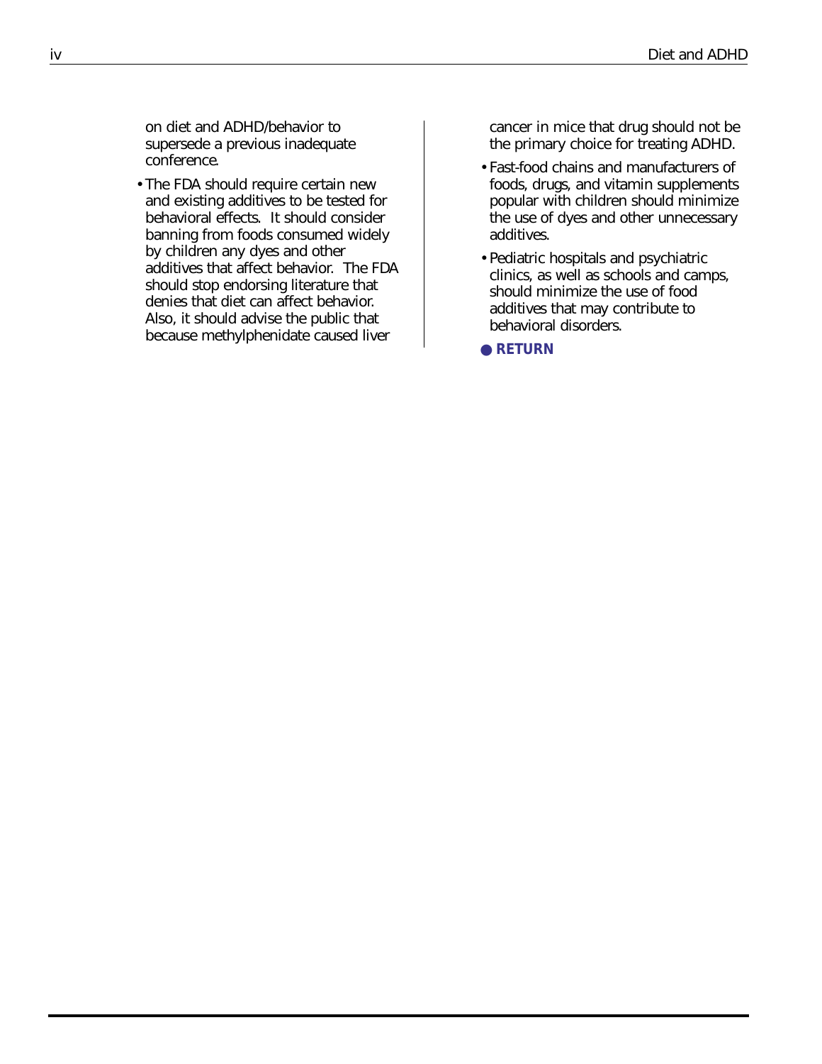on diet and ADHD/behavior to supersede a previous inadequate conference.

- The FDA should require certain new and existing additives to be tested for behavioral effects. It should consider banning from foods consumed widely by children any dyes and other additives that affect behavior. The FDA should stop endorsing literature that denies that diet can affect behavior. Also, it should advise the public that because methylphenidate caused liver cancer in mice that drug should not be the primary choice for treating ADHD.
- Fast-food chains and manufacturers of foods, drugs, and vitamin supplements popular with children should minimize the use of dyes and other unnecessary additives.
- Pediatric hospitals and psychiatric clinics, as well as schools and camps, should minimize the use of food additives that may contribute to behavioral disorders.

**RETURN**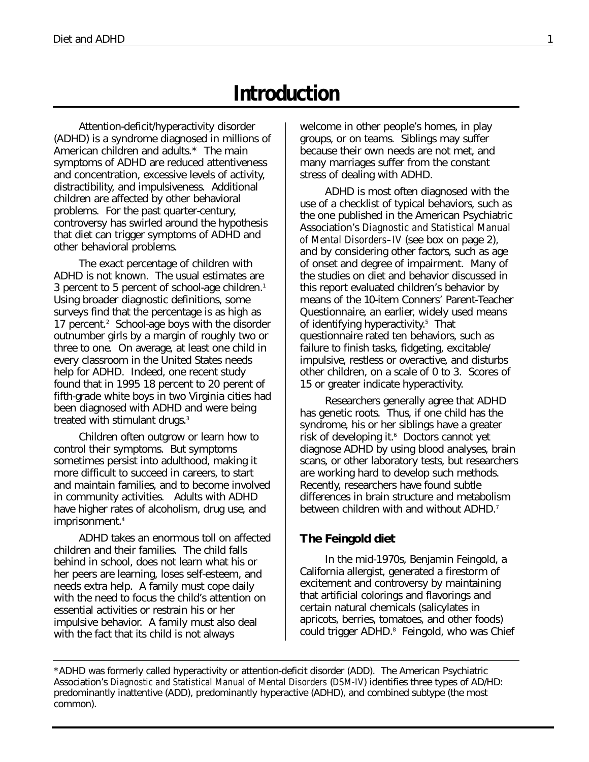# Introduction

Attention-deficit/hyperactivity disorder (ADHD) is a syndrome diagnosed in millions of American children and adults.* The main symptoms of ADHD are reduced attentiveness and concentration, excessive levels of activity, distractibility, and impulsiveness. Additional children are affected by other behavioral problems. For the past quarter-century, controversy has swirled around the hypothesis that diet can trigger symptoms of ADHD and other behavioral problems.

The exact percentage of children with ADHD is not known. The usual estimates are 3 percent to 5 percent of school-age children.[1] Using broader diagnostic definitions, some surveys find that the percentage is as high as 17 percent.[2] School-age boys with the disorder outnumber girls by a margin of roughly two or three to one. On average, at least one child in every classroom in the United States needs help for ADHD. Indeed, one recent study found that in 1995 18 percent to 20 perent of fifth-grade white boys in two Virginia cities had been diagnosed with ADHD and were being treated with stimulant drugs.[3]

Children often outgrow or learn how to control their symptoms. But symptoms sometimes persist into adulthood, making it more difficult to succeed in careers, to start and maintain families, and to become involved in community activities. Adults with ADHD have higher rates of alcoholism, drug use, and imprisonment.[4]

ADHD takes an enormous toll on affected children and their families. The child falls behind in school, does not learn what his or her peers are learning, loses self-esteem, and needs extra help. A family must cope daily with the need to focus the child's attention on essential activities or restrain his or her impulsive behavior. A family must also deal with the fact that its child is not always welcome in other people's homes, in play groups, or on teams. Siblings may suffer because their own needs are not met, and many marriages suffer from the constant stress of dealing with ADHD.

ADHD is most often diagnosed with the use of a checklist of typical behaviors, such as the one published in the American Psychiatric Association's *Diagnostic and Statistical Manual of Mental Disorders–IV* (see box on page 2), and by considering other factors, such as age of onset and degree of impairment. Many of the studies on diet and behavior discussed in this report evaluated children's behavior by means of the 10-item Conners' Parent-Teacher Questionnaire, an earlier, widely used means of identifying hyperactivity.[5] That questionnaire rated ten behaviors, such as failure to finish tasks, fidgeting, excitable/impulsive, restless or overactive, and disturbs other children, on a scale of 0 to 3. Scores of 15 or greater indicate hyperactivity.

Researchers generally agree that ADHD has genetic roots. Thus, if one child has the syndrome, his or her siblings have a greater risk of developing it.[6] Doctors cannot yet diagnose ADHD by using blood analyses, brain scans, or other laboratory tests, but researchers are working hard to develop such methods. Recently, researchers have found subtle differences in brain structure and metabolism between children with and without ADHD.[7]

## The Feingold diet

In the mid-1970s, Benjamin Feingold, a California allergist, generated a firestorm of excitement and controversy by maintaining that artificial colorings and flavorings and certain natural chemicals (salicylates in apricots, berries, tomatoes, and other foods) could trigger ADHD.[8] Feingold, who was Chief

---

*ADHD was formerly called hyperactivity or attention-deficit disorder (ADD). The American Psychiatric Association's *Diagnostic and Statistical Manual of Mental Disorders* (*DSM-IV*) identifies three types of AD/HD: predominantly inattentive (ADD), predominantly hyperactive (ADHD), and combined subtype (the most common).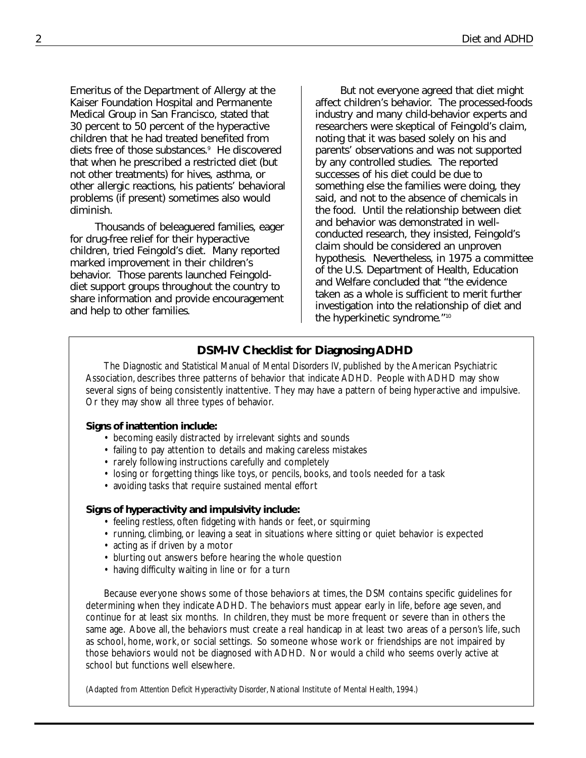Emeritus of the Department of Allergy at the Kaiser Foundation Hospital and Permanente Medical Group in San Francisco, stated that 30 percent to 50 percent of the hyperactive children that he had treated benefited from diets free of those substances.[9] He discovered that when he prescribed a restricted diet (but not other treatments) for hives, asthma, or other allergic reactions, his patients' behavioral problems (if present) sometimes also would diminish.

Thousands of beleaguered families, eager for drug-free relief for their hyperactive children, tried Feingold's diet. Many reported marked improvement in their children's behavior. Those parents launched Feingold-diet support groups throughout the country to share information and provide encouragement and help to other families.

But not everyone agreed that diet might affect children's behavior. The processed-foods industry and many child-behavior experts and researchers were skeptical of Feingold's claim, noting that it was based solely on his and parents' observations and was not supported by any controlled studies. The reported successes of his diet could be due to something else the families were doing, they said, and not to the absence of chemicals in the food. Until the relationship between diet and behavior was demonstrated in well-conducted research, they insisted, Feingold's claim should be considered an unproven hypothesis. Nevertheless, in 1975 a committee of the U.S. Department of Health, Education and Welfare concluded that "the evidence taken as a whole is sufficient to merit further investigation into the relationship of diet and the hyperkinetic syndrome."[10]

## DSM-IV Checklist for Diagnosing ADHD

The *Diagnostic and Statistical Manual of Mental Disorders IV*, published by the American Psychiatric Association, describes three patterns of behavior that indicate ADHD. People with ADHD may show several signs of being consistently inattentive. They may have a pattern of being hyperactive and impulsive. Or they may show all three types of behavior.

**Signs of inattention include:**

- becoming easily distracted by irrelevant sights and sounds
- failing to pay attention to details and making careless mistakes
- rarely following instructions carefully and completely
- losing or forgetting things like toys, or pencils, books, and tools needed for a task
- avoiding tasks that require sustained mental effort

**Signs of hyperactivity and impulsivity include:**

- feeling restless, often fidgeting with hands or feet, or squirming
- running, climbing, or leaving a seat in situations where sitting or quiet behavior is expected
- acting as if driven by a motor
- blurting out answers before hearing the whole question
- having difficulty waiting in line or for a turn

Because everyone shows some of those behaviors at times, the DSM contains specific guidelines for determining when they indicate ADHD. The behaviors must appear early in life, before age seven, and continue for at least six months. In children, they must be more frequent or severe than in others the same age. Above all, the behaviors must create a real handicap in at least two areas of a person's life, such as school, home, work, or social settings. So someone whose work or friendships are not impaired by those behaviors would not be diagnosed with ADHD. Nor would a child who seems overly active at school but functions well elsewhere.

(Adapted from *Attention Deficit Hyperactivity Disorder*, National Institute of Mental Health, 1994.)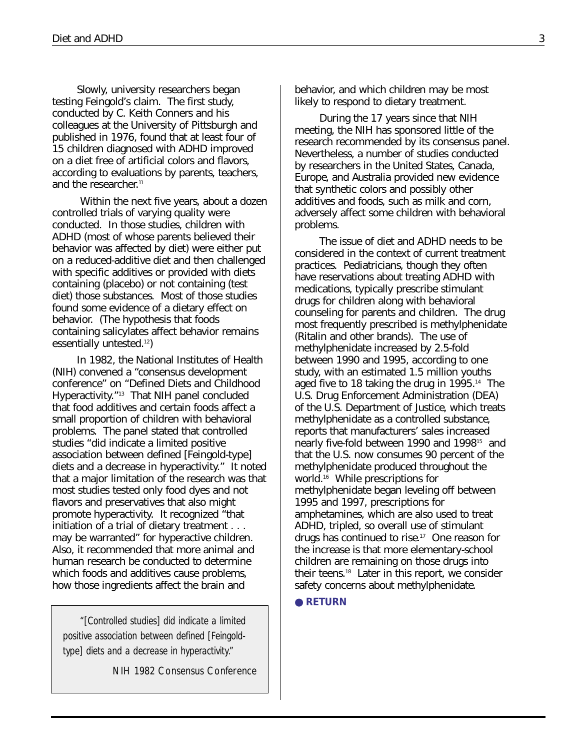Slowly, university researchers began testing Feingold's claim. The first study, conducted by C. Keith Conners and his colleagues at the University of Pittsburgh and published in 1976, found that at least four of 15 children diagnosed with ADHD improved on a diet free of artificial colors and flavors, according to evaluations by parents, teachers, and the researcher.[11]

Within the next five years, about a dozen controlled trials of varying quality were conducted. In those studies, children with ADHD (most of whose parents believed their behavior was affected by diet) were either put on a reduced-additive diet and then challenged with specific additives or provided with diets containing (placebo) or not containing (test diet) those substances. Most of those studies found some evidence of a dietary effect on behavior. (The hypothesis that foods containing salicylates affect behavior remains essentially untested.[12])

In 1982, the National Institutes of Health (NIH) convened a "consensus development conference" on "Defined Diets and Childhood Hyperactivity."[13] That NIH panel concluded that food additives and certain foods affect a small proportion of children with behavioral problems. The panel stated that controlled studies "did indicate a limited positive association between defined [Feingold-type] diets and a decrease in hyperactivity." It noted that a major limitation of the research was that most studies tested only food dyes and not flavors and preservatives that also might promote hyperactivity. It recognized "that initiation of a trial of dietary treatment . . . may be warranted" for hyperactive children. Also, it recommended that more animal and human research be conducted to determine which foods and additives cause problems, how those ingredients affect the brain and behavior, and which children may be most likely to respond to dietary treatment.

> *"[Controlled studies] did indicate a limited positive association between defined [Feingold-type] diets and a decrease in hyperactivity."*
>
> *NIH 1982 Consensus Conference*

During the 17 years since that NIH meeting, the NIH has sponsored little of the research recommended by its consensus panel. Nevertheless, a number of studies conducted by researchers in the United States, Canada, Europe, and Australia provided new evidence that synthetic colors and possibly other additives and foods, such as milk and corn, adversely affect some children with behavioral problems.

The issue of diet and ADHD needs to be considered in the context of current treatment practices. Pediatricians, though they often have reservations about treating ADHD with medications, typically prescribe stimulant drugs for children along with behavioral counseling for parents and children. The drug most frequently prescribed is methylphenidate (Ritalin and other brands). The use of methylphenidate increased by 2.5-fold between 1990 and 1995, according to one study, with an estimated 1.5 million youths aged five to 18 taking the drug in 1995.[14] The U.S. Drug Enforcement Administration (DEA) of the U.S. Department of Justice, which treats methylphenidate as a controlled substance, reports that manufacturers' sales increased nearly five-fold between 1990 and 1998[15] and that the U.S. now consumes 90 percent of the methylphenidate produced throughout the world.[16] While prescriptions for methylphenidate began leveling off between 1995 and 1997, prescriptions for amphetamines, which are also used to treat ADHD, tripled, so overall use of stimulant drugs has continued to rise.[17] One reason for the increase is that more elementary-school children are remaining on those drugs into their teens.[18] Later in this report, we consider safety concerns about methylphenidate.

● **RETURN**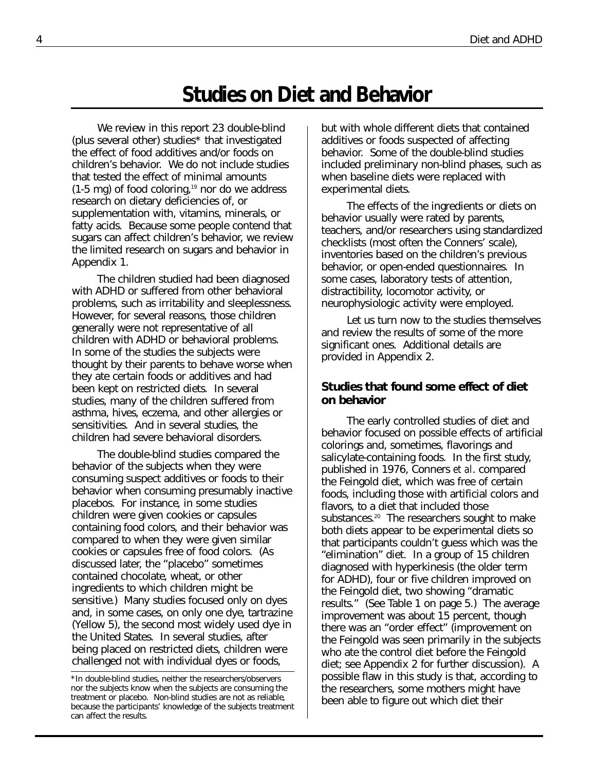# Studies on Diet and Behavior

We review in this report 23 double-blind (plus several other) studies* that investigated the effect of food additives and/or foods on children's behavior. We do not include studies that tested the effect of minimal amounts (1-5 mg) of food coloring,[19] nor do we address research on dietary deficiencies of, or supplementation with, vitamins, minerals, or fatty acids. Because some people contend that sugars can affect children's behavior, we review the limited research on sugars and behavior in Appendix 1.

The children studied had been diagnosed with ADHD or suffered from other behavioral problems, such as irritability and sleeplessness. However, for several reasons, those children generally were not representative of all children with ADHD or behavioral problems. In some of the studies the subjects were thought by their parents to behave worse when they ate certain foods or additives and had been kept on restricted diets. In several studies, many of the children suffered from asthma, hives, eczema, and other allergies or sensitivities. And in several studies, the children had severe behavioral disorders.

The double-blind studies compared the behavior of the subjects when they were consuming suspect additives or foods to their behavior when consuming presumably inactive placebos. For instance, in some studies children were given cookies or capsules containing food colors, and their behavior was compared to when they were given similar cookies or capsules free of food colors. (As discussed later, the "placebo" sometimes contained chocolate, wheat, or other ingredients to which children might be sensitive.) Many studies focused only on dyes and, in some cases, on only one dye, tartrazine (Yellow 5), the second most widely used dye in the United States. In several studies, after being placed on restricted diets, children were challenged not with individual dyes or foods, but with whole different diets that contained additives or foods suspected of affecting behavior. Some of the double-blind studies included preliminary non-blind phases, such as when baseline diets were replaced with experimental diets.

The effects of the ingredients or diets on behavior usually were rated by parents, teachers, and/or researchers using standardized checklists (most often the Conners' scale), inventories based on the children's previous behavior, or open-ended questionnaires. In some cases, laboratory tests of attention, distractibility, locomotor activity, or neurophysiologic activity were employed.

Let us turn now to the studies themselves and review the results of some of the more significant ones. Additional details are provided in Appendix 2.

### Studies that found some effect of diet on behavior

The early controlled studies of diet and behavior focused on possible effects of artificial colorings and, sometimes, flavorings and salicylate-containing foods. In the first study, published in 1976, Conners *et al*. compared the Feingold diet, which was free of certain foods, including those with artificial colors and flavors, to a diet that included those substances.[20] The researchers sought to make both diets appear to be experimental diets so that participants couldn't guess which was the "elimination" diet. In a group of 15 children diagnosed with hyperkinesis (the older term for ADHD), four or five children improved on the Feingold diet, two showing "dramatic results." (See Table 1 on page 5.) The average improvement was about 15 percent, though there was an "order effect" (improvement on the Feingold was seen primarily in the subjects who ate the control diet before the Feingold diet; see Appendix 2 for further discussion). A possible flaw in this study is that, according to the researchers, some mothers might have been able to figure out which diet their

*In double-blind studies, neither the researchers/observers nor the subjects know when the subjects are consuming the treatment or placebo. Non-blind studies are not as reliable, because the participants' knowledge of the subjects treatment can affect the results.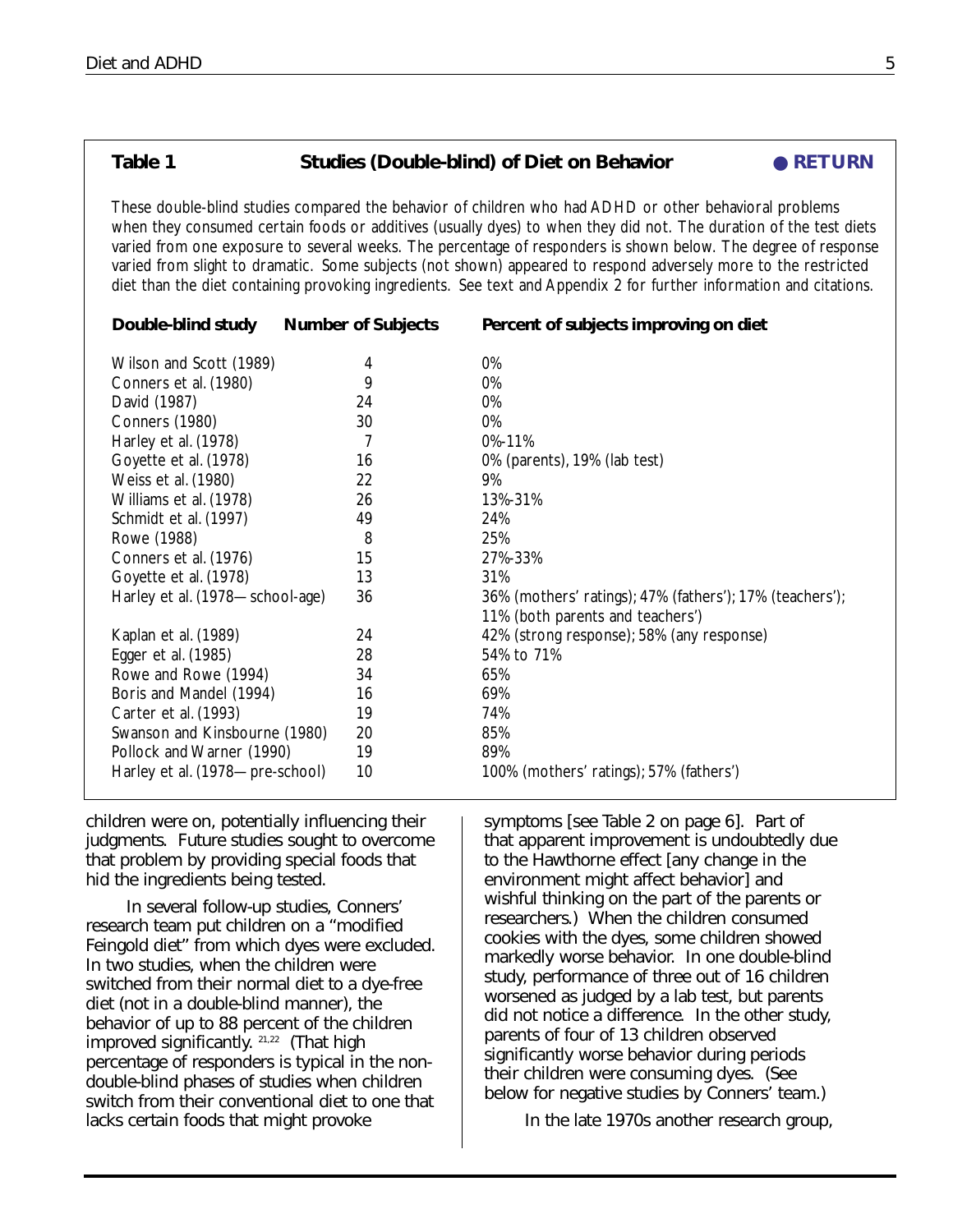**Table 1 Studies (Double-blind) of Diet on Behavior** ● **RETURN**

*These double-blind studies compared the behavior of children who had ADHD or other behavioral problems when they consumed certain foods or additives (usually dyes) to when they did not. The duration of the test diets varied from one exposure to several weeks. The percentage of responders is shown below. The degree of response varied from slight to dramatic. Some subjects (not shown) appeared to respond adversely more to the restricted diet than the diet containing provoking ingredients. See text and Appendix 2 for further information and citations.*

| Double-blind study | Number of Subjects | Percent of subjects improving on diet |
|---|---|---|
| Wilson and Scott (1989) | 4 | 0% |
| Conners et al. (1980) | 9 | 0% |
| David (1987) | 24 | 0% |
| Conners (1980) | 30 | 0% |
| Harley et al. (1978) | 7 | 0%-11% |
| Goyette et al. (1978) | 16 | 0% (parents), 19% (lab test) |
| Weiss et al. (1980) | 22 | 9% |
| Williams et al. (1978) | 26 | 13%-31% |
| Schmidt et al. (1997) | 49 | 24% |
| Rowe (1988) | 8 | 25% |
| Conners et al. (1976) | 15 | 27%-33% |
| Goyette et al. (1978) | 13 | 31% |
| Harley et al. (1978—school-age) | 36 | 36% (mothers' ratings); 47% (fathers'); 17% (teachers'); 11% (both parents and teachers') |
| Kaplan et al. (1989) | 24 | 42% (strong response); 58% (any response) |
| Egger et al. (1985) | 28 | 54% to 71% |
| Rowe and Rowe (1994) | 34 | 65% |
| Boris and Mandel (1994) | 16 | 69% |
| Carter et al. (1993) | 19 | 74% |
| Swanson and Kinsbourne (1980) | 20 | 85% |
| Pollock and Warner (1990) | 19 | 89% |
| Harley et al. (1978—pre-school) | 10 | 100% (mothers' ratings); 57% (fathers') |

children were on, potentially influencing their judgments. Future studies sought to overcome that problem by providing special foods that hid the ingredients being tested.

In several follow-up studies, Conners' research team put children on a "modified Feingold diet" from which dyes were excluded. In two studies, when the children were switched from their normal diet to a dye-free diet (not in a double-blind manner), the behavior of up to 88 percent of the children improved significantly.[21,22] (That high percentage of responders is typical in the non-double-blind phases of studies when children switch from their conventional diet to one that lacks certain foods that might provoke symptoms [see Table 2 on page 6]. Part of that apparent improvement is undoubtedly due to the Hawthorne effect [any change in the environment might affect behavior] and wishful thinking on the part of the parents or researchers.) When the children consumed cookies with the dyes, some children showed markedly worse behavior. In one double-blind study, performance of three out of 16 children worsened as judged by a lab test, but parents did not notice a difference. In the other study, parents of four of 13 children observed significantly worse behavior during periods their children were consuming dyes. (See below for negative studies by Conners' team.)

In the late 1970s another research group,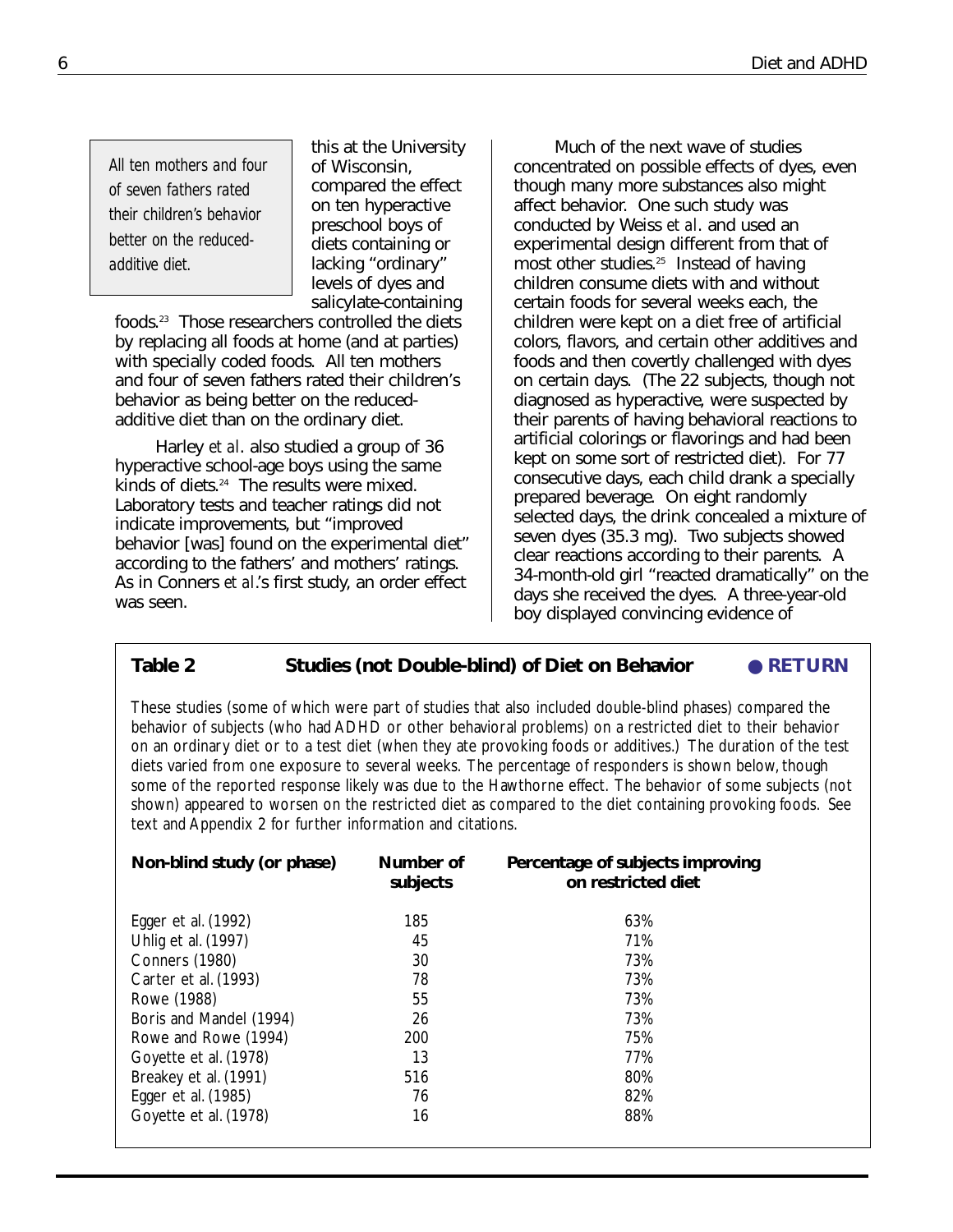> *All ten mothers and four of seven fathers rated their children's behavior better on the reduced-additive diet.*

this at the University of Wisconsin, compared the effect on ten hyperactive preschool boys of diets containing or lacking "ordinary" levels of dyes and salicylate-containing foods.[23] Those researchers controlled the diets by replacing all foods at home (and at parties) with specially coded foods. All ten mothers and four of seven fathers rated their children's behavior as being better on the reduced-additive diet than on the ordinary diet.

Harley *et al*. also studied a group of 36 hyperactive school-age boys using the same kinds of diets.[24] The results were mixed. Laboratory tests and teacher ratings did not indicate improvements, but "improved behavior [was] found on the experimental diet" according to the fathers' and mothers' ratings. As in Conners *et al*.'s first study, an order effect was seen.

Much of the next wave of studies concentrated on possible effects of dyes, even though many more substances also might affect behavior. One such study was conducted by Weiss *et al*. and used an experimental design different from that of most other studies.[25] Instead of having children consume diets with and without certain foods for several weeks each, the children were kept on a diet free of artificial colors, flavors, and certain other additives and foods and then covertly challenged with dyes on certain days. (The 22 subjects, though not diagnosed as hyperactive, were suspected by their parents of having behavioral reactions to artificial colorings or flavorings and had been kept on some sort of restricted diet). For 77 consecutive days, each child drank a specially prepared beverage. On eight randomly selected days, the drink concealed a mixture of seven dyes (35.3 mg). Two subjects showed clear reactions according to their parents. A 34-month-old girl "reacted dramatically" on the days she received the dyes. A three-year-old boy displayed convincing evidence of

**Table 2 — Studies (not Double-blind) of Diet on Behavior** — RETURN

These studies (some of which were part of studies that also included double-blind phases) compared the behavior of subjects (who had ADHD or other behavioral problems) on a restricted diet to their behavior on an ordinary diet or to a test diet (when they ate provoking foods or additives.) The duration of the test diets varied from one exposure to several weeks. The percentage of responders is shown below, though some of the reported response likely was due to the Hawthorne effect. The behavior of some subjects (not shown) appeared to worsen on the restricted diet as compared to the diet containing provoking foods. See text and Appendix 2 for further information and citations.

| Non-blind study (or phase) | Number of subjects | Percentage of subjects improving on restricted diet |
|---|---|---|
| Egger et al. (1992) | 185 | 63% |
| Uhlig et al. (1997) | 45 | 71% |
| Conners (1980) | 30 | 73% |
| Carter et al. (1993) | 78 | 73% |
| Rowe (1988) | 55 | 73% |
| Boris and Mandel (1994) | 26 | 73% |
| Rowe and Rowe (1994) | 200 | 75% |
| Goyette et al. (1978) | 13 | 77% |
| Breakey et al. (1991) | 516 | 80% |
| Egger et al. (1985) | 76 | 82% |
| Goyette et al. (1978) | 16 | 88% |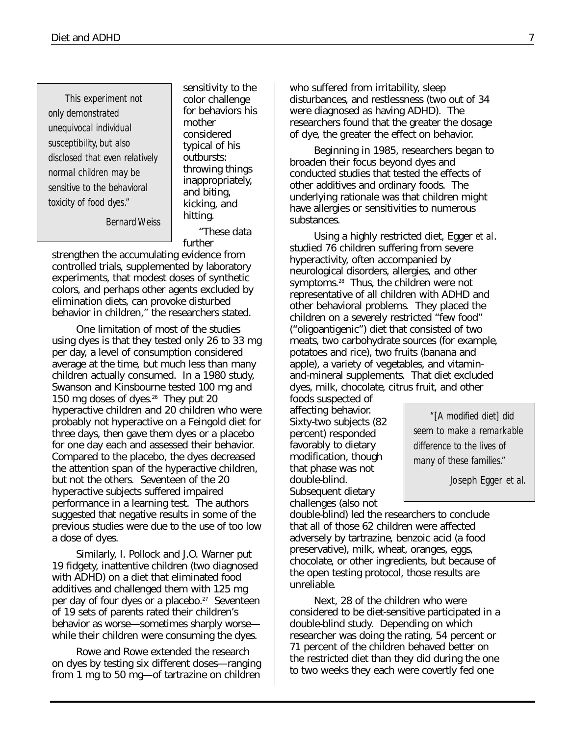> *This experiment not only demonstrated unequivocal individual susceptibility, but also disclosed that even relatively normal children may be sensitive to the behavioral toxicity of food dyes."*
>
> *Bernard Weiss*

sensitivity to the color challenge for behaviors his mother considered typical of his outbursts: throwing things inappropriately, and biting, kicking, and hitting.

"These data further strengthen the accumulating evidence from controlled trials, supplemented by laboratory experiments, that modest doses of synthetic colors, and perhaps other agents excluded by elimination diets, can provoke disturbed behavior in children," the researchers stated.

One limitation of most of the studies using dyes is that they tested only 26 to 33 mg per day, a level of consumption considered average at the time, but much less than many children actually consumed. In a 1980 study, Swanson and Kinsbourne tested 100 mg and 150 mg doses of dyes.[26] They put 20 hyperactive children and 20 children who were probably not hyperactive on a Feingold diet for three days, then gave them dyes or a placebo for one day each and assessed their behavior. Compared to the placebo, the dyes decreased the attention span of the hyperactive children, but not the others. Seventeen of the 20 hyperactive subjects suffered impaired performance in a learning test. The authors suggested that negative results in some of the previous studies were due to the use of too low a dose of dyes.

Similarly, I. Pollock and J.O. Warner put 19 fidgety, inattentive children (two diagnosed with ADHD) on a diet that eliminated food additives and challenged them with 125 mg per day of four dyes or a placebo.[27] Seventeen of 19 sets of parents rated their children's behavior as worse—sometimes sharply worse—while their children were consuming the dyes.

Rowe and Rowe extended the research on dyes by testing six different doses—ranging from 1 mg to 50 mg—of tartrazine on children who suffered from irritability, sleep disturbances, and restlessness (two out of 34 were diagnosed as having ADHD). The researchers found that the greater the dosage of dye, the greater the effect on behavior.

Beginning in 1985, researchers began to broaden their focus beyond dyes and conducted studies that tested the effects of other additives and ordinary foods. The underlying rationale was that children might have allergies or sensitivities to numerous substances.

Using a highly restricted diet, Egger *et al.* studied 76 children suffering from severe hyperactivity, often accompanied by neurological disorders, allergies, and other symptoms.[28] Thus, the children were not representative of all children with ADHD and other behavioral problems. They placed the children on a severely restricted "few food" ("oligoantigenic") diet that consisted of two meats, two carbohydrate sources (for example, potatoes and rice), two fruits (banana and apple), a variety of vegetables, and vitamin-and-mineral supplements. That diet excluded dyes, milk, chocolate, citrus fruit, and other foods suspected of affecting behavior. Sixty-two subjects (82 percent) responded favorably to dietary modification, though that phase was not double-blind. Subsequent dietary challenges (also not double-blind) led the researchers to conclude that all of those 62 children were affected adversely by tartrazine, benzoic acid (a food preservative), milk, wheat, oranges, eggs, chocolate, or other ingredients, but because of the open testing protocol, those results are unreliable.

> *"[A modified diet] did seem to make a remarkable difference to the lives of many of these families."*
>
> *Joseph Egger et al.*

Next, 28 of the children who were considered to be diet-sensitive participated in a double-blind study. Depending on which researcher was doing the rating, 54 percent or 71 percent of the children behaved better on the restricted diet than they did during the one to two weeks they each were covertly fed one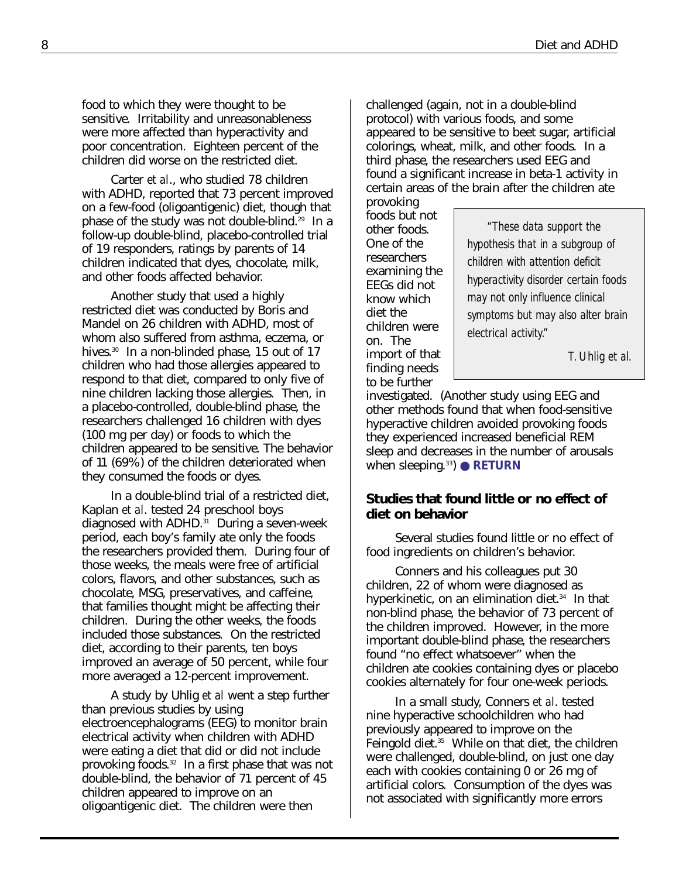food to which they were thought to be sensitive. Irritability and unreasonableness were more affected than hyperactivity and poor concentration. Eighteen percent of the children did worse on the restricted diet.

Carter *et al*., who studied 78 children with ADHD, reported that 73 percent improved on a few-food (oligoantigenic) diet, though that phase of the study was not double-blind.[29] In a follow-up double-blind, placebo-controlled trial of 19 responders, ratings by parents of 14 children indicated that dyes, chocolate, milk, and other foods affected behavior.

Another study that used a highly restricted diet was conducted by Boris and Mandel on 26 children with ADHD, most of whom also suffered from asthma, eczema, or hives.[30] In a non-blinded phase, 15 out of 17 children who had those allergies appeared to respond to that diet, compared to only five of nine children lacking those allergies. Then, in a placebo-controlled, double-blind phase, the researchers challenged 16 children with dyes (100 mg per day) or foods to which the children appeared to be sensitive. The behavior of 11 (69%) of the children deteriorated when they consumed the foods or dyes.

In a double-blind trial of a restricted diet, Kaplan *et al*. tested 24 preschool boys diagnosed with ADHD.[31] During a seven-week period, each boy's family ate only the foods the researchers provided them. During four of those weeks, the meals were free of artificial colors, flavors, and other substances, such as chocolate, MSG, preservatives, and caffeine, that families thought might be affecting their children. During the other weeks, the foods included those substances. On the restricted diet, according to their parents, ten boys improved an average of 50 percent, while four more averaged a 12-percent improvement.

A study by Uhlig *et al* went a step further than previous studies by using electroencephalograms (EEG) to monitor brain electrical activity when children with ADHD were eating a diet that did or did not include provoking foods.[32] In a first phase that was not double-blind, the behavior of 71 percent of 45 children appeared to improve on an oligoantigenic diet. The children were then challenged (again, not in a double-blind protocol) with various foods, and some appeared to be sensitive to beet sugar, artificial colorings, wheat, milk, and other foods. In a third phase, the researchers used EEG and found a significant increase in beta-1 activity in certain areas of the brain after the children ate provoking foods but not other foods. One of the researchers examining the EEGs did not know which diet the children were on. The import of that finding needs to be further investigated. (Another study using EEG and other methods found that when food-sensitive hyperactive children avoided provoking foods they experienced increased beneficial REM sleep and decreases in the number of arousals when sleeping.[33]) ● **RETURN**

> *"These data support the hypothesis that in a subgroup of children with attention deficit hyperactivity disorder certain foods may not only influence clinical symptoms but may also alter brain electrical activity."*
>
> *T. Uhlig et al.*

### Studies that found little or no effect of diet on behavior

Several studies found little or no effect of food ingredients on children's behavior.

Conners and his colleagues put 30 children, 22 of whom were diagnosed as hyperkinetic, on an elimination diet.[34] In that non-blind phase, the behavior of 73 percent of the children improved. However, in the more important double-blind phase, the researchers found "no effect whatsoever" when the children ate cookies containing dyes or placebo cookies alternately for four one-week periods.

In a small study, Conners *et al*. tested nine hyperactive schoolchildren who had previously appeared to improve on the Feingold diet.[35] While on that diet, the children were challenged, double-blind, on just one day each with cookies containing 0 or 26 mg of artificial colors. Consumption of the dyes was not associated with significantly more errors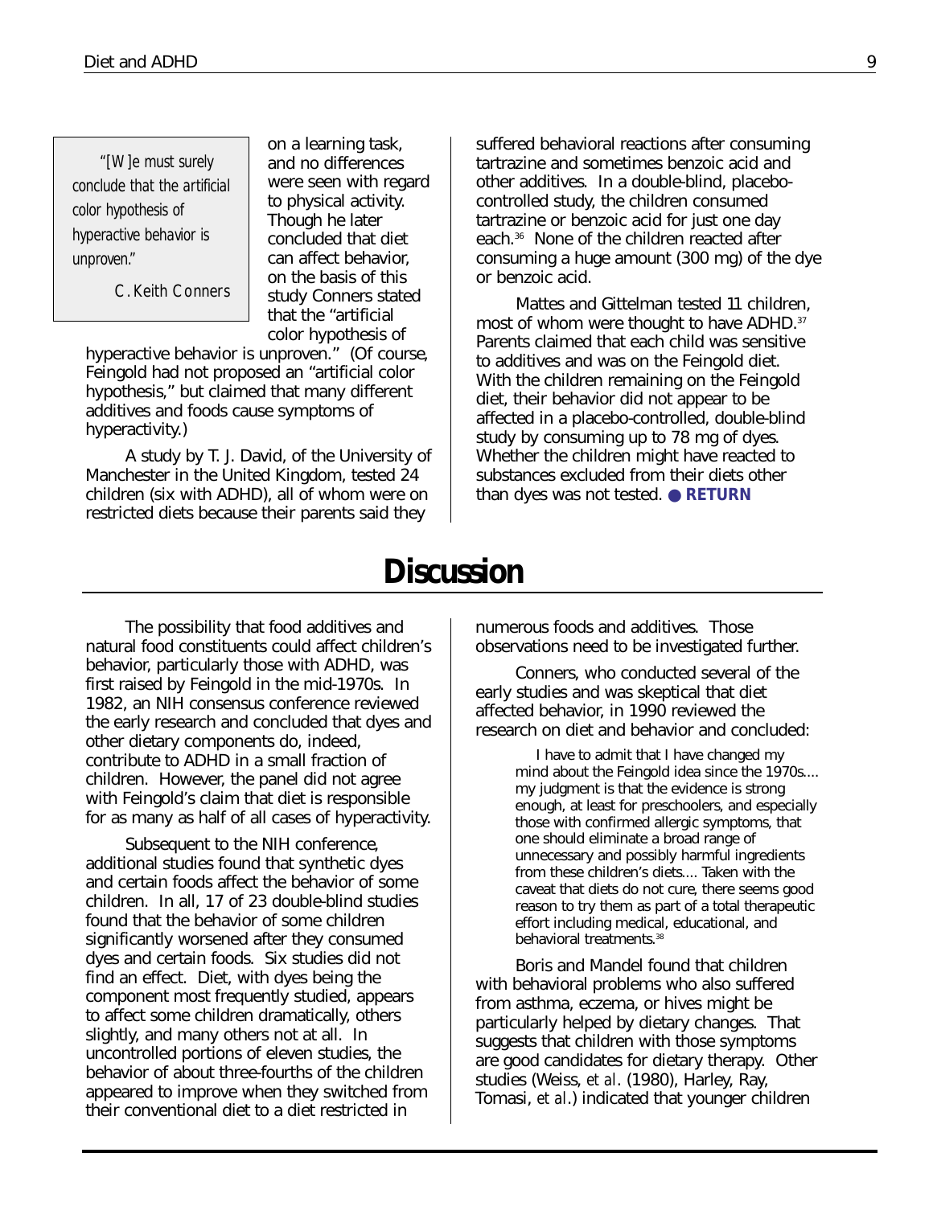> "[W]e must surely conclude that the artificial color hypothesis of hyperactive behavior is unproven."
>
> C. Keith Conners

on a learning task, and no differences were seen with regard to physical activity. Though he later concluded that diet can affect behavior, on the basis of this study Conners stated that the "artificial color hypothesis of hyperactive behavior is unproven." (Of course, Feingold had not proposed an "artificial color hypothesis," but claimed that many different additives and foods cause symptoms of hyperactivity.)

A study by T. J. David, of the University of Manchester in the United Kingdom, tested 24 children (six with ADHD), all of whom were on restricted diets because their parents said they suffered behavioral reactions after consuming tartrazine and sometimes benzoic acid and other additives. In a double-blind, placebo-controlled study, the children consumed tartrazine or benzoic acid for just one day each.[36] None of the children reacted after consuming a huge amount (300 mg) of the dye or benzoic acid.

Mattes and Gittelman tested 11 children, most of whom were thought to have ADHD.[37] Parents claimed that each child was sensitive to additives and was on the Feingold diet. With the children remaining on the Feingold diet, their behavior did not appear to be affected in a placebo-controlled, double-blind study by consuming up to 78 mg of dyes. Whether the children might have reacted to substances excluded from their diets other than dyes was not tested. ● **RETURN**

# Discussion

The possibility that food additives and natural food constituents could affect children's behavior, particularly those with ADHD, was first raised by Feingold in the mid-1970s. In 1982, an NIH consensus conference reviewed the early research and concluded that dyes and other dietary components do, indeed, contribute to ADHD in a small fraction of children. However, the panel did not agree with Feingold's claim that diet is responsible for as many as half of all cases of hyperactivity.

Subsequent to the NIH conference, additional studies found that synthetic dyes and certain foods affect the behavior of some children. In all, 17 of 23 double-blind studies found that the behavior of some children significantly worsened after they consumed dyes and certain foods. Six studies did not find an effect. Diet, with dyes being the component most frequently studied, appears to affect some children dramatically, others slightly, and many others not at all. In uncontrolled portions of eleven studies, the behavior of about three-fourths of the children appeared to improve when they switched from their conventional diet to a diet restricted in numerous foods and additives. Those observations need to be investigated further.

Conners, who conducted several of the early studies and was skeptical that diet affected behavior, in 1990 reviewed the research on diet and behavior and concluded:

> I have to admit that I have changed my mind about the Feingold idea since the 1970s.... my judgment is that the evidence is strong enough, at least for preschoolers, and especially those with confirmed allergic symptoms, that one should eliminate a broad range of unnecessary and possibly harmful ingredients from these children's diets.... Taken with the caveat that diets do not cure, there seems good reason to try them as part of a total therapeutic effort including medical, educational, and behavioral treatments.[38]

Boris and Mandel found that children with behavioral problems who also suffered from asthma, eczema, or hives might be particularly helped by dietary changes. That suggests that children with those symptoms are good candidates for dietary therapy. Other studies (Weiss, *et al.* (1980), Harley, Ray, Tomasi, *et al.*) indicated that younger children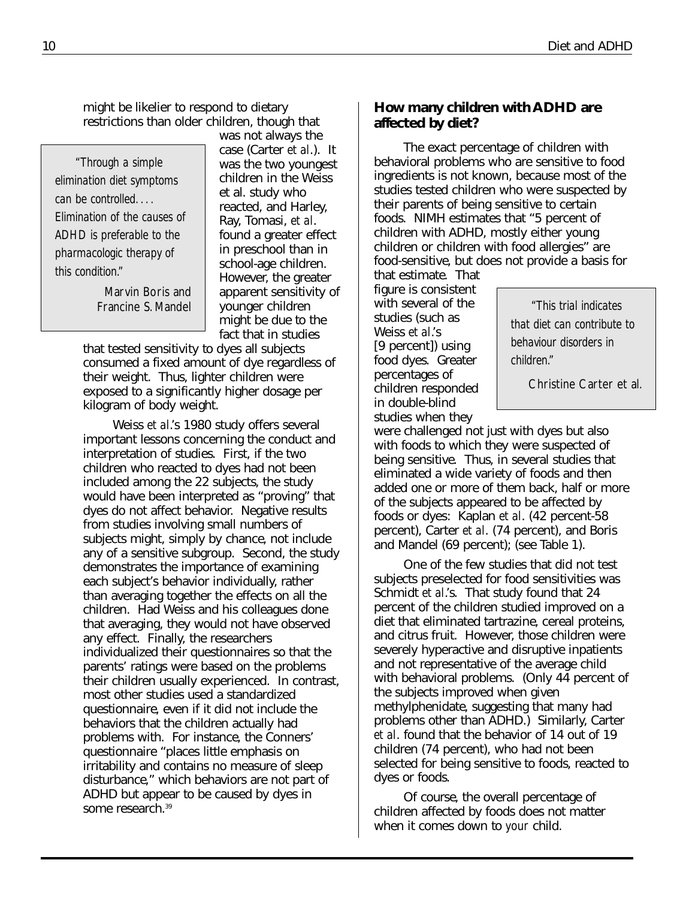might be likelier to respond to dietary restrictions than older children, though that was not always the case (Carter *et al.*). It was the two youngest children in the Weiss et al. study who reacted, and Harley, Ray, Tomasi, *et al.* found a greater effect in preschool than in school-age children. However, the greater apparent sensitivity of younger children might be due to the fact that in studies that tested sensitivity to dyes all subjects consumed a fixed amount of dye regardless of their weight. Thus, lighter children were exposed to a significantly higher dosage per kilogram of body weight.

> *"Through a simple elimination diet symptoms can be controlled. . . . Elimination of the causes of ADHD is preferable to the pharmacologic therapy of this condition."*
>
> *Marvin Boris and Francine S. Mandel*

Weiss *et al.*'s 1980 study offers several important lessons concerning the conduct and interpretation of studies. First, if the two children who reacted to dyes had not been included among the 22 subjects, the study would have been interpreted as "proving" that dyes do not affect behavior. Negative results from studies involving small numbers of subjects might, simply by chance, not include any of a sensitive subgroup. Second, the study demonstrates the importance of examining each subject's behavior individually, rather than averaging together the effects on all the children. Had Weiss and his colleagues done that averaging, they would not have observed any effect. Finally, the researchers individualized their questionnaires so that the parents' ratings were based on the problems their children usually experienced. In contrast, most other studies used a standardized questionnaire, even if it did not include the behaviors that the children actually had problems with. For instance, the Conners' questionnaire "places little emphasis on irritability and contains no measure of sleep disturbance," which behaviors are not part of ADHD but appear to be caused by dyes in some research.[39]

### How many children with ADHD are affected by diet?

The exact percentage of children with behavioral problems who are sensitive to food ingredients is not known, because most of the studies tested children who were suspected by their parents of being sensitive to certain foods. NIMH estimates that "5 percent of children with ADHD, mostly either young children or children with food allergies" are food-sensitive, but does not provide a basis for that estimate. That figure is consistent with several of the studies (such as Weiss *et al.*'s [9 percent]) using food dyes. Greater percentages of children responded in double-blind studies when they were challenged not just with dyes but also with foods to which they were suspected of being sensitive. Thus, in several studies that eliminated a wide variety of foods and then added one or more of them back, half or more of the subjects appeared to be affected by foods or dyes: Kaplan *et al.* (42 percent-58 percent), Carter *et al.* (74 percent), and Boris and Mandel (69 percent); (see Table 1).

> *"This trial indicates that diet can contribute to behaviour disorders in children."*
>
> *Christine Carter et al.*

One of the few studies that did not test subjects preselected for food sensitivities was Schmidt *et al.*'s. That study found that 24 percent of the children studied improved on a diet that eliminated tartrazine, cereal proteins, and citrus fruit. However, those children were severely hyperactive and disruptive inpatients and not representative of the average child with behavioral problems. (Only 44 percent of the subjects improved when given methylphenidate, suggesting that many had problems other than ADHD.) Similarly, Carter *et al.* found that the behavior of 14 out of 19 children (74 percent), who had not been selected for being sensitive to foods, reacted to dyes or foods.

Of course, the overall percentage of children affected by foods does not matter when it comes down to *your* child.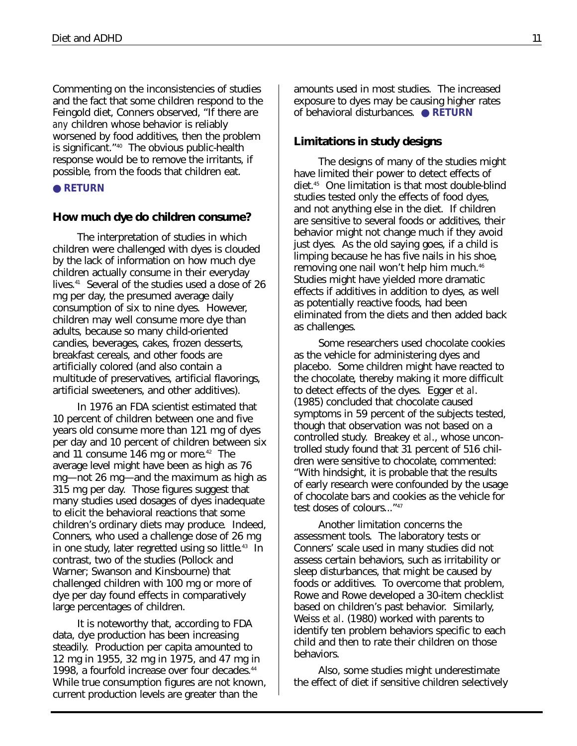Commenting on the inconsistencies of studies and the fact that some children respond to the Feingold diet, Conners observed, "If there are *any* children whose behavior is reliably worsened by food additives, then the problem is significant."[40] The obvious public-health response would be to remove the irritants, if possible, from the foods that children eat.

● **RETURN**

### How much dye do children consume?

The interpretation of studies in which children were challenged with dyes is clouded by the lack of information on how much dye children actually consume in their everyday lives.[41] Several of the studies used a dose of 26 mg per day, the presumed average daily consumption of six to nine dyes. However, children may well consume more dye than adults, because so many child-oriented candies, beverages, cakes, frozen desserts, breakfast cereals, and other foods are artificially colored (and also contain a multitude of preservatives, artificial flavorings, artificial sweeteners, and other additives).

In 1976 an FDA scientist estimated that 10 percent of children between one and five years old consume more than 121 mg of dyes per day and 10 percent of children between six and 11 consume 146 mg or more.[42] The average level might have been as high as 76 mg—not 26 mg—and the maximum as high as 315 mg per day. Those figures suggest that many studies used dosages of dyes inadequate to elicit the behavioral reactions that some children's ordinary diets may produce. Indeed, Conners, who used a challenge dose of 26 mg in one study, later regretted using so little.[43] In contrast, two of the studies (Pollock and Warner; Swanson and Kinsbourne) that challenged children with 100 mg or more of dye per day found effects in comparatively large percentages of children.

It is noteworthy that, according to FDA data, dye production has been increasing steadily. Production per capita amounted to 12 mg in 1955, 32 mg in 1975, and 47 mg in 1998, a fourfold increase over four decades.[44] While true consumption figures are not known, current production levels are greater than the amounts used in most studies. The increased exposure to dyes may be causing higher rates of behavioral disturbances. ● **RETURN**

### Limitations in study designs

The designs of many of the studies might have limited their power to detect effects of diet.[45] One limitation is that most double-blind studies tested only the effects of food dyes, and not anything else in the diet. If children are sensitive to several foods or additives, their behavior might not change much if they avoid just dyes. As the old saying goes, if a child is limping because he has five nails in his shoe, removing one nail won't help him much.[46] Studies might have yielded more dramatic effects if additives in addition to dyes, as well as potentially reactive foods, had been eliminated from the diets and then added back as challenges.

Some researchers used chocolate cookies as the vehicle for administering dyes and placebo. Some children might have reacted to the chocolate, thereby making it more difficult to detect effects of the dyes. Egger *et al*. (1985) concluded that chocolate caused symptoms in 59 percent of the subjects tested, though that observation was not based on a controlled study. Breakey *et al*., whose uncontrolled study found that 31 percent of 516 children were sensitive to chocolate, commented: "With hindsight, it is probable that the results of early research were confounded by the usage of chocolate bars and cookies as the vehicle for test doses of colours..."[47]

Another limitation concerns the assessment tools. The laboratory tests or Conners' scale used in many studies did not assess certain behaviors, such as irritability or sleep disturbances, that might be caused by foods or additives. To overcome that problem, Rowe and Rowe developed a 30-item checklist based on children's past behavior. Similarly, Weiss *et al*. (1980) worked with parents to identify ten problem behaviors specific to each child and then to rate their children on those behaviors.

Also, some studies might underestimate the effect of diet if sensitive children selectively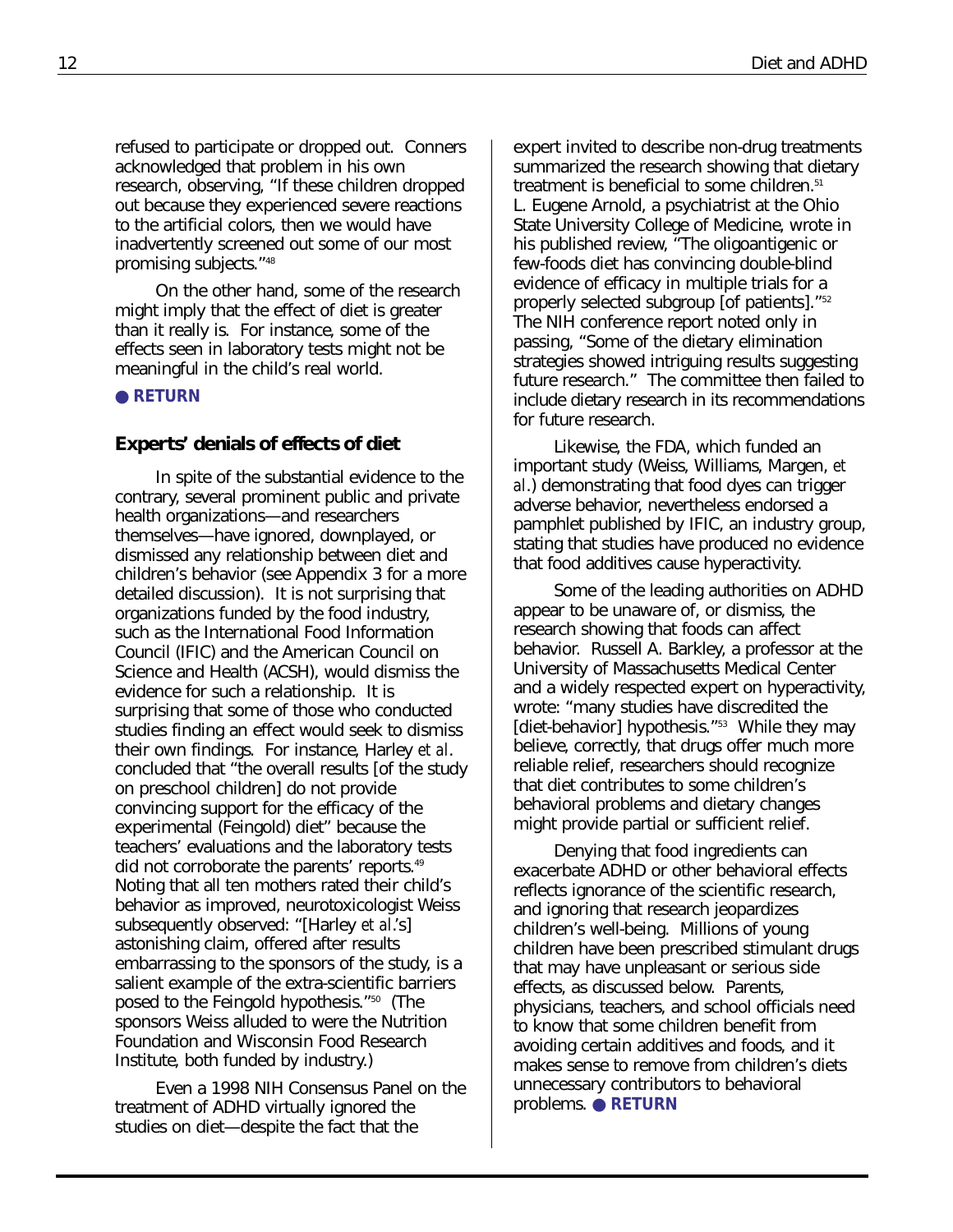refused to participate or dropped out. Conners acknowledged that problem in his own research, observing, "If these children dropped out because they experienced severe reactions to the artificial colors, then we would have inadvertently screened out some of our most promising subjects."[48]

On the other hand, some of the research might imply that the effect of diet is greater than it really is. For instance, some of the effects seen in laboratory tests might not be meaningful in the child's real world.

● **RETURN**

### Experts' denials of effects of diet

In spite of the substantial evidence to the contrary, several prominent public and private health organizations—and researchers themselves—have ignored, downplayed, or dismissed any relationship between diet and children's behavior (see Appendix 3 for a more detailed discussion). It is not surprising that organizations funded by the food industry, such as the International Food Information Council (IFIC) and the American Council on Science and Health (ACSH), would dismiss the evidence for such a relationship. It is surprising that some of those who conducted studies finding an effect would seek to dismiss their own findings. For instance, Harley *et al.* concluded that "the overall results [of the study on preschool children] do not provide convincing support for the efficacy of the experimental (Feingold) diet" because the teachers' evaluations and the laboratory tests did not corroborate the parents' reports.[49] Noting that all ten mothers rated their child's behavior as improved, neurotoxicologist Weiss subsequently observed: "[Harley *et al.*'s] astonishing claim, offered after results embarrassing to the sponsors of the study, is a salient example of the extra-scientific barriers posed to the Feingold hypothesis."[50] (The sponsors Weiss alluded to were the Nutrition Foundation and Wisconsin Food Research Institute, both funded by industry.)

Even a 1998 NIH Consensus Panel on the treatment of ADHD virtually ignored the studies on diet—despite the fact that the expert invited to describe non-drug treatments summarized the research showing that dietary treatment is beneficial to some children.[51] L. Eugene Arnold, a psychiatrist at the Ohio State University College of Medicine, wrote in his published review, "The oligoantigenic or few-foods diet has convincing double-blind evidence of efficacy in multiple trials for a properly selected subgroup [of patients]."[52] The NIH conference report noted only in passing, "Some of the dietary elimination strategies showed intriguing results suggesting future research." The committee then failed to include dietary research in its recommendations for future research.

Likewise, the FDA, which funded an important study (Weiss, Williams, Margen, *et al.*) demonstrating that food dyes can trigger adverse behavior, nevertheless endorsed a pamphlet published by IFIC, an industry group, stating that studies have produced no evidence that food additives cause hyperactivity.

Some of the leading authorities on ADHD appear to be unaware of, or dismiss, the research showing that foods can affect behavior. Russell A. Barkley, a professor at the University of Massachusetts Medical Center and a widely respected expert on hyperactivity, wrote: "many studies have discredited the [diet-behavior] hypothesis."[53] While they may believe, correctly, that drugs offer much more reliable relief, researchers should recognize that diet contributes to some children's behavioral problems and dietary changes might provide partial or sufficient relief.

Denying that food ingredients can exacerbate ADHD or other behavioral effects reflects ignorance of the scientific research, and ignoring that research jeopardizes children's well-being. Millions of young children have been prescribed stimulant drugs that may have unpleasant or serious side effects, as discussed below. Parents, physicians, teachers, and school officials need to know that some children benefit from avoiding certain additives and foods, and it makes sense to remove from children's diets unnecessary contributors to behavioral problems. ● **RETURN**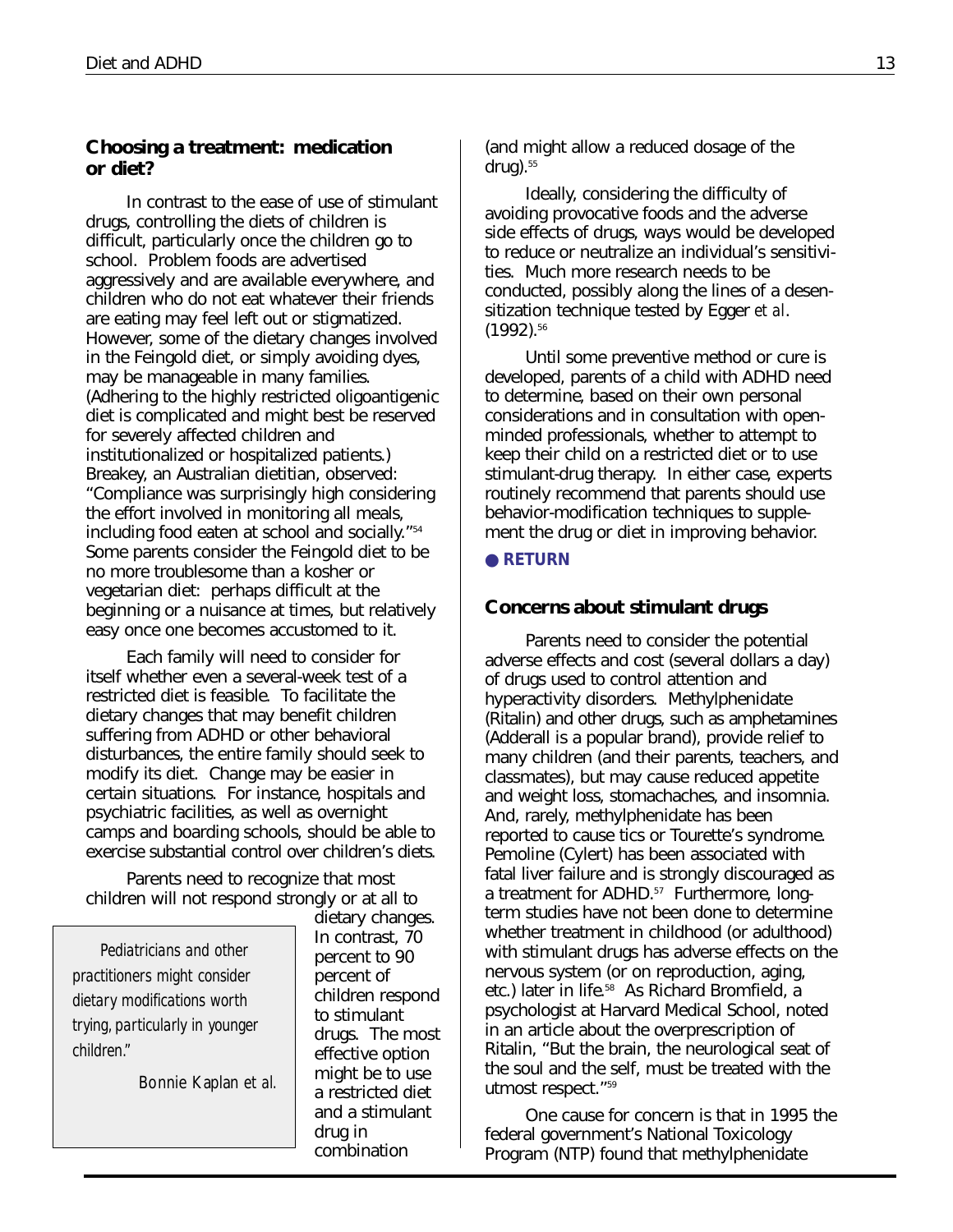## Choosing a treatment: medication or diet?

In contrast to the ease of use of stimulant drugs, controlling the diets of children is difficult, particularly once the children go to school. Problem foods are advertised aggressively and are available everywhere, and children who do not eat whatever their friends are eating may feel left out or stigmatized. However, some of the dietary changes involved in the Feingold diet, or simply avoiding dyes, may be manageable in many families. (Adhering to the highly restricted oligoantigenic diet is complicated and might best be reserved for severely affected children and institutionalized or hospitalized patients.) Breakey, an Australian dietitian, observed: "Compliance was surprisingly high considering the effort involved in monitoring all meals, including food eaten at school and socially."[54] Some parents consider the Feingold diet to be no more troublesome than a kosher or vegetarian diet: perhaps difficult at the beginning or a nuisance at times, but relatively easy once one becomes accustomed to it.

Each family will need to consider for itself whether even a several-week test of a restricted diet is feasible. To facilitate the dietary changes that may benefit children suffering from ADHD or other behavioral disturbances, the entire family should seek to modify its diet. Change may be easier in certain situations. For instance, hospitals and psychiatric facilities, as well as overnight camps and boarding schools, should be able to exercise substantial control over children's diets.

Parents need to recognize that most children will not respond strongly or at all to dietary changes. In contrast, 70 percent to 90 percent of children respond to stimulant drugs. The most effective option might be to use a restricted diet and a stimulant drug in combination (and might allow a reduced dosage of the drug).[55]

> *Pediatricians and other practitioners might consider dietary modifications worth trying, particularly in younger children."*
>
> *Bonnie Kaplan et al.*

Ideally, considering the difficulty of avoiding provocative foods and the adverse side effects of drugs, ways would be developed to reduce or neutralize an individual's sensitivities. Much more research needs to be conducted, possibly along the lines of a desensitization technique tested by Egger *et al.* (1992).[56]

Until some preventive method or cure is developed, parents of a child with ADHD need to determine, based on their own personal considerations and in consultation with open-minded professionals, whether to attempt to keep their child on a restricted diet or to use stimulant-drug therapy. In either case, experts routinely recommend that parents should use behavior-modification techniques to supplement the drug or diet in improving behavior.

● **RETURN**

## Concerns about stimulant drugs

Parents need to consider the potential adverse effects and cost (several dollars a day) of drugs used to control attention and hyperactivity disorders. Methylphenidate (Ritalin) and other drugs, such as amphetamines (Adderall is a popular brand), provide relief to many children (and their parents, teachers, and classmates), but may cause reduced appetite and weight loss, stomachaches, and insomnia. And, rarely, methylphenidate has been reported to cause tics or Tourette's syndrome. Pemoline (Cylert) has been associated with fatal liver failure and is strongly discouraged as a treatment for ADHD.[57] Furthermore, long-term studies have not been done to determine whether treatment in childhood (or adulthood) with stimulant drugs has adverse effects on the nervous system (or on reproduction, aging, etc.) later in life.[58] As Richard Bromfield, a psychologist at Harvard Medical School, noted in an article about the overprescription of Ritalin, "But the brain, the neurological seat of the soul and the self, must be treated with the utmost respect."[59]

One cause for concern is that in 1995 the federal government's National Toxicology Program (NTP) found that methylphenidate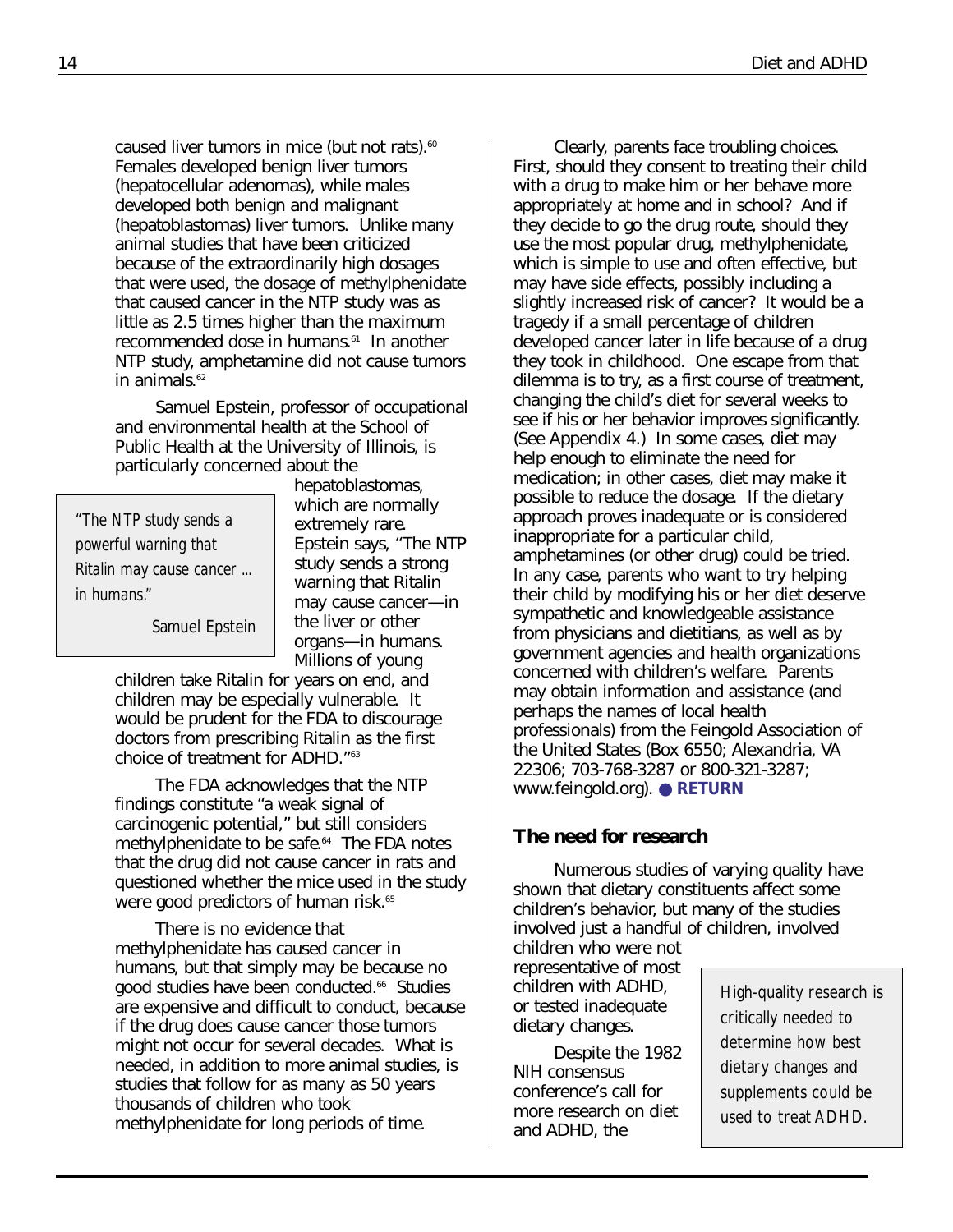caused liver tumors in mice (but not rats).[60] Females developed benign liver tumors (hepatocellular adenomas), while males developed both benign and malignant (hepatoblastomas) liver tumors. Unlike many animal studies that have been criticized because of the extraordinarily high dosages that were used, the dosage of methylphenidate that caused cancer in the NTP study was as little as 2.5 times higher than the maximum recommended dose in humans.[61] In another NTP study, amphetamine did not cause tumors in animals.[62]

Samuel Epstein, professor of occupational and environmental health at the School of Public Health at the University of Illinois, is particularly concerned about the hepatoblastomas, which are normally extremely rare. Epstein says, "The NTP study sends a strong warning that Ritalin may cause cancer—in the liver or other organs—in humans. Millions of young children take Ritalin for years on end, and children may be especially vulnerable. It would be prudent for the FDA to discourage doctors from prescribing Ritalin as the first choice of treatment for ADHD."[63]

> *"The NTP study sends a powerful warning that Ritalin may cause cancer ... in humans."*
>
> *Samuel Epstein*

The FDA acknowledges that the NTP findings constitute "a weak signal of carcinogenic potential," but still considers methylphenidate to be safe.[64] The FDA notes that the drug did not cause cancer in rats and questioned whether the mice used in the study were good predictors of human risk.[65]

There is no evidence that methylphenidate has caused cancer in humans, but that simply may be because no good studies have been conducted.[66] Studies are expensive and difficult to conduct, because if the drug does cause cancer those tumors might not occur for several decades. What is needed, in addition to more animal studies, is studies that follow for as many as 50 years thousands of children who took methylphenidate for long periods of time.

Clearly, parents face troubling choices. First, should they consent to treating their child with a drug to make him or her behave more appropriately at home and in school? And if they decide to go the drug route, should they use the most popular drug, methylphenidate, which is simple to use and often effective, but may have side effects, possibly including a slightly increased risk of cancer? It would be a tragedy if a small percentage of children developed cancer later in life because of a drug they took in childhood. One escape from that dilemma is to try, as a first course of treatment, changing the child's diet for several weeks to see if his or her behavior improves significantly. (See Appendix 4.) In some cases, diet may help enough to eliminate the need for medication; in other cases, diet may make it possible to reduce the dosage. If the dietary approach proves inadequate or is considered inappropriate for a particular child, amphetamines (or other drug) could be tried. In any case, parents who want to try helping their child by modifying his or her diet deserve sympathetic and knowledgeable assistance from physicians and dietitians, as well as by government agencies and health organizations concerned with children's welfare. Parents may obtain information and assistance (and perhaps the names of local health professionals) from the Feingold Association of the United States (Box 6550; Alexandria, VA 22306; 703-768-3287 or 800-321-3287; www.feingold.org). ● **RETURN**

## The need for research

Numerous studies of varying quality have shown that dietary constituents affect some children's behavior, but many of the studies involved just a handful of children, involved children who were not representative of most children with ADHD, or tested inadequate dietary changes.

> *High-quality research is critically needed to determine how best dietary changes and supplements could be used to treat ADHD.*

Despite the 1982 NIH consensus conference's call for more research on diet and ADHD, the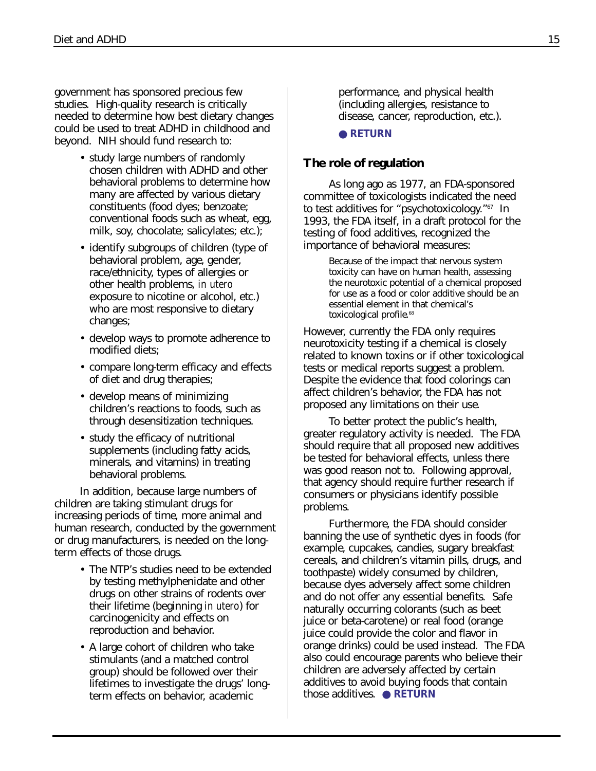government has sponsored precious few studies. High-quality research is critically needed to determine how best dietary changes could be used to treat ADHD in childhood and beyond. NIH should fund research to:

- study large numbers of randomly chosen children with ADHD and other behavioral problems to determine how many are affected by various dietary constituents (food dyes; benzoate; conventional foods such as wheat, egg, milk, soy, chocolate; salicylates; etc.);
- identify subgroups of children (type of behavioral problem, age, gender, race/ethnicity, types of allergies or other health problems, *in utero* exposure to nicotine or alcohol, etc.) who are most responsive to dietary changes;
- develop ways to promote adherence to modified diets;
- compare long-term efficacy and effects of diet and drug therapies;
- develop means of minimizing children's reactions to foods, such as through desensitization techniques.
- study the efficacy of nutritional supplements (including fatty acids, minerals, and vitamins) in treating behavioral problems.

In addition, because large numbers of children are taking stimulant drugs for increasing periods of time, more animal and human research, conducted by the government or drug manufacturers, is needed on the long-term effects of those drugs.

- The NTP's studies need to be extended by testing methylphenidate and other drugs on other strains of rodents over their lifetime (beginning *in utero*) for carcinogenicity and effects on reproduction and behavior.
- A large cohort of children who take stimulants (and a matched control group) should be followed over their lifetimes to investigate the drugs' long-term effects on behavior, academic performance, and physical health (including allergies, resistance to disease, cancer, reproduction, etc.).

● **RETURN**

## The role of regulation

As long ago as 1977, an FDA-sponsored committee of toxicologists indicated the need to test additives for "psychotoxicology."[67] In 1993, the FDA itself, in a draft protocol for the testing of food additives, recognized the importance of behavioral measures:

> Because of the impact that nervous system toxicity can have on human health, assessing the neurotoxic potential of a chemical proposed for use as a food or color additive should be an essential element in that chemical's toxicological profile.[68]

However, currently the FDA only requires neurotoxicity testing if a chemical is closely related to known toxins or if other toxicological tests or medical reports suggest a problem. Despite the evidence that food colorings can affect children's behavior, the FDA has not proposed any limitations on their use.

To better protect the public's health, greater regulatory activity is needed. The FDA should require that all proposed new additives be tested for behavioral effects, unless there was good reason not to. Following approval, that agency should require further research if consumers or physicians identify possible problems.

Furthermore, the FDA should consider banning the use of synthetic dyes in foods (for example, cupcakes, candies, sugary breakfast cereals, and children's vitamin pills, drugs, and toothpaste) widely consumed by children, because dyes adversely affect some children and do not offer any essential benefits. Safe naturally occurring colorants (such as beet juice or beta-carotene) or real food (orange juice could provide the color and flavor in orange drinks) could be used instead. The FDA also could encourage parents who believe their children are adversely affected by certain additives to avoid buying foods that contain those additives. ● **RETURN**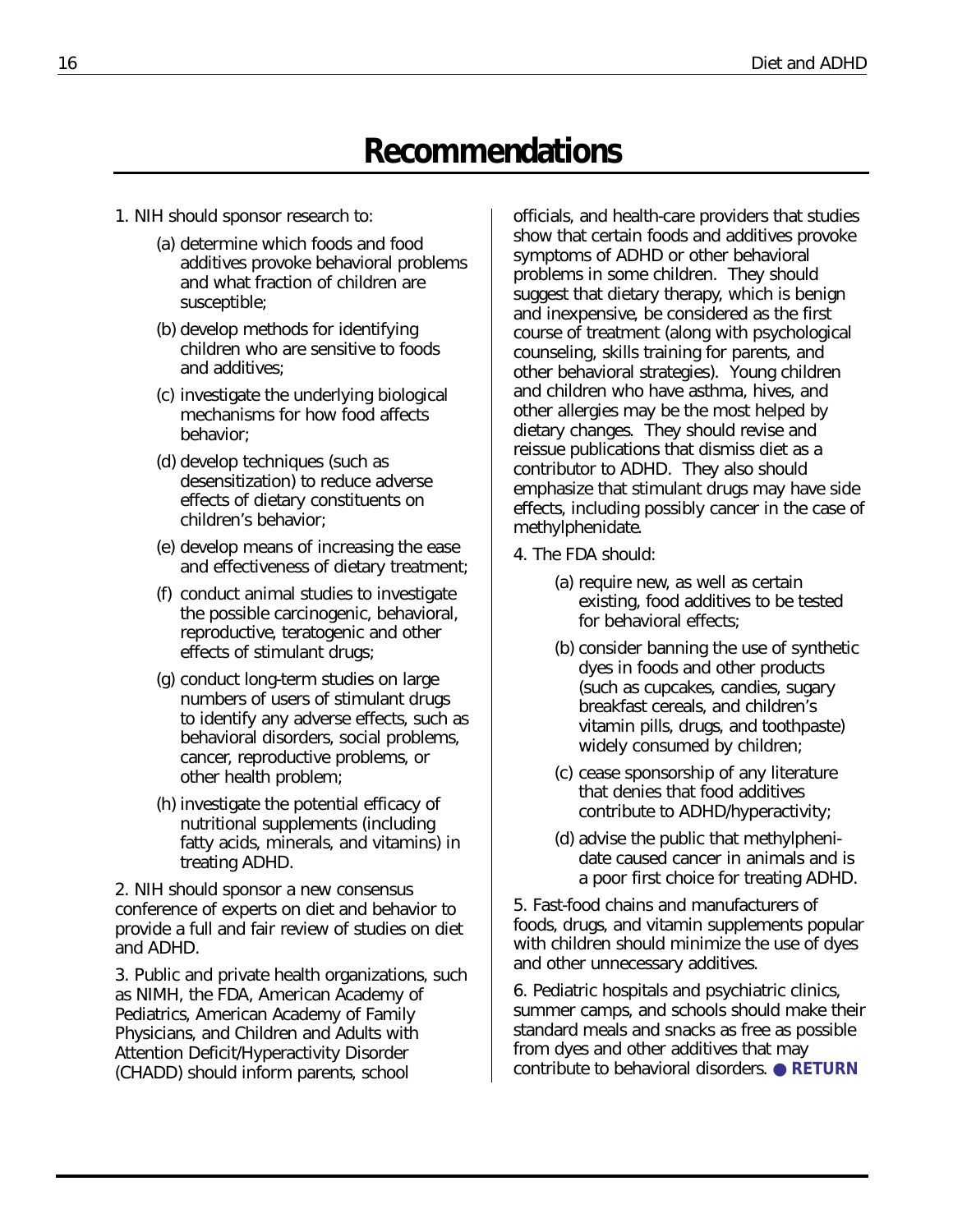# Recommendations

1. NIH should sponsor research to:

   (a) determine which foods and food additives provoke behavioral problems and what fraction of children are susceptible;

   (b) develop methods for identifying children who are sensitive to foods and additives;

   (c) investigate the underlying biological mechanisms for how food affects behavior;

   (d) develop techniques (such as desensitization) to reduce adverse effects of dietary constituents on children's behavior;

   (e) develop means of increasing the ease and effectiveness of dietary treatment;

   (f) conduct animal studies to investigate the possible carcinogenic, behavioral, reproductive, teratogenic and other effects of stimulant drugs;

   (g) conduct long-term studies on large numbers of users of stimulant drugs to identify any adverse effects, such as behavioral disorders, social problems, cancer, reproductive problems, or other health problem;

   (h) investigate the potential efficacy of nutritional supplements (including fatty acids, minerals, and vitamins) in treating ADHD.

2. NIH should sponsor a new consensus conference of experts on diet and behavior to provide a full and fair review of studies on diet and ADHD.

3. Public and private health organizations, such as NIMH, the FDA, American Academy of Pediatrics, American Academy of Family Physicians, and Children and Adults with Attention Deficit/Hyperactivity Disorder (CHADD) should inform parents, school officials, and health-care providers that studies show that certain foods and additives provoke symptoms of ADHD or other behavioral problems in some children. They should suggest that dietary therapy, which is benign and inexpensive, be considered as the first course of treatment (along with psychological counseling, skills training for parents, and other behavioral strategies). Young children and children who have asthma, hives, and other allergies may be the most helped by dietary changes. They should revise and reissue publications that dismiss diet as a contributor to ADHD. They also should emphasize that stimulant drugs may have side effects, including possibly cancer in the case of methylphenidate.

4. The FDA should:

   (a) require new, as well as certain existing, food additives to be tested for behavioral effects;

   (b) consider banning the use of synthetic dyes in foods and other products (such as cupcakes, candies, sugary breakfast cereals, and children's vitamin pills, drugs, and toothpaste) widely consumed by children;

   (c) cease sponsorship of any literature that denies that food additives contribute to ADHD/hyperactivity;

   (d) advise the public that methylphenidate caused cancer in animals and is a poor first choice for treating ADHD.

5. Fast-food chains and manufacturers of foods, drugs, and vitamin supplements popular with children should minimize the use of dyes and other unnecessary additives.

6. Pediatric hospitals and psychiatric clinics, summer camps, and schools should make their standard meals and snacks as free as possible from dyes and other additives that may contribute to behavioral disorders. ● **RETURN**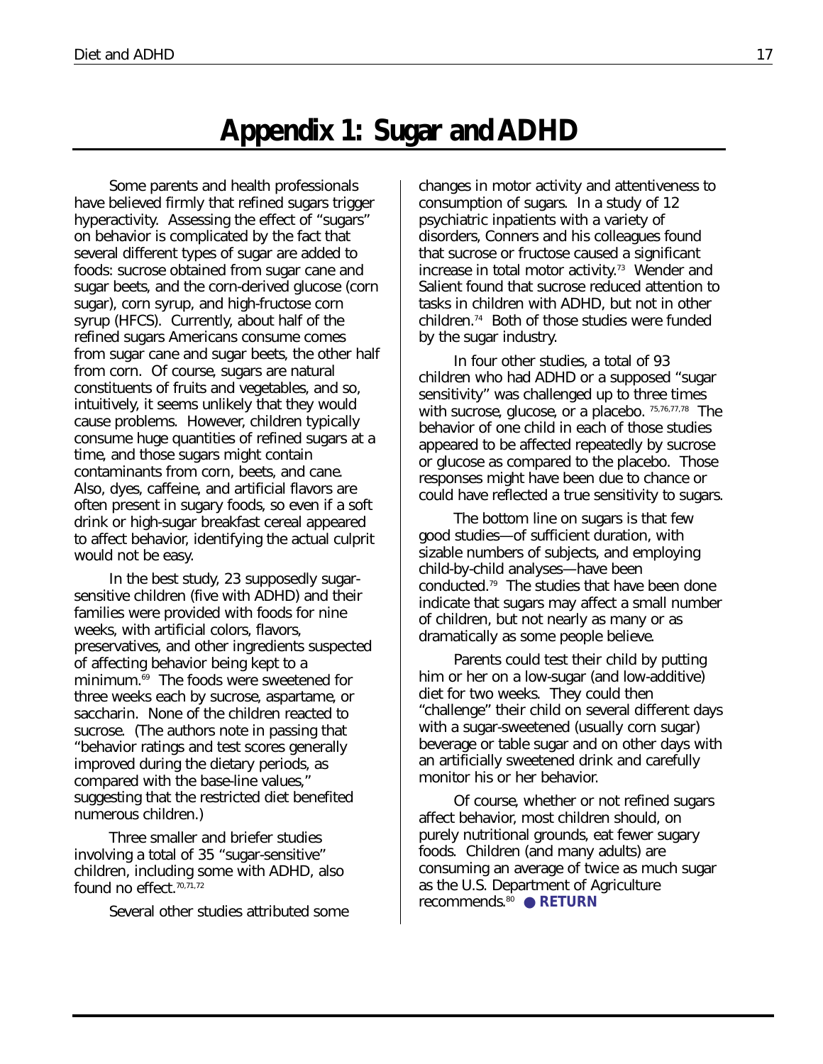# Appendix 1: Sugar and ADHD

Some parents and health professionals have believed firmly that refined sugars trigger hyperactivity. Assessing the effect of "sugars" on behavior is complicated by the fact that several different types of sugar are added to foods: sucrose obtained from sugar cane and sugar beets, and the corn-derived glucose (corn sugar), corn syrup, and high-fructose corn syrup (HFCS). Currently, about half of the refined sugars Americans consume comes from sugar cane and sugar beets, the other half from corn. Of course, sugars are natural constituents of fruits and vegetables, and so, intuitively, it seems unlikely that they would cause problems. However, children typically consume huge quantities of refined sugars at a time, and those sugars might contain contaminants from corn, beets, and cane. Also, dyes, caffeine, and artificial flavors are often present in sugary foods, so even if a soft drink or high-sugar breakfast cereal appeared to affect behavior, identifying the actual culprit would not be easy.

In the best study, 23 supposedly sugar-sensitive children (five with ADHD) and their families were provided with foods for nine weeks, with artificial colors, flavors, preservatives, and other ingredients suspected of affecting behavior being kept to a minimum.[69] The foods were sweetened for three weeks each by sucrose, aspartame, or saccharin. None of the children reacted to sucrose. (The authors note in passing that "behavior ratings and test scores generally improved during the dietary periods, as compared with the base-line values," suggesting that the restricted diet benefited numerous children.)

Three smaller and briefer studies involving a total of 35 "sugar-sensitive" children, including some with ADHD, also found no effect.[70,71,72]

Several other studies attributed some changes in motor activity and attentiveness to consumption of sugars. In a study of 12 psychiatric inpatients with a variety of disorders, Conners and his colleagues found that sucrose or fructose caused a significant increase in total motor activity.[73] Wender and Salient found that sucrose reduced attention to tasks in children with ADHD, but not in other children.[74] Both of those studies were funded by the sugar industry.

In four other studies, a total of 93 children who had ADHD or a supposed "sugar sensitivity" was challenged up to three times with sucrose, glucose, or a placebo. [75,76,77,78] The behavior of one child in each of those studies appeared to be affected repeatedly by sucrose or glucose as compared to the placebo. Those responses might have been due to chance or could have reflected a true sensitivity to sugars.

The bottom line on sugars is that few good studies—of sufficient duration, with sizable numbers of subjects, and employing child-by-child analyses—have been conducted.[79] The studies that have been done indicate that sugars may affect a small number of children, but not nearly as many or as dramatically as some people believe.

Parents could test their child by putting him or her on a low-sugar (and low-additive) diet for two weeks. They could then "challenge" their child on several different days with a sugar-sweetened (usually corn sugar) beverage or table sugar and on other days with an artificially sweetened drink and carefully monitor his or her behavior.

Of course, whether or not refined sugars affect behavior, most children should, on purely nutritional grounds, eat fewer sugary foods. Children (and many adults) are consuming an average of twice as much sugar as the U.S. Department of Agriculture recommends.[80] ● **RETURN**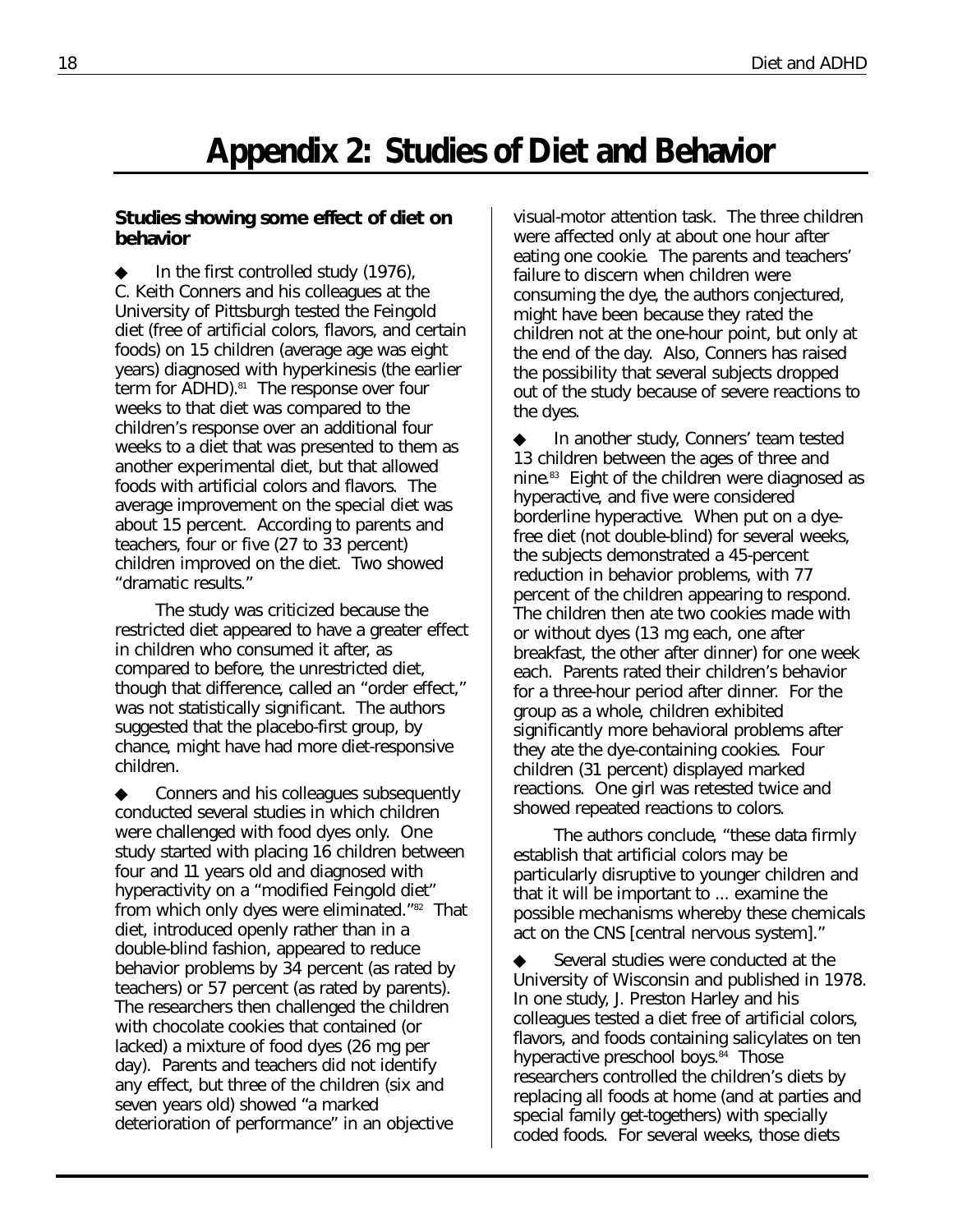# Appendix 2: Studies of Diet and Behavior

### Studies showing some effect of diet on behavior

◆ In the first controlled study (1976), C. Keith Conners and his colleagues at the University of Pittsburgh tested the Feingold diet (free of artificial colors, flavors, and certain foods) on 15 children (average age was eight years) diagnosed with hyperkinesis (the earlier term for ADHD).[81] The response over four weeks to that diet was compared to the children's response over an additional four weeks to a diet that was presented to them as another experimental diet, but that allowed foods with artificial colors and flavors. The average improvement on the special diet was about 15 percent. According to parents and teachers, four or five (27 to 33 percent) children improved on the diet. Two showed "dramatic results."

The study was criticized because the restricted diet appeared to have a greater effect in children who consumed it after, as compared to before, the unrestricted diet, though that difference, called an "order effect," was not statistically significant. The authors suggested that the placebo-first group, by chance, might have had more diet-responsive children.

◆ Conners and his colleagues subsequently conducted several studies in which children were challenged with food dyes only. One study started with placing 16 children between four and 11 years old and diagnosed with hyperactivity on a "modified Feingold diet" from which only dyes were eliminated."[82] That diet, introduced openly rather than in a double-blind fashion, appeared to reduce behavior problems by 34 percent (as rated by teachers) or 57 percent (as rated by parents). The researchers then challenged the children with chocolate cookies that contained (or lacked) a mixture of food dyes (26 mg per day). Parents and teachers did not identify any effect, but three of the children (six and seven years old) showed "a marked deterioration of performance" in an objective visual-motor attention task. The three children were affected only at about one hour after eating one cookie. The parents and teachers' failure to discern when children were consuming the dye, the authors conjectured, might have been because they rated the children not at the one-hour point, but only at the end of the day. Also, Conners has raised the possibility that several subjects dropped out of the study because of severe reactions to the dyes.

◆ In another study, Conners' team tested 13 children between the ages of three and nine.[83] Eight of the children were diagnosed as hyperactive, and five were considered borderline hyperactive. When put on a dye-free diet (not double-blind) for several weeks, the subjects demonstrated a 45-percent reduction in behavior problems, with 77 percent of the children appearing to respond. The children then ate two cookies made with or without dyes (13 mg each, one after breakfast, the other after dinner) for one week each. Parents rated their children's behavior for a three-hour period after dinner. For the group as a whole, children exhibited significantly more behavioral problems after they ate the dye-containing cookies. Four children (31 percent) displayed marked reactions. One girl was retested twice and showed repeated reactions to colors.

The authors conclude, "these data firmly establish that artificial colors may be particularly disruptive to younger children and that it will be important to ... examine the possible mechanisms whereby these chemicals act on the CNS [central nervous system]."

◆ Several studies were conducted at the University of Wisconsin and published in 1978. In one study, J. Preston Harley and his colleagues tested a diet free of artificial colors, flavors, and foods containing salicylates on ten hyperactive preschool boys.[84] Those researchers controlled the children's diets by replacing all foods at home (and at parties and special family get-togethers) with specially coded foods. For several weeks, those diets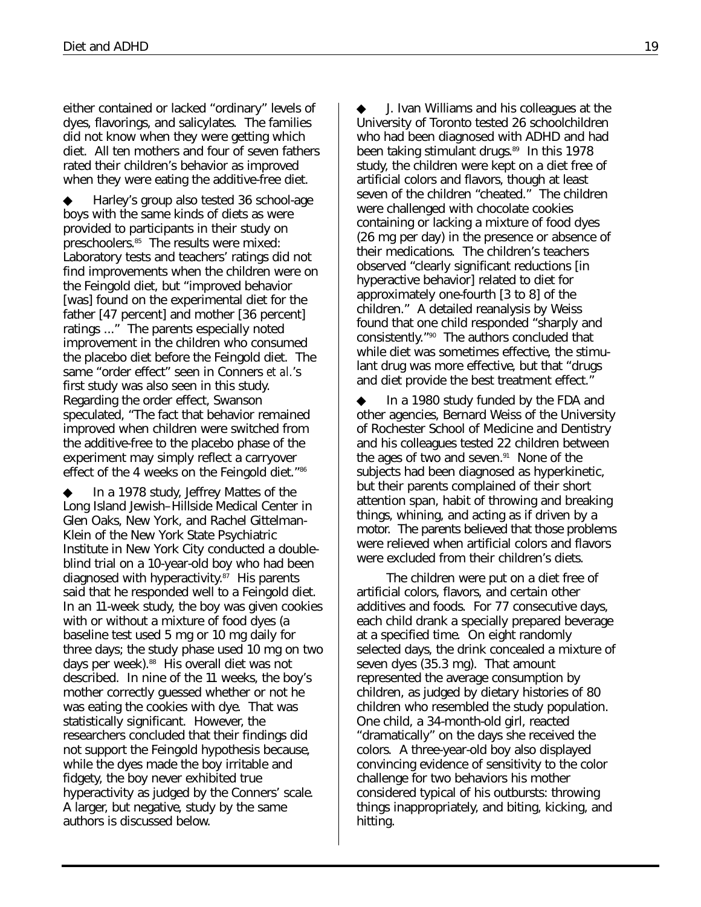either contained or lacked "ordinary" levels of dyes, flavorings, and salicylates. The families did not know when they were getting which diet. All ten mothers and four of seven fathers rated their children's behavior as improved when they were eating the additive-free diet.

◆ Harley's group also tested 36 school-age boys with the same kinds of diets as were provided to participants in their study on preschoolers.[85] The results were mixed: Laboratory tests and teachers' ratings did not find improvements when the children were on the Feingold diet, but "improved behavior [was] found on the experimental diet for the father [47 percent] and mother [36 percent] ratings ..." The parents especially noted improvement in the children who consumed the placebo diet before the Feingold diet. The same "order effect" seen in Conners *et al.*'s first study was also seen in this study. Regarding the order effect, Swanson speculated, "The fact that behavior remained improved when children were switched from the additive-free to the placebo phase of the experiment may simply reflect a carryover effect of the 4 weeks on the Feingold diet."[86]

◆ In a 1978 study, Jeffrey Mattes of the Long Island Jewish–Hillside Medical Center in Glen Oaks, New York, and Rachel Gittelman-Klein of the New York State Psychiatric Institute in New York City conducted a double-blind trial on a 10-year-old boy who had been diagnosed with hyperactivity.[87] His parents said that he responded well to a Feingold diet. In an 11-week study, the boy was given cookies with or without a mixture of food dyes (a baseline test used 5 mg or 10 mg daily for three days; the study phase used 10 mg on two days per week).[88] His overall diet was not described. In nine of the 11 weeks, the boy's mother correctly guessed whether or not he was eating the cookies with dye. That was statistically significant. However, the researchers concluded that their findings did not support the Feingold hypothesis because, while the dyes made the boy irritable and fidgety, the boy never exhibited true hyperactivity as judged by the Conners' scale. A larger, but negative, study by the same authors is discussed below.

◆ J. Ivan Williams and his colleagues at the University of Toronto tested 26 schoolchildren who had been diagnosed with ADHD and had been taking stimulant drugs.[89] In this 1978 study, the children were kept on a diet free of artificial colors and flavors, though at least seven of the children "cheated." The children were challenged with chocolate cookies containing or lacking a mixture of food dyes (26 mg per day) in the presence or absence of their medications. The children's teachers observed "clearly significant reductions [in hyperactive behavior] related to diet for approximately one-fourth [3 to 8] of the children." A detailed reanalysis by Weiss found that one child responded "sharply and consistently."[90] The authors concluded that while diet was sometimes effective, the stimulant drug was more effective, but that "drugs and diet provide the best treatment effect."

◆ In a 1980 study funded by the FDA and other agencies, Bernard Weiss of the University of Rochester School of Medicine and Dentistry and his colleagues tested 22 children between the ages of two and seven.[91] None of the subjects had been diagnosed as hyperkinetic, but their parents complained of their short attention span, habit of throwing and breaking things, whining, and acting as if driven by a motor. The parents believed that those problems were relieved when artificial colors and flavors were excluded from their children's diets.

The children were put on a diet free of artificial colors, flavors, and certain other additives and foods. For 77 consecutive days, each child drank a specially prepared beverage at a specified time. On eight randomly selected days, the drink concealed a mixture of seven dyes (35.3 mg). That amount represented the average consumption by children, as judged by dietary histories of 80 children who resembled the study population. One child, a 34-month-old girl, reacted "dramatically" on the days she received the colors. A three-year-old boy also displayed convincing evidence of sensitivity to the color challenge for two behaviors his mother considered typical of his outbursts: throwing things inappropriately, and biting, kicking, and hitting.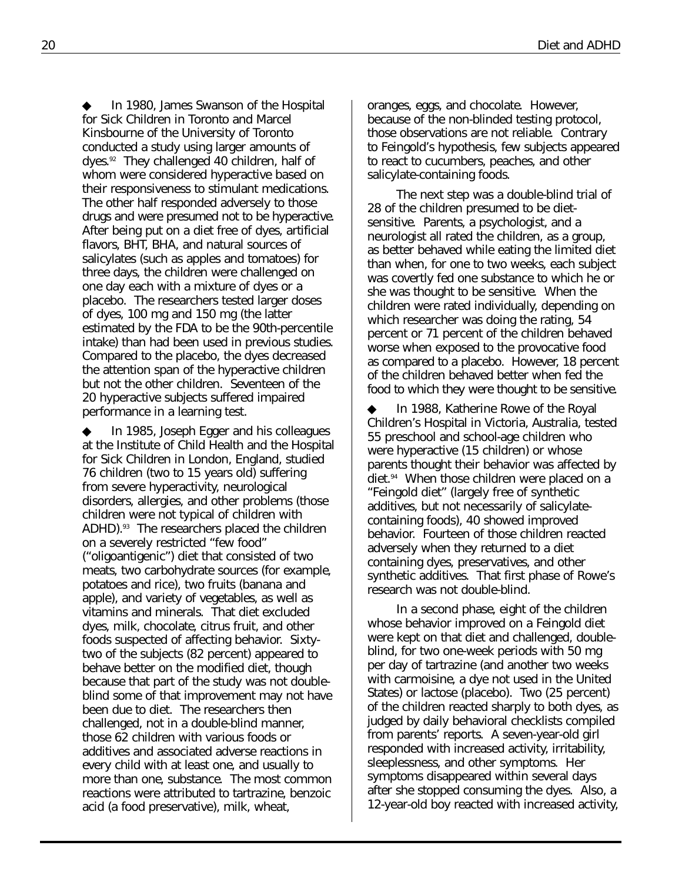◆ In 1980, James Swanson of the Hospital for Sick Children in Toronto and Marcel Kinsbourne of the University of Toronto conducted a study using larger amounts of dyes.[92] They challenged 40 children, half of whom were considered hyperactive based on their responsiveness to stimulant medications. The other half responded adversely to those drugs and were presumed not to be hyperactive. After being put on a diet free of dyes, artificial flavors, BHT, BHA, and natural sources of salicylates (such as apples and tomatoes) for three days, the children were challenged on one day each with a mixture of dyes or a placebo. The researchers tested larger doses of dyes, 100 mg and 150 mg (the latter estimated by the FDA to be the 90th-percentile intake) than had been used in previous studies. Compared to the placebo, the dyes decreased the attention span of the hyperactive children but not the other children. Seventeen of the 20 hyperactive subjects suffered impaired performance in a learning test.

◆ In 1985, Joseph Egger and his colleagues at the Institute of Child Health and the Hospital for Sick Children in London, England, studied 76 children (two to 15 years old) suffering from severe hyperactivity, neurological disorders, allergies, and other problems (those children were not typical of children with ADHD).[93] The researchers placed the children on a severely restricted "few food" ("oligoantigenic") diet that consisted of two meats, two carbohydrate sources (for example, potatoes and rice), two fruits (banana and apple), and variety of vegetables, as well as vitamins and minerals. That diet excluded dyes, milk, chocolate, citrus fruit, and other foods suspected of affecting behavior. Sixty-two of the subjects (82 percent) appeared to behave better on the modified diet, though because that part of the study was not double-blind some of that improvement may not have been due to diet. The researchers then challenged, not in a double-blind manner, those 62 children with various foods or additives and associated adverse reactions in every child with at least one, and usually to more than one, substance. The most common reactions were attributed to tartrazine, benzoic acid (a food preservative), milk, wheat, oranges, eggs, and chocolate. However, because of the non-blinded testing protocol, those observations are not reliable. Contrary to Feingold's hypothesis, few subjects appeared to react to cucumbers, peaches, and other salicylate-containing foods.

The next step was a double-blind trial of 28 of the children presumed to be diet-sensitive. Parents, a psychologist, and a neurologist all rated the children, as a group, as better behaved while eating the limited diet than when, for one to two weeks, each subject was covertly fed one substance to which he or she was thought to be sensitive. When the children were rated individually, depending on which researcher was doing the rating, 54 percent or 71 percent of the children behaved worse when exposed to the provocative food as compared to a placebo. However, 18 percent of the children behaved better when fed the food to which they were thought to be sensitive.

◆ In 1988, Katherine Rowe of the Royal Children's Hospital in Victoria, Australia, tested 55 preschool and school-age children who were hyperactive (15 children) or whose parents thought their behavior was affected by diet.[94] When those children were placed on a "Feingold diet" (largely free of synthetic additives, but not necessarily of salicylate-containing foods), 40 showed improved behavior. Fourteen of those children reacted adversely when they returned to a diet containing dyes, preservatives, and other synthetic additives. That first phase of Rowe's research was not double-blind.

In a second phase, eight of the children whose behavior improved on a Feingold diet were kept on that diet and challenged, double-blind, for two one-week periods with 50 mg per day of tartrazine (and another two weeks with carmoisine, a dye not used in the United States) or lactose (placebo). Two (25 percent) of the children reacted sharply to both dyes, as judged by daily behavioral checklists compiled from parents' reports. A seven-year-old girl responded with increased activity, irritability, sleeplessness, and other symptoms. Her symptoms disappeared within several days after she stopped consuming the dyes. Also, a 12-year-old boy reacted with increased activity,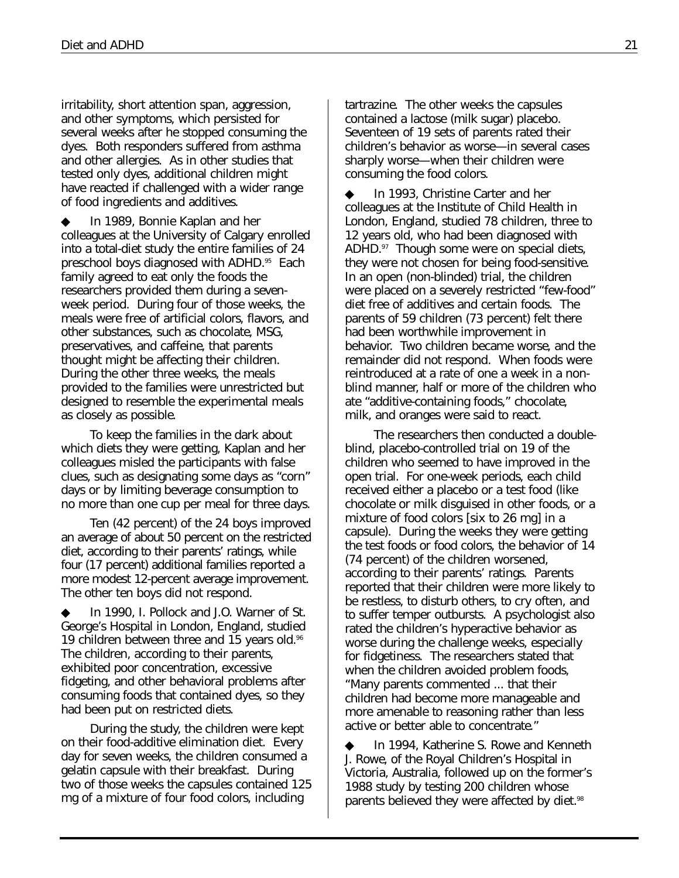irritability, short attention span, aggression, and other symptoms, which persisted for several weeks after he stopped consuming the dyes. Both responders suffered from asthma and other allergies. As in other studies that tested only dyes, additional children might have reacted if challenged with a wider range of food ingredients and additives.

◆ In 1989, Bonnie Kaplan and her colleagues at the University of Calgary enrolled into a total-diet study the entire families of 24 preschool boys diagnosed with ADHD.[95] Each family agreed to eat only the foods the researchers provided them during a seven-week period. During four of those weeks, the meals were free of artificial colors, flavors, and other substances, such as chocolate, MSG, preservatives, and caffeine, that parents thought might be affecting their children. During the other three weeks, the meals provided to the families were unrestricted but designed to resemble the experimental meals as closely as possible.

To keep the families in the dark about which diets they were getting, Kaplan and her colleagues misled the participants with false clues, such as designating some days as "corn" days or by limiting beverage consumption to no more than one cup per meal for three days.

Ten (42 percent) of the 24 boys improved an average of about 50 percent on the restricted diet, according to their parents' ratings, while four (17 percent) additional families reported a more modest 12-percent average improvement. The other ten boys did not respond.

◆ In 1990, I. Pollock and J.O. Warner of St. George's Hospital in London, England, studied 19 children between three and 15 years old.[96] The children, according to their parents, exhibited poor concentration, excessive fidgeting, and other behavioral problems after consuming foods that contained dyes, so they had been put on restricted diets.

During the study, the children were kept on their food-additive elimination diet. Every day for seven weeks, the children consumed a gelatin capsule with their breakfast. During two of those weeks the capsules contained 125 mg of a mixture of four food colors, including tartrazine. The other weeks the capsules contained a lactose (milk sugar) placebo. Seventeen of 19 sets of parents rated their children's behavior as worse—in several cases sharply worse—when their children were consuming the food colors.

◆ In 1993, Christine Carter and her colleagues at the Institute of Child Health in London, England, studied 78 children, three to 12 years old, who had been diagnosed with ADHD.[97] Though some were on special diets, they were not chosen for being food-sensitive. In an open (non-blinded) trial, the children were placed on a severely restricted "few-food" diet free of additives and certain foods. The parents of 59 children (73 percent) felt there had been worthwhile improvement in behavior. Two children became worse, and the remainder did not respond. When foods were reintroduced at a rate of one a week in a non-blind manner, half or more of the children who ate "additive-containing foods," chocolate, milk, and oranges were said to react.

The researchers then conducted a double-blind, placebo-controlled trial on 19 of the children who seemed to have improved in the open trial. For one-week periods, each child received either a placebo or a test food (like chocolate or milk disguised in other foods, or a mixture of food colors [six to 26 mg] in a capsule). During the weeks they were getting the test foods or food colors, the behavior of 14 (74 percent) of the children worsened, according to their parents' ratings. Parents reported that their children were more likely to be restless, to disturb others, to cry often, and to suffer temper outbursts. A psychologist also rated the children's hyperactive behavior as worse during the challenge weeks, especially for fidgetiness. The researchers stated that when the children avoided problem foods, "Many parents commented ... that their children had become more manageable and more amenable to reasoning rather than less active or better able to concentrate."

◆ In 1994, Katherine S. Rowe and Kenneth J. Rowe, of the Royal Children's Hospital in Victoria, Australia, followed up on the former's 1988 study by testing 200 children whose parents believed they were affected by diet.[98]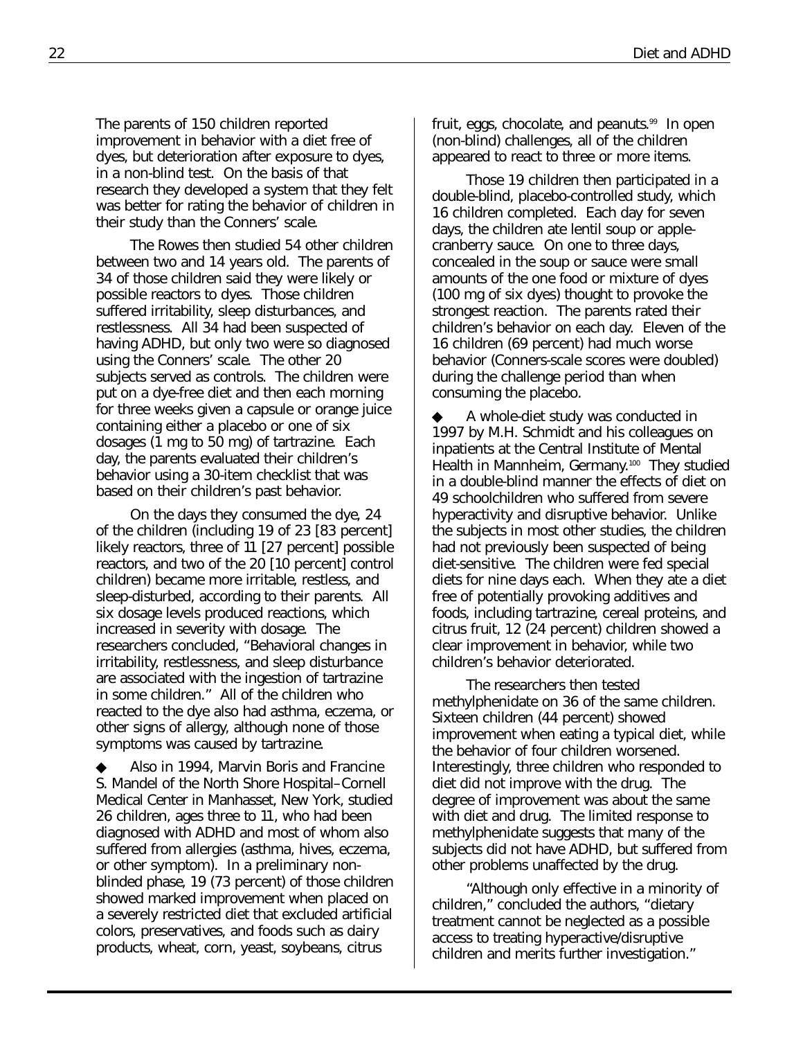The parents of 150 children reported improvement in behavior with a diet free of dyes, but deterioration after exposure to dyes, in a non-blind test. On the basis of that research they developed a system that they felt was better for rating the behavior of children in their study than the Conners' scale.

The Rowes then studied 54 other children between two and 14 years old. The parents of 34 of those children said they were likely or possible reactors to dyes. Those children suffered irritability, sleep disturbances, and restlessness. All 34 had been suspected of having ADHD, but only two were so diagnosed using the Conners' scale. The other 20 subjects served as controls. The children were put on a dye-free diet and then each morning for three weeks given a capsule or orange juice containing either a placebo or one of six dosages (1 mg to 50 mg) of tartrazine. Each day, the parents evaluated their children's behavior using a 30-item checklist that was based on their children's past behavior.

On the days they consumed the dye, 24 of the children (including 19 of 23 [83 percent] likely reactors, three of 11 [27 percent] possible reactors, and two of the 20 [10 percent] control children) became more irritable, restless, and sleep-disturbed, according to their parents. All six dosage levels produced reactions, which increased in severity with dosage. The researchers concluded, "Behavioral changes in irritability, restlessness, and sleep disturbance are associated with the ingestion of tartrazine in some children." All of the children who reacted to the dye also had asthma, eczema, or other signs of allergy, although none of those symptoms was caused by tartrazine.

◆ Also in 1994, Marvin Boris and Francine S. Mandel of the North Shore Hospital–Cornell Medical Center in Manhasset, New York, studied 26 children, ages three to 11, who had been diagnosed with ADHD and most of whom also suffered from allergies (asthma, hives, eczema, or other symptom). In a preliminary non-blinded phase, 19 (73 percent) of those children showed marked improvement when placed on a severely restricted diet that excluded artificial colors, preservatives, and foods such as dairy products, wheat, corn, yeast, soybeans, citrus fruit, eggs, chocolate, and peanuts.[99] In open (non-blind) challenges, all of the children appeared to react to three or more items.

Those 19 children then participated in a double-blind, placebo-controlled study, which 16 children completed. Each day for seven days, the children ate lentil soup or apple-cranberry sauce. On one to three days, concealed in the soup or sauce were small amounts of the one food or mixture of dyes (100 mg of six dyes) thought to provoke the strongest reaction. The parents rated their children's behavior on each day. Eleven of the 16 children (69 percent) had much worse behavior (Conners-scale scores were doubled) during the challenge period than when consuming the placebo.

◆ A whole-diet study was conducted in 1997 by M.H. Schmidt and his colleagues on inpatients at the Central Institute of Mental Health in Mannheim, Germany.[100] They studied in a double-blind manner the effects of diet on 49 schoolchildren who suffered from severe hyperactivity and disruptive behavior. Unlike the subjects in most other studies, the children had not previously been suspected of being diet-sensitive. The children were fed special diets for nine days each. When they ate a diet free of potentially provoking additives and foods, including tartrazine, cereal proteins, and citrus fruit, 12 (24 percent) children showed a clear improvement in behavior, while two children's behavior deteriorated.

The researchers then tested methylphenidate on 36 of the same children. Sixteen children (44 percent) showed improvement when eating a typical diet, while the behavior of four children worsened. Interestingly, three children who responded to diet did not improve with the drug. The degree of improvement was about the same with diet and drug. The limited response to methylphenidate suggests that many of the subjects did not have ADHD, but suffered from other problems unaffected by the drug.

"Although only effective in a minority of children," concluded the authors, "dietary treatment cannot be neglected as a possible access to treating hyperactive/disruptive children and merits further investigation."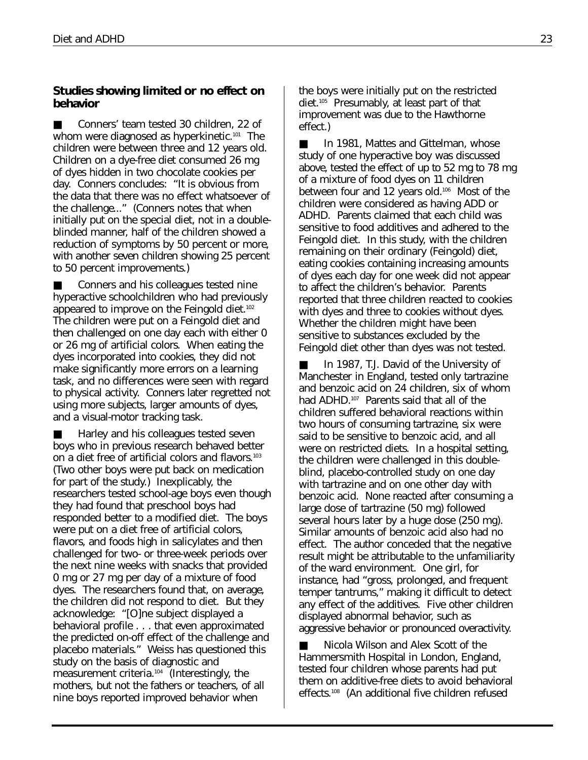### Studies showing limited or no effect on behavior

■ Conners' team tested 30 children, 22 of whom were diagnosed as hyperkinetic.[101] The children were between three and 12 years old. Children on a dye-free diet consumed 26 mg of dyes hidden in two chocolate cookies per day. Conners concludes: "It is obvious from the data that there was no effect whatsoever of the challenge..." (Conners notes that when initially put on the special diet, not in a double-blinded manner, half of the children showed a reduction of symptoms by 50 percent or more, with another seven children showing 25 percent to 50 percent improvements.)

■ Conners and his colleagues tested nine hyperactive schoolchildren who had previously appeared to improve on the Feingold diet.[102] The children were put on a Feingold diet and then challenged on one day each with either 0 or 26 mg of artificial colors. When eating the dyes incorporated into cookies, they did not make significantly more errors on a learning task, and no differences were seen with regard to physical activity. Conners later regretted not using more subjects, larger amounts of dyes, and a visual-motor tracking task.

■ Harley and his colleagues tested seven boys who in previous research behaved better on a diet free of artificial colors and flavors.[103] (Two other boys were put back on medication for part of the study.) Inexplicably, the researchers tested school-age boys even though they had found that preschool boys had responded better to a modified diet. The boys were put on a diet free of artificial colors, flavors, and foods high in salicylates and then challenged for two- or three-week periods over the next nine weeks with snacks that provided 0 mg or 27 mg per day of a mixture of food dyes. The researchers found that, on average, the children did not respond to diet. But they acknowledge: "[O]ne subject displayed a behavioral profile . . . that even approximated the predicted on-off effect of the challenge and placebo materials." Weiss has questioned this study on the basis of diagnostic and measurement criteria.[104] (Interestingly, the mothers, but not the fathers or teachers, of all nine boys reported improved behavior when the boys were initially put on the restricted diet.[105] Presumably, at least part of that improvement was due to the Hawthorne effect.)

■ In 1981, Mattes and Gittelman, whose study of one hyperactive boy was discussed above, tested the effect of up to 52 mg to 78 mg of a mixture of food dyes on 11 children between four and 12 years old.[106] Most of the children were considered as having ADD or ADHD. Parents claimed that each child was sensitive to food additives and adhered to the Feingold diet. In this study, with the children remaining on their ordinary (Feingold) diet, eating cookies containing increasing amounts of dyes each day for one week did not appear to affect the children's behavior. Parents reported that three children reacted to cookies with dyes and three to cookies without dyes. Whether the children might have been sensitive to substances excluded by the Feingold diet other than dyes was not tested.

■ In 1987, T.J. David of the University of Manchester in England, tested only tartrazine and benzoic acid on 24 children, six of whom had ADHD.[107] Parents said that all of the children suffered behavioral reactions within two hours of consuming tartrazine, six were said to be sensitive to benzoic acid, and all were on restricted diets. In a hospital setting, the children were challenged in this double-blind, placebo-controlled study on one day with tartrazine and on one other day with benzoic acid. None reacted after consuming a large dose of tartrazine (50 mg) followed several hours later by a huge dose (250 mg). Similar amounts of benzoic acid also had no effect. The author conceded that the negative result might be attributable to the unfamiliarity of the ward environment. One girl, for instance, had "gross, prolonged, and frequent temper tantrums," making it difficult to detect any effect of the additives. Five other children displayed abnormal behavior, such as aggressive behavior or pronounced overactivity.

■ Nicola Wilson and Alex Scott of the Hammersmith Hospital in London, England, tested four children whose parents had put them on additive-free diets to avoid behavioral effects.[108] (An additional five children refused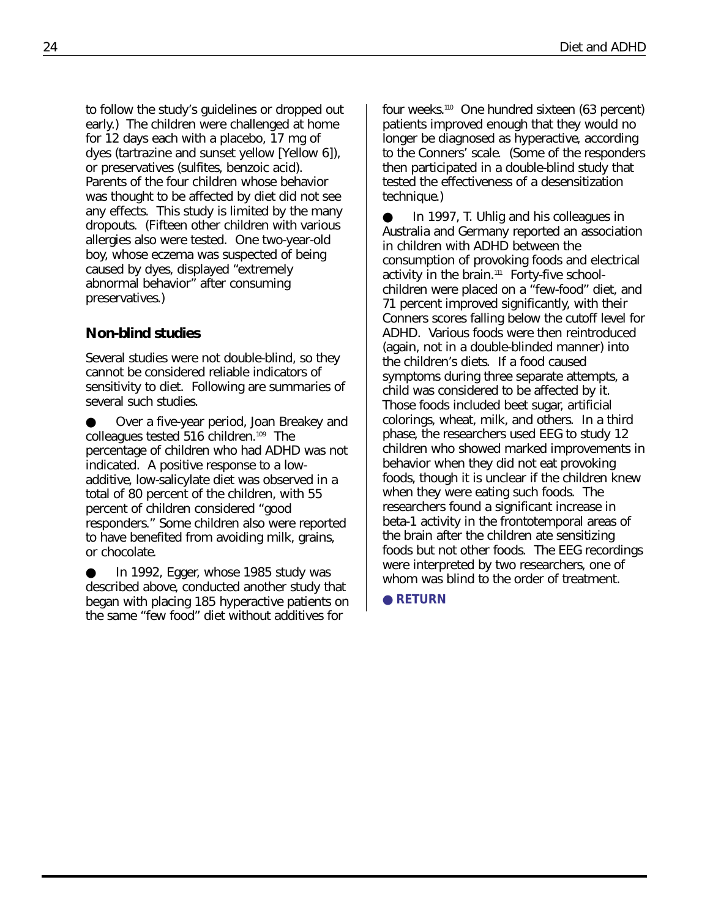to follow the study's guidelines or dropped out early.) The children were challenged at home for 12 days each with a placebo, 17 mg of dyes (tartrazine and sunset yellow [Yellow 6]), or preservatives (sulfites, benzoic acid). Parents of the four children whose behavior was thought to be affected by diet did not see any effects. This study is limited by the many dropouts. (Fifteen other children with various allergies also were tested. One two-year-old boy, whose eczema was suspected of being caused by dyes, displayed "extremely abnormal behavior" after consuming preservatives.)

### Non-blind studies

Several studies were not double-blind, so they cannot be considered reliable indicators of sensitivity to diet. Following are summaries of several such studies.

- Over a five-year period, Joan Breakey and colleagues tested 516 children.[109] The percentage of children who had ADHD was not indicated. A positive response to a low-additive, low-salicylate diet was observed in a total of 80 percent of the children, with 55 percent of children considered "good responders." Some children also were reported to have benefited from avoiding milk, grains, or chocolate.

- In 1992, Egger, whose 1985 study was described above, conducted another study that began with placing 185 hyperactive patients on the same "few food" diet without additives for four weeks.[110] One hundred sixteen (63 percent) patients improved enough that they would no longer be diagnosed as hyperactive, according to the Conners' scale. (Some of the responders then participated in a double-blind study that tested the effectiveness of a desensitization technique.)

- In 1997, T. Uhlig and his colleagues in Australia and Germany reported an association in children with ADHD between the consumption of provoking foods and electrical activity in the brain.[111] Forty-five school-children were placed on a "few-food" diet, and 71 percent improved significantly, with their Conners scores falling below the cutoff level for ADHD. Various foods were then reintroduced (again, not in a double-blinded manner) into the children's diets. If a food caused symptoms during three separate attempts, a child was considered to be affected by it. Those foods included beet sugar, artificial colorings, wheat, milk, and others. In a third phase, the researchers used EEG to study 12 children who showed marked improvements in behavior when they did not eat provoking foods, though it is unclear if the children knew when they were eating such foods. The researchers found a significant increase in beta-1 activity in the frontotemporal areas of the brain after the children ate sensitizing foods but not other foods. The EEG recordings were interpreted by two researchers, one of whom was blind to the order of treatment.

● **RETURN**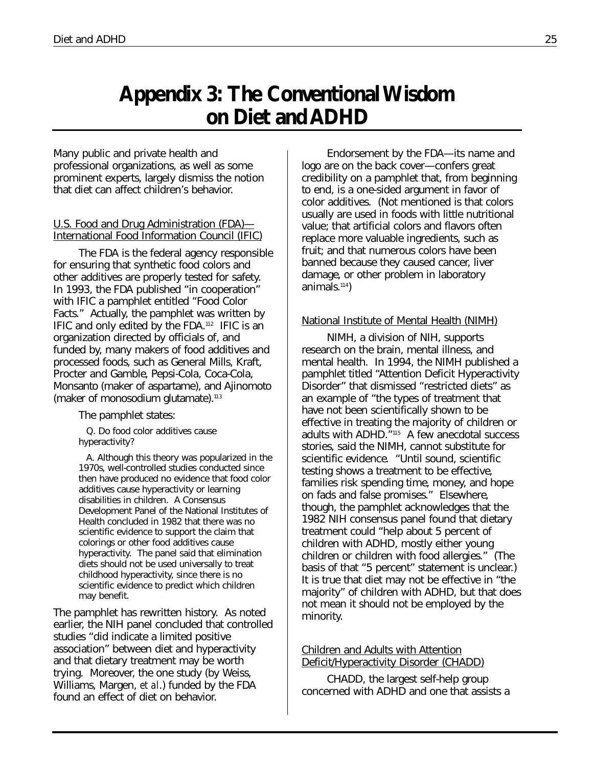# Appendix 3: The Conventional Wisdom on Diet and ADHD

Many public and private health and professional organizations, as well as some prominent experts, largely dismiss the notion that diet can affect children's behavior.

U.S. Food and Drug Administration (FDA)—International Food Information Council (IFIC)

The FDA is the federal agency responsible for ensuring that synthetic food colors and other additives are properly tested for safety. In 1993, the FDA published "in cooperation" with IFIC a pamphlet entitled "Food Color Facts." Actually, the pamphlet was written by IFIC and only edited by the FDA.[112] IFIC is an organization directed by officials of, and funded by, many makers of food additives and processed foods, such as General Mills, Kraft, Procter and Gamble, Pepsi-Cola, Coca-Cola, Monsanto (maker of aspartame), and Ajinomoto (maker of monosodium glutamate).[113]

The pamphlet states:

> Q. Do food color additives cause hyperactivity?
>
> A. Although this theory was popularized in the 1970s, well-controlled studies conducted since then have produced no evidence that food color additives cause hyperactivity or learning disabilities in children. A Consensus Development Panel of the National Institutes of Health concluded in 1982 that there was no scientific evidence to support the claim that colorings or other food additives cause hyperactivity. The panel said that elimination diets should not be used universally to treat childhood hyperactivity, since there is no scientific evidence to predict which children may benefit.

The pamphlet has rewritten history. As noted earlier, the NIH panel concluded that controlled studies "did indicate a limited positive association" between diet and hyperactivity and that dietary treatment may be worth trying. Moreover, the one study (by Weiss, Williams, Margen, *et al.*) funded by the FDA found an effect of diet on behavior.

Endorsement by the FDA—its name and logo are on the back cover—confers great credibility on a pamphlet that, from beginning to end, is a one-sided argument in favor of color additives. (Not mentioned is that colors usually are used in foods with little nutritional value; that artificial colors and flavors often replace more valuable ingredients, such as fruit; and that numerous colors have been banned because they caused cancer, liver damage, or other problem in laboratory animals.[114])

National Institute of Mental Health (NIMH)

NIMH, a division of NIH, supports research on the brain, mental illness, and mental health. In 1994, the NIMH published a pamphlet titled "Attention Deficit Hyperactivity Disorder" that dismissed "restricted diets" as an example of "the types of treatment that have not been scientifically shown to be effective in treating the majority of children or adults with ADHD."[115] A few anecdotal success stories, said the NIMH, cannot substitute for scientific evidence. "Until sound, scientific testing shows a treatment to be effective, families risk spending time, money, and hope on fads and false promises." Elsewhere, though, the pamphlet acknowledges that the 1982 NIH consensus panel found that dietary treatment could "help about 5 percent of children with ADHD, mostly either young children or children with food allergies." (The basis of that "5 percent" statement is unclear.) It is true that diet may not be effective in "the majority" of children with ADHD, but that does not mean it should not be employed by the minority.

Children and Adults with Attention Deficit/Hyperactivity Disorder (CHADD)

CHADD, the largest self-help group concerned with ADHD and one that assists a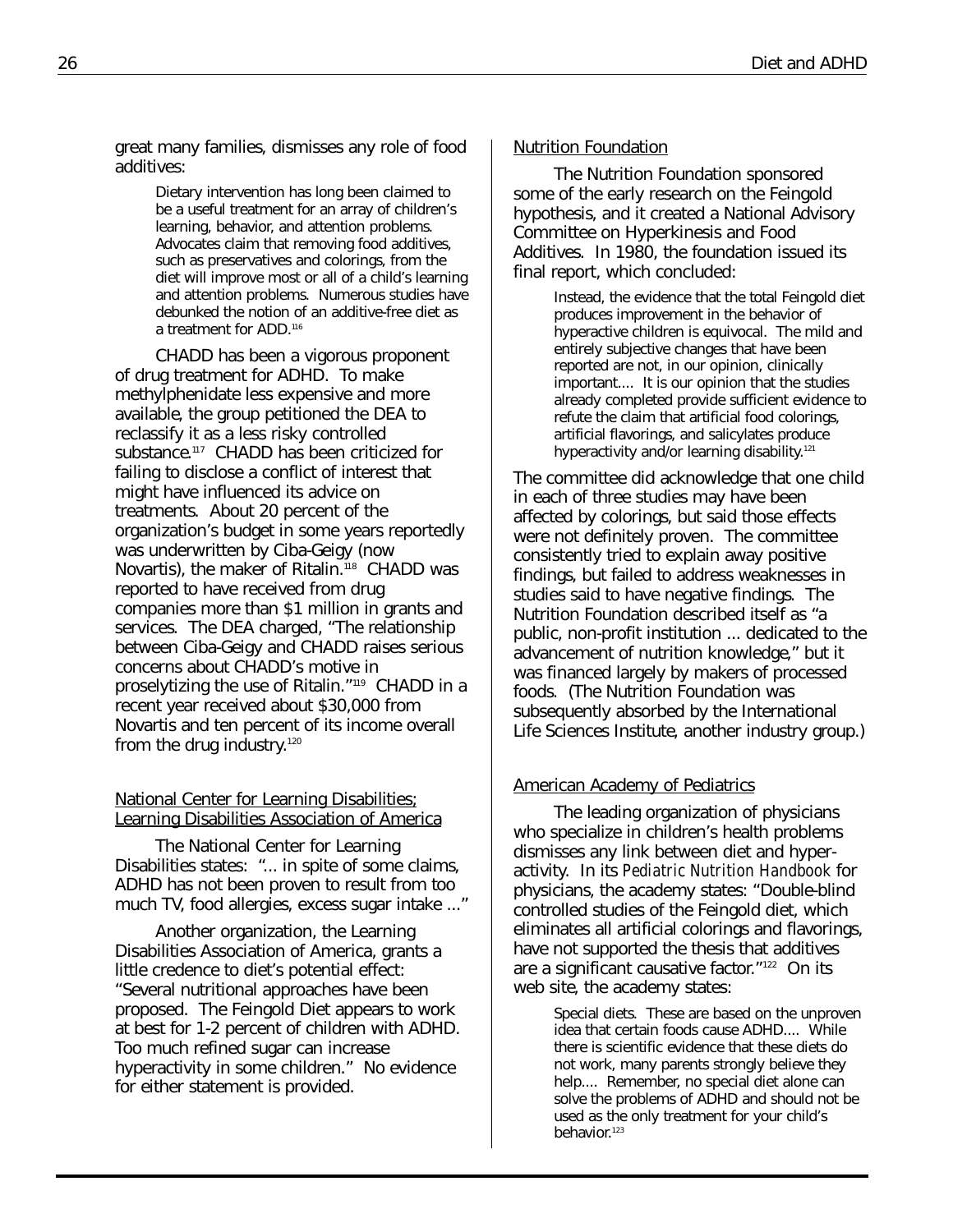great many families, dismisses any role of food additives:

> Dietary intervention has long been claimed to be a useful treatment for an array of children's learning, behavior, and attention problems. Advocates claim that removing food additives, such as preservatives and colorings, from the diet will improve most or all of a child's learning and attention problems. Numerous studies have debunked the notion of an additive-free diet as a treatment for ADD.[116]

CHADD has been a vigorous proponent of drug treatment for ADHD. To make methylphenidate less expensive and more available, the group petitioned the DEA to reclassify it as a less risky controlled substance.[117] CHADD has been criticized for failing to disclose a conflict of interest that might have influenced its advice on treatments. About 20 percent of the organization's budget in some years reportedly was underwritten by Ciba-Geigy (now Novartis), the maker of Ritalin.[118] CHADD was reported to have received from drug companies more than $1 million in grants and services. The DEA charged, "The relationship between Ciba-Geigy and CHADD raises serious concerns about CHADD's motive in proselytizing the use of Ritalin."[119] CHADD in a recent year received about $30,000 from Novartis and ten percent of its income overall from the drug industry.[120]

### National Center for Learning Disabilities; Learning Disabilities Association of America

The National Center for Learning Disabilities states: "... in spite of some claims, ADHD has not been proven to result from too much TV, food allergies, excess sugar intake ..."

Another organization, the Learning Disabilities Association of America, grants a little credence to diet's potential effect: "Several nutritional approaches have been proposed. The Feingold Diet appears to work at best for 1-2 percent of children with ADHD. Too much refined sugar can increase hyperactivity in some children." No evidence for either statement is provided.

### Nutrition Foundation

The Nutrition Foundation sponsored some of the early research on the Feingold hypothesis, and it created a National Advisory Committee on Hyperkinesis and Food Additives. In 1980, the foundation issued its final report, which concluded:

> Instead, the evidence that the total Feingold diet produces improvement in the behavior of hyperactive children is equivocal. The mild and entirely subjective changes that have been reported are not, in our opinion, clinically important.... It is our opinion that the studies already completed provide sufficient evidence to refute the claim that artificial food colorings, artificial flavorings, and salicylates produce hyperactivity and/or learning disability.[121]

The committee did acknowledge that one child in each of three studies may have been affected by colorings, but said those effects were not definitely proven. The committee consistently tried to explain away positive findings, but failed to address weaknesses in studies said to have negative findings. The Nutrition Foundation described itself as "a public, non-profit institution ... dedicated to the advancement of nutrition knowledge," but it was financed largely by makers of processed foods. (The Nutrition Foundation was subsequently absorbed by the International Life Sciences Institute, another industry group.)

### American Academy of Pediatrics

The leading organization of physicians who specialize in children's health problems dismisses any link between diet and hyperactivity. In its *Pediatric Nutrition Handbook* for physicians, the academy states: "Double-blind controlled studies of the Feingold diet, which eliminates all artificial colorings and flavorings, have not supported the thesis that additives are a significant causative factor."[122] On its web site, the academy states:

> Special diets. These are based on the unproven idea that certain foods cause ADHD.... While there is scientific evidence that these diets do not work, many parents strongly believe they help.... Remember, no special diet alone can solve the problems of ADHD and should not be used as the only treatment for your child's behavior.[123]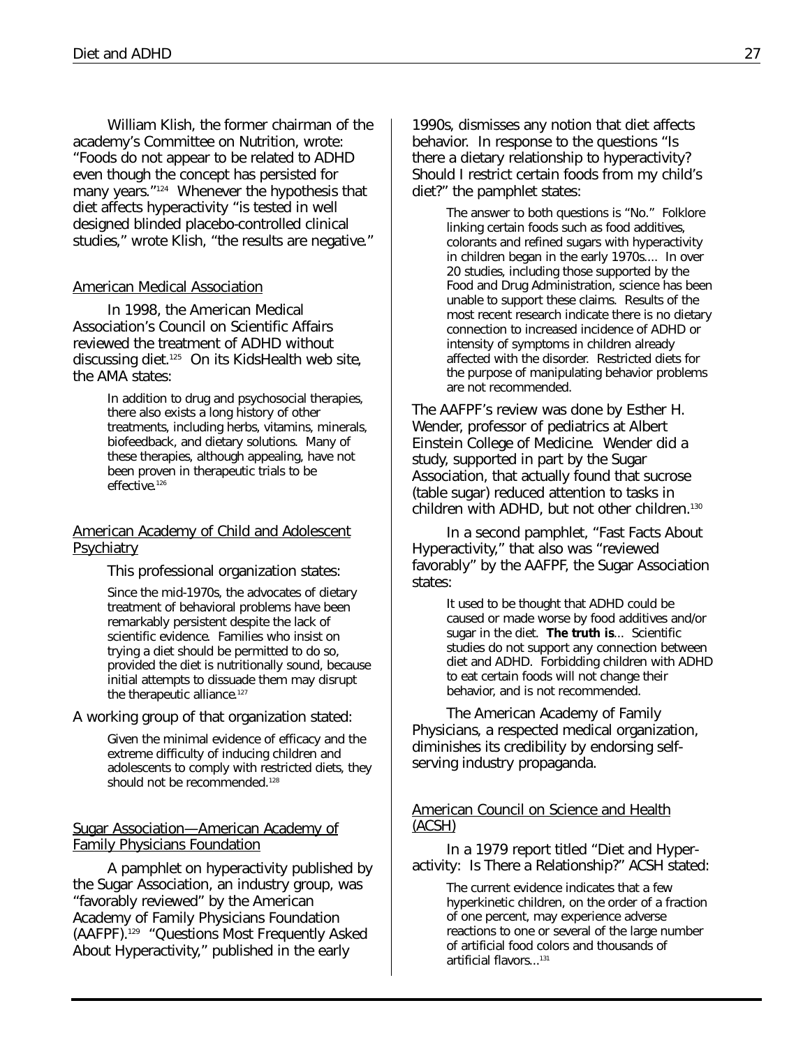William Klish, the former chairman of the academy's Committee on Nutrition, wrote: "Foods do not appear to be related to ADHD even though the concept has persisted for many years."[124] Whenever the hypothesis that diet affects hyperactivity "is tested in well designed blinded placebo-controlled clinical studies," wrote Klish, "the results are negative."

### American Medical Association

In 1998, the American Medical Association's Council on Scientific Affairs reviewed the treatment of ADHD without discussing diet.[125] On its KidsHealth web site, the AMA states:

> In addition to drug and psychosocial therapies, there also exists a long history of other treatments, including herbs, vitamins, minerals, biofeedback, and dietary solutions. Many of these therapies, although appealing, have not been proven in therapeutic trials to be effective.[126]

### American Academy of Child and Adolescent Psychiatry

This professional organization states:

> Since the mid-1970s, the advocates of dietary treatment of behavioral problems have been remarkably persistent despite the lack of scientific evidence. Families who insist on trying a diet should be permitted to do so, provided the diet is nutritionally sound, because initial attempts to dissuade them may disrupt the therapeutic alliance.[127]

A working group of that organization stated:

> Given the minimal evidence of efficacy and the extreme difficulty of inducing children and adolescents to comply with restricted diets, they should not be recommended.[128]

### Sugar Association—American Academy of Family Physicians Foundation

A pamphlet on hyperactivity published by the Sugar Association, an industry group, was "favorably reviewed" by the American Academy of Family Physicians Foundation (AAFPF).[129] "Questions Most Frequently Asked About Hyperactivity," published in the early 1990s, dismisses any notion that diet affects behavior. In response to the questions "Is there a dietary relationship to hyperactivity? Should I restrict certain foods from my child's diet?" the pamphlet states:

> The answer to both questions is "No." Folklore linking certain foods such as food additives, colorants and refined sugars with hyperactivity in children began in the early 1970s.... In over 20 studies, including those supported by the Food and Drug Administration, science has been unable to support these claims. Results of the most recent research indicate there is no dietary connection to increased incidence of ADHD or intensity of symptoms in children already affected with the disorder. Restricted diets for the purpose of manipulating behavior problems are not recommended.

The AAFPF's review was done by Esther H. Wender, professor of pediatrics at Albert Einstein College of Medicine. Wender did a study, supported in part by the Sugar Association, that actually found that sucrose (table sugar) reduced attention to tasks in children with ADHD, but not other children.[130]

In a second pamphlet, "Fast Facts About Hyperactivity," that also was "reviewed favorably" by the AAFPF, the Sugar Association states:

> It used to be thought that ADHD could be caused or made worse by food additives and/or sugar in the diet. **The truth is**... Scientific studies do not support any connection between diet and ADHD. Forbidding children with ADHD to eat certain foods will not change their behavior, and is not recommended.

The American Academy of Family Physicians, a respected medical organization, diminishes its credibility by endorsing self-serving industry propaganda.

### American Council on Science and Health (ACSH)

In a 1979 report titled "Diet and Hyper-activity: Is There a Relationship?" ACSH stated:

> The current evidence indicates that a few hyperkinetic children, on the order of a fraction of one percent, may experience adverse reactions to one or several of the large number of artificial food colors and thousands of artificial flavors...[131]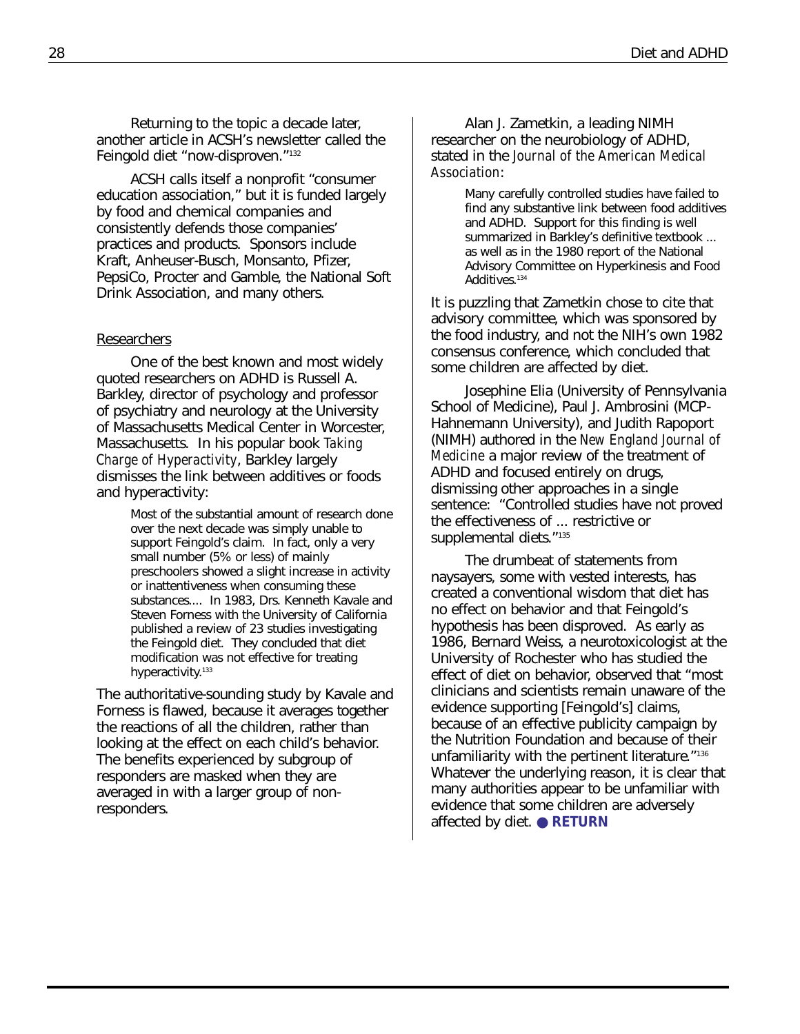Returning to the topic a decade later, another article in ACSH's newsletter called the Feingold diet "now-disproven."[132]

ACSH calls itself a nonprofit "consumer education association," but it is funded largely by food and chemical companies and consistently defends those companies' practices and products. Sponsors include Kraft, Anheuser-Busch, Monsanto, Pfizer, PepsiCo, Procter and Gamble, the National Soft Drink Association, and many others.

Researchers

One of the best known and most widely quoted researchers on ADHD is Russell A. Barkley, director of psychology and professor of psychiatry and neurology at the University of Massachusetts Medical Center in Worcester, Massachusetts. In his popular book *Taking Charge of Hyperactivity*, Barkley largely dismisses the link between additives or foods and hyperactivity:

> Most of the substantial amount of research done over the next decade was simply unable to support Feingold's claim. In fact, only a very small number (5% or less) of mainly preschoolers showed a slight increase in activity or inattentiveness when consuming these substances.... In 1983, Drs. Kenneth Kavale and Steven Forness with the University of California published a review of 23 studies investigating the Feingold diet. They concluded that diet modification was not effective for treating hyperactivity.[133]

The authoritative-sounding study by Kavale and Forness is flawed, because it averages together the reactions of all the children, rather than looking at the effect on each child's behavior. The benefits experienced by subgroup of responders are masked when they are averaged in with a larger group of non-responders.

Alan J. Zametkin, a leading NIMH researcher on the neurobiology of ADHD, stated in the *Journal of the American Medical Association*:

> Many carefully controlled studies have failed to find any substantive link between food additives and ADHD. Support for this finding is well summarized in Barkley's definitive textbook ... as well as in the 1980 report of the National Advisory Committee on Hyperkinesis and Food Additives.[134]

It is puzzling that Zametkin chose to cite that advisory committee, which was sponsored by the food industry, and not the NIH's own 1982 consensus conference, which concluded that some children are affected by diet.

Josephine Elia (University of Pennsylvania School of Medicine), Paul J. Ambrosini (MCP-Hahnemann University), and Judith Rapoport (NIMH) authored in the *New England Journal of Medicine* a major review of the treatment of ADHD and focused entirely on drugs, dismissing other approaches in a single sentence: "Controlled studies have not proved the effectiveness of ... restrictive or supplemental diets."[135]

The drumbeat of statements from naysayers, some with vested interests, has created a conventional wisdom that diet has no effect on behavior and that Feingold's hypothesis has been disproved. As early as 1986, Bernard Weiss, a neurotoxicologist at the University of Rochester who has studied the effect of diet on behavior, observed that "most clinicians and scientists remain unaware of the evidence supporting [Feingold's] claims, because of an effective publicity campaign by the Nutrition Foundation and because of their unfamiliarity with the pertinent literature."[136] Whatever the underlying reason, it is clear that many authorities appear to be unfamiliar with evidence that some children are adversely affected by diet. ● **RETURN**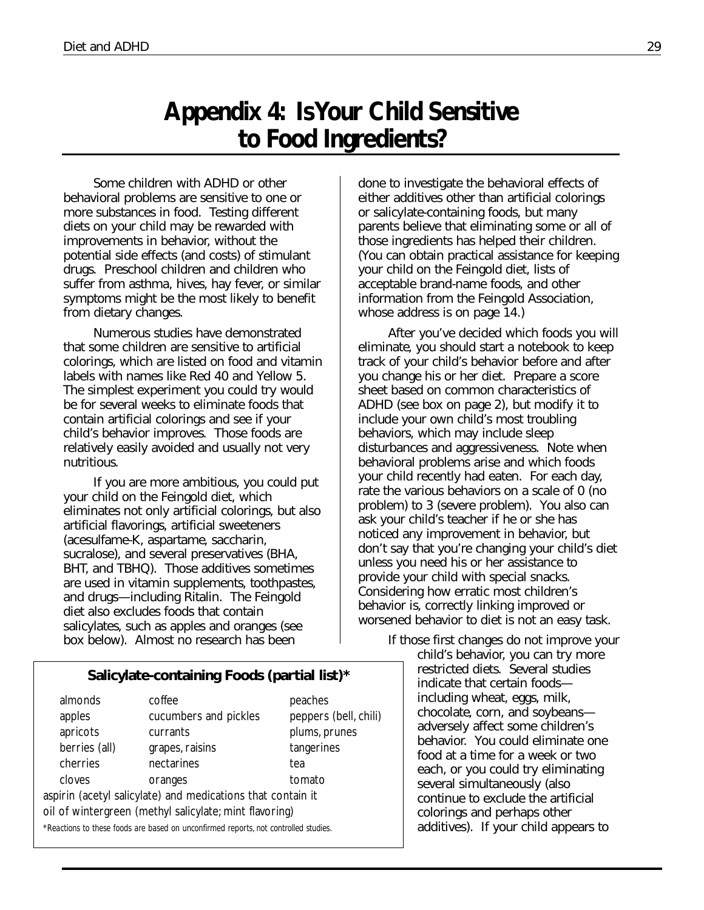# Appendix 4: Is Your Child Sensitive to Food Ingredients?

Some children with ADHD or other behavioral problems are sensitive to one or more substances in food. Testing different diets on your child may be rewarded with improvements in behavior, without the potential side effects (and costs) of stimulant drugs. Preschool children and children who suffer from asthma, hives, hay fever, or similar symptoms might be the most likely to benefit from dietary changes.

Numerous studies have demonstrated that some children are sensitive to artificial colorings, which are listed on food and vitamin labels with names like Red 40 and Yellow 5. The simplest experiment you could try would be for several weeks to eliminate foods that contain artificial colorings and see if your child's behavior improves. Those foods are relatively easily avoided and usually not very nutritious.

If you are more ambitious, you could put your child on the Feingold diet, which eliminates not only artificial colorings, but also artificial flavorings, artificial sweeteners (acesulfame-K, aspartame, saccharin, sucralose), and several preservatives (BHA, BHT, and TBHQ). Those additives sometimes are used in vitamin supplements, toothpastes, and drugs—including Ritalin. The Feingold diet also excludes foods that contain salicylates, such as apples and oranges (see box below). Almost no research has been done to investigate the behavioral effects of either additives other than artificial colorings or salicylate-containing foods, but many parents believe that eliminating some or all of those ingredients has helped their children. (You can obtain practical assistance for keeping your child on the Feingold diet, lists of acceptable brand-name foods, and other information from the Feingold Association, whose address is on page 14.)

After you've decided which foods you will eliminate, you should start a notebook to keep track of your child's behavior before and after you change his or her diet. Prepare a score sheet based on common characteristics of ADHD (see box on page 2), but modify it to include your own child's most troubling behaviors, which may include sleep disturbances and aggressiveness. Note when behavioral problems arise and which foods your child recently had eaten. For each day, rate the various behaviors on a scale of 0 (no problem) to 3 (severe problem). You also can ask your child's teacher if he or she has noticed any improvement in behavior, but don't say that you're changing your child's diet unless you need his or her assistance to provide your child with special snacks. Considering how erratic most children's behavior is, correctly linking improved or worsened behavior to diet is not an easy task.

If those first changes do not improve your child's behavior, you can try more restricted diets. Several studies indicate that certain foods—including wheat, eggs, milk, chocolate, corn, and soybeans—adversely affect some children's behavior. You could eliminate one food at a time for a week or two each, or you could try eliminating several simultaneously (also continue to exclude the artificial colorings and perhaps other additives). If your child appears to

### Salicylate-containing Foods (partial list)*

| | | |
|---|---|---|
| almonds | coffee | peaches |
| apples | cucumbers and pickles | peppers (bell, chili) |
| apricots | currants | plums, prunes |
| berries (all) | grapes, raisins | tangerines |
| cherries | nectarines | tea |
| cloves | oranges | tomato |

aspirin (acetyl salicylate) and medications that contain it

oil of wintergreen (methyl salicylate; mint flavoring)

*Reactions to these foods are based on unconfirmed reports, not controlled studies.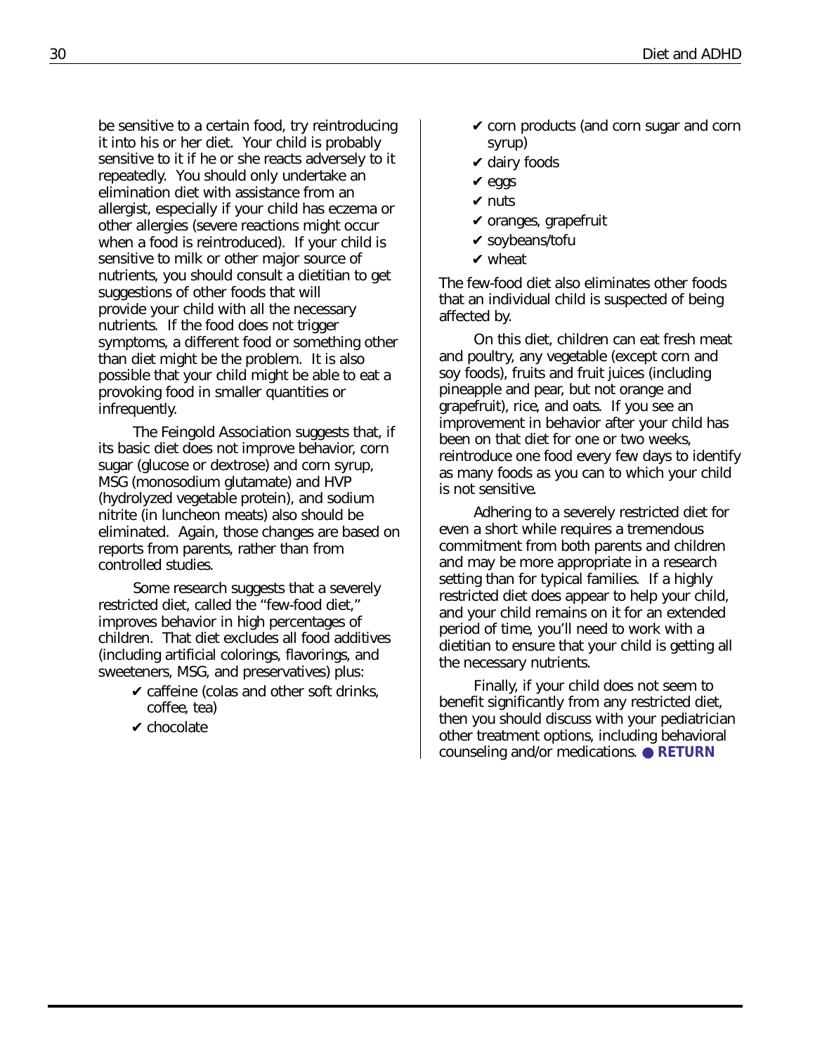be sensitive to a certain food, try reintroducing it into his or her diet. Your child is probably sensitive to it if he or she reacts adversely to it repeatedly. You should only undertake an elimination diet with assistance from an allergist, especially if your child has eczema or other allergies (severe reactions might occur when a food is reintroduced). If your child is sensitive to milk or other major source of nutrients, you should consult a dietitian to get suggestions of other foods that will provide your child with all the necessary nutrients. If the food does not trigger symptoms, a different food or something other than diet might be the problem. It is also possible that your child might be able to eat a provoking food in smaller quantities or infrequently.

The Feingold Association suggests that, if its basic diet does not improve behavior, corn sugar (glucose or dextrose) and corn syrup, MSG (monosodium glutamate) and HVP (hydrolyzed vegetable protein), and sodium nitrite (in luncheon meats) also should be eliminated. Again, those changes are based on reports from parents, rather than from controlled studies.

Some research suggests that a severely restricted diet, called the "few-food diet," improves behavior in high percentages of children. That diet excludes all food additives (including artificial colorings, flavorings, and sweeteners, MSG, and preservatives) plus:

- ✔ caffeine (colas and other soft drinks, coffee, tea)
- ✔ chocolate
- ✔ corn products (and corn sugar and corn syrup)
- ✔ dairy foods
- ✔ eggs
- ✔ nuts
- ✔ oranges, grapefruit
- ✔ soybeans/tofu
- ✔ wheat

The few-food diet also eliminates other foods that an individual child is suspected of being affected by.

On this diet, children can eat fresh meat and poultry, any vegetable (except corn and soy foods), fruits and fruit juices (including pineapple and pear, but not orange and grapefruit), rice, and oats. If you see an improvement in behavior after your child has been on that diet for one or two weeks, reintroduce one food every few days to identify as many foods as you can to which your child is not sensitive.

Adhering to a severely restricted diet for even a short while requires a tremendous commitment from both parents and children and may be more appropriate in a research setting than for typical families. If a highly restricted diet does appear to help your child, and your child remains on it for an extended period of time, you'll need to work with a dietitian to ensure that your child is getting all the necessary nutrients.

Finally, if your child does not seem to benefit significantly from any restricted diet, then you should discuss with your pediatrician other treatment options, including behavioral counseling and/or medications. ● **RETURN**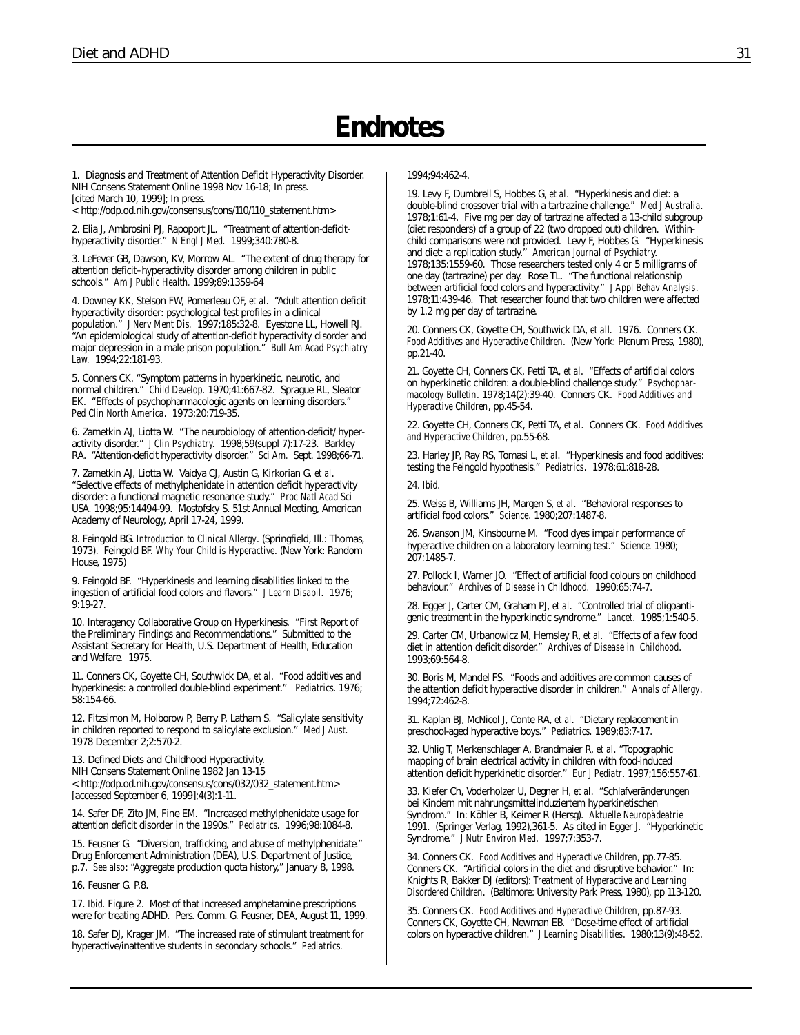# Endnotes

1. Diagnosis and Treatment of Attention Deficit Hyperactivity Disorder. NIH Consens Statement Online 1998 Nov 16-18; In press. [cited March 10, 1999]; In press. < http://odp.od.nih.gov/consensus/cons/110/110_statement.htm>

2. Elia J, Ambrosini PJ, Rapoport JL. "Treatment of attention-deficit-hyperactivity disorder." *N Engl J Med.* 1999;340:780-8.

3. LeFever GB, Dawson, KV, Morrow AL. "The extent of drug therapy for attention deficit–hyperactivity disorder among children in public schools." *Am J Public Health.* 1999;89:1359-64

4. Downey KK, Stelson FW, Pomerleau OF, *et al*. "Adult attention deficit hyperactivity disorder: psychological test profiles in a clinical population." *J Nerv Ment Dis.* 1997;185:32-8. Eyestone LL, Howell RJ. "An epidemiological study of attention-deficit hyperactivity disorder and major depression in a male prison population." *Bull Am Acad Psychiatry Law.* 1994;22:181-93.

5. Conners CK. "Symptom patterns in hyperkinetic, neurotic, and normal children." *Child Develop.* 1970;41:667-82. Sprague RL, Sleator EK. "Effects of psychopharmacologic agents on learning disorders." *Ped Clin North America*. 1973;20:719-35.

6. Zametkin AJ, Liotta W. "The neurobiology of attention-deficit/hyperactivity disorder." *J Clin Psychiatry.* 1998;59(suppl 7):17-23. Barkley RA. "Attention-deficit hyperactivity disorder." *Sci Am.* Sept. 1998;66-71.

7. Zametkin AJ, Liotta W. Vaidya CJ, Austin G, Kirkorian G, *et al*. "Selective effects of methylphenidate in attention deficit hyperactivity disorder: a functional magnetic resonance study." *Proc Natl Acad Sci* USA. 1998;95:14494-99. Mostofsky S. 51st Annual Meeting, American Academy of Neurology, April 17-24, 1999.

8. Feingold BG. *Introduction to Clinical Allergy*. (Springfield, Ill.: Thomas, 1973). Feingold BF. *Why Your Child is Hyperactive*. (New York: Random House, 1975)

9. Feingold BF. "Hyperkinesis and learning disabilities linked to the ingestion of artificial food colors and flavors." *J Learn Disabil*. 1976; 9:19-27.

10. Interagency Collaborative Group on Hyperkinesis. "First Report of the Preliminary Findings and Recommendations." Submitted to the Assistant Secretary for Health, U.S. Department of Health, Education and Welfare. 1975.

11. Conners CK, Goyette CH, Southwick DA, *et al*. "Food additives and hyperkinesis: a controlled double-blind experiment." *Pediatrics.* 1976; 58:154-66.

12. Fitzsimon M, Holborow P, Berry P, Latham S. "Salicylate sensitivity in children reported to respond to salicylate exclusion." *Med J Aust.* 1978 December 2;2:570-2.

13. Defined Diets and Childhood Hyperactivity. NIH Consens Statement Online 1982 Jan 13-15 < http://odp.od.nih.gov/consensus/cons/032/032_statement.htm> [accessed September 6, 1999];4(3):1-11.

14. Safer DF, Zito JM, Fine EM. "Increased methylphenidate usage for attention deficit disorder in the 1990s." *Pediatrics.* 1996;98:1084-8.

15. Feusner G. "Diversion, trafficking, and abuse of methylphenidate." Drug Enforcement Administration (DEA), U.S. Department of Justice, p.7. *See also*: "Aggregate production quota history," January 8, 1998.

16. Feusner G. P.8.

17. *Ibid.* Figure 2. Most of that increased amphetamine prescriptions were for treating ADHD. Pers. Comm. G. Feusner, DEA, August 11, 1999.

18. Safer DJ, Krager JM. "The increased rate of stimulant treatment for hyperactive/inattentive students in secondary schools." *Pediatrics.* 1994;94:462-4.

19. Levy F, Dumbrell S, Hobbes G, *et al*. "Hyperkinesis and diet: a double-blind crossover trial with a tartrazine challenge." *Med J Australia*. 1978;1:61-4. Five mg per day of tartrazine affected a 13-child subgroup (diet responders) of a group of 22 (two dropped out) children. Within-child comparisons were not provided. Levy F, Hobbes G. "Hyperkinesis and diet: a replication study." *American Journal of Psychiatry*. 1978;135:1559-60. Those researchers tested only 4 or 5 milligrams of one day (tartrazine) per day. Rose TL. "The functional relationship between artificial food colors and hyperactivity." *J Appl Behav Analysis*. 1978;11:439-46. That researcher found that two children were affected by 1.2 mg per day of tartrazine.

20. Conners CK, Goyette CH, Southwick DA, *et all*. 1976. Conners CK. *Food Additives and Hyperactive Children*. (New York: Plenum Press, 1980), pp.21-40.

21. Goyette CH, Conners CK, Petti TA, *et al*. "Effects of artificial colors on hyperkinetic children: a double-blind challenge study." *Psychopharmacology Bulletin*. 1978;14(2):39-40. Conners CK. *Food Additives and Hyperactive Children*, pp.45-54.

22. Goyette CH, Conners CK, Petti TA, *et al*. Conners CK. *Food Additives and Hyperactive Children*, pp.55-68.

23. Harley JP, Ray RS, Tomasi L, *et al*. "Hyperkinesis and food additives: testing the Feingold hypothesis." *Pediatrics*. 1978;61:818-28.

24. *Ibid.*

25. Weiss B, Williams JH, Margen S, *et al*. "Behavioral responses to artificial food colors." *Science*. 1980;207:1487-8.

26. Swanson JM, Kinsbourne M. "Food dyes impair performance of hyperactive children on a laboratory learning test." *Science.* 1980; 207:1485-7.

27. Pollock I, Warner JO. "Effect of artificial food colours on childhood behaviour." *Archives of Disease in Childhood.* 1990;65:74-7.

28. Egger J, Carter CM, Graham PJ, *et al*. "Controlled trial of oligoantigenic treatment in the hyperkinetic syndrome." *Lancet*. 1985;1:540-5.

29. Carter CM, Urbanowicz M, Hemsley R, *et al*. "Effects of a few food diet in attention deficit disorder." *Archives of Disease in Childhood*. 1993;69:564-8.

30. Boris M, Mandel FS. "Foods and additives are common causes of the attention deficit hyperactive disorder in children." *Annals of Allergy*. 1994;72:462-8.

31. Kaplan BJ, McNicol J, Conte RA, *et al*. "Dietary replacement in preschool-aged hyperactive boys." *Pediatrics.* 1989;83:7-17.

32. Uhlig T, Merkenschlager A, Brandmaier R, *et al*. "Topographic mapping of brain electrical activity in children with food-induced attention deficit hyperkinetic disorder." *Eur J Pediatr*. 1997;156:557-61.

33. Kiefer Ch, Voderholzer U, Degner H, *et al*. "Schlafveränderungen bei Kindern mit nahrungsmittelinduziertem hyperkinetischen Syndrom." In: Köhler B, Keimer R (Hersg). *Aktuelle Neuropädeatrie* 1991. (Springer Verlag, 1992),361-5. As cited in Egger J. "Hyperkinetic Syndrome." *J Nutr Environ Med*. 1997;7:353-7.

34. Conners CK. *Food Additives and Hyperactive Children*, pp.77-85. Conners CK. "Artificial colors in the diet and disruptive behavior." In: Knights R, Bakker DJ (editors): *Treatment of Hyperactive and Learning Disordered Children*. (Baltimore: University Park Press, 1980), pp 113-120.

35. Conners CK. *Food Additives and Hyperactive Children*, pp.87-93. Conners CK, Goyette CH, Newman EB. "Dose-time effect of artificial colors on hyperactive children." *J Learning Disabilities*. 1980;13(9):48-52.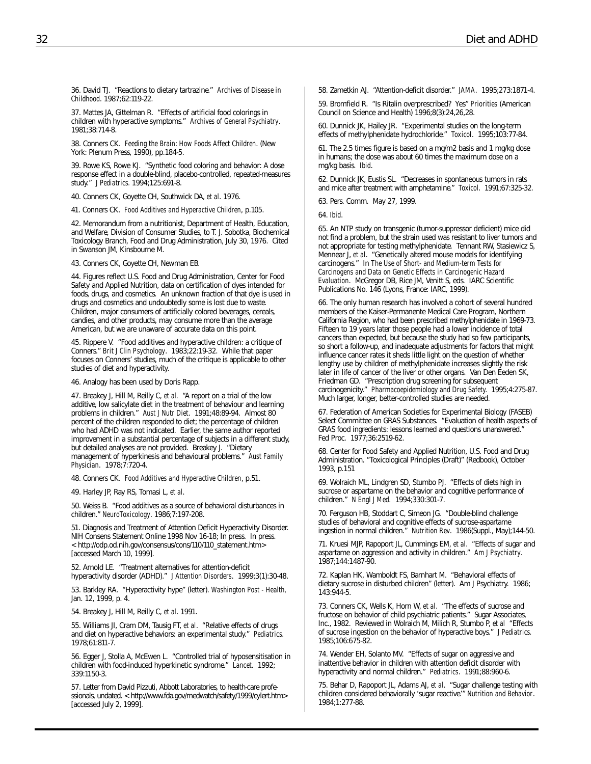36. David TJ. "Reactions to dietary tartrazine." *Archives of Disease in Childhood*. 1987;62:119-22.

37. Mattes JA, Gittelman R. "Effects of artificial food colorings in children with hyperactive symptoms." *Archives of General Psychiatry*. 1981;38:714-8.

38. Conners CK. *Feeding the Brain: How Foods Affect Children*. (New York: Plenum Press, 1990), pp.184-5.

39. Rowe KS, Rowe KJ. "Synthetic food coloring and behavior: A dose response effect in a double-blind, placebo-controlled, repeated-measures study." *J Pediatrics.* 1994;125:691-8.

40. Conners CK, Goyette CH, Southwick DA, *et al*. 1976.

41. Conners CK. *Food Additives and Hyperactive Children*, p.105.

42. Memorandum from a nutritionist, Department of Health, Education, and Welfare, Division of Consumer Studies, to T. J. Sobotka, Biochemical Toxicology Branch, Food and Drug Administration, July 30, 1976. Cited in Swanson JM, Kinsbourne M.

43. Conners CK, Goyette CH, Newman EB.

44. Figures reflect U.S. Food and Drug Administration, Center for Food Safety and Applied Nutrition, data on certification of dyes intended for foods, drugs, and cosmetics. An unknown fraction of that dye is used in drugs and cosmetics and undoubtedly some is lost due to waste. Children, major consumers of artificially colored beverages, cereals, candies, and other products, may consume more than the average American, but we are unaware of accurate data on this point.

45. Rippere V. "Food additives and hyperactive children: a critique of Conners." *Brit J Clin Psychology*. 1983;22:19-32. While that paper focuses on Conners' studies, much of the critique is applicable to other studies of diet and hyperactivity.

46. Analogy has been used by Doris Rapp.

47. Breakey J, Hill M, Reilly C, *et al*. "A report on a trial of the low additive, low salicylate diet in the treatment of behaviour and learning problems in children." *Aust J Nutr Diet*. 1991;48:89-94. Almost 80 percent of the children responded to diet; the percentage of children who had ADHD was not indicated. Earlier, the same author reported improvement in a substantial percentage of subjects in a different study, but detailed analyses are not provided. Breakey J. "Dietary management of hyperkinesis and behavioural problems." *Aust Family Physician*. 1978;7:720-4.

48. Conners CK. *Food Additives and Hyperactive Children*, p.51.

49. Harley JP, Ray RS, Tomasi L, *et al*.

50. Weiss B. "Food additives as a source of behavioral disturbances in children." *NeuroToxicology*. 1986;7:197-208.

51. Diagnosis and Treatment of Attention Deficit Hyperactivity Disorder. NIH Consens Statement Online 1998 Nov 16-18; In press. In press. <http://odp.od.nih.gov/consensus/cons/110/110_statement.htm> [accessed March 10, 1999].

52. Arnold LE. "Treatment alternatives for attention-deficit hyperactivity disorder (ADHD)." *J Attention Disorders*. 1999;3(1):30-48.

53. Barkley RA. "Hyperactivity hype" (letter). *Washington Post - Health,* Jan. 12, 1999, p. 4.

54. Breakey J, Hill M, Reilly C, *et al*. 1991.

55. Williams JI, Cram DM, Tausig FT, *et al*. "Relative effects of drugs and diet on hyperactive behaviors: an experimental study." *Pediatrics.* 1978;61:811-7.

56. Egger J, Stolla A, McEwen L. "Controlled trial of hyposensitisation in children with food-induced hyperkinetic syndrome." *Lancet.* 1992; 339:1150-3.

57. Letter from David Pizzuti, Abbott Laboratories, to health-care professionals, undated. <http://www.fda.gov/medwatch/safety/1999/cylert.htm> [accessed July 2, 1999].

58. Zametkin AJ. "Attention-deficit disorder." *JAMA*. 1995;273:1871-4.

59. Bromfield R. "Is Ritalin overprescribed? Yes" *Priorities* (American Council on Science and Health) 1996;8(3):24,26,28.

60. Dunnick JK, Hailey JR. "Experimental studies on the long-term effects of methylphenidate hydrochloride." *Toxicol*. 1995;103:77-84.

61. The 2.5 times figure is based on a mg/m2 basis and 1 mg/kg dose in humans; the dose was about 60 times the maximum dose on a mg/kg basis. *Ibid*.

62. Dunnick JK, Eustis SL. "Decreases in spontaneous tumors in rats and mice after treatment with amphetamine." *Toxicol*. 1991;67:325-32.

63. Pers. Comm. May 27, 1999.

64. *Ibid*.

65. An NTP study on transgenic (tumor-suppressor deficient) mice did not find a problem, but the strain used was resistant to liver tumors and not appropriate for testing methylphenidate. Tennant RW, Stasiewicz S, Mennear J, *et al*. "Genetically altered mouse models for identifying carcinogens." In *The Use of Short- and Medium-term Tests for Carcinogens and Data on Genetic Effects in Carcinogenic Hazard Evaluation*. McGregor DB, Rice JM, Venitt S, eds. IARC Scientific Publications No. 146 (Lyons, France: IARC, 1999).

66. The only human research has involved a cohort of several hundred members of the Kaiser-Permanente Medical Care Program, Northern California Region, who had been prescribed methylphenidate in 1969-73. Fifteen to 19 years later those people had a lower incidence of total cancers than expected, but because the study had so few participants, so short a follow-up, and inadequate adjustments for factors that might influence cancer rates it sheds little light on the question of whether lengthy use by children of methylphenidate increases slightly the risk later in life of cancer of the liver or other organs. Van Den Eeden SK, Friedman GD. "Prescription drug screening for subsequent carcinogenicity." *Pharmacoepidemiology and Drug Safety.* 1995;4:275-87. Much larger, longer, better-controlled studies are needed.

67. Federation of American Societies for Experimental Biology (FASEB) Select Committee on GRAS Substances. "Evaluation of health aspects of GRAS food ingredients: lessons learned and questions unanswered." Fed Proc. 1977;36:2519-62.

68. Center for Food Safety and Applied Nutrition, U.S. Food and Drug Administration. "Toxicological Principles (Draft)" (Redbook), October 1993, p.151

69. Wolraich ML, Lindgren SD, Stumbo PJ. "Effects of diets high in sucrose or aspartame on the behavior and cognitive performance of children." *N Engl J Med.* 1994;330:301-7.

70. Ferguson HB, Stoddart C, Simeon JG. "Double-blind challenge studies of behavioral and cognitive effects of sucrose-aspartame ingestion in normal children." *Nutrition Rev*. 1986(Suppl., May);144-50.

71. Kruesi MJP, Rapoport JL, Cummings EM, *et al*. "Effects of sugar and aspartame on aggression and activity in children." *Am J Psychiatry*. 1987;144:1487-90.

72. Kaplan HK, Wamboldt FS, Barnhart M. "Behavioral effects of dietary sucrose in disturbed children" (letter). Am J Psychiatry. 1986; 143:944-5.

73. Conners CK, Wells K, Horn W, *et al*. "The effects of sucrose and fructose on behavior of child psychiatric patients." Sugar Associates, Inc., 1982. Reviewed in Wolraich M, Milich R, Stumbo P, *et al* "Effects of sucrose ingestion on the behavior of hyperactive boys." *J Pediatrics.* 1985;106:675-82.

74. Wender EH, Solanto MV. "Effects of sugar on aggressive and inattentive behavior in children with attention deficit disorder with hyperactivity and normal children." *Pediatrics*. 1991;88:960-6.

75. Behar D, Rapoport JL, Adams AJ, *et al*. "Sugar challenge testing with children considered behaviorally 'sugar reactive.'" *Nutrition and Behavior*. 1984;1:277-88.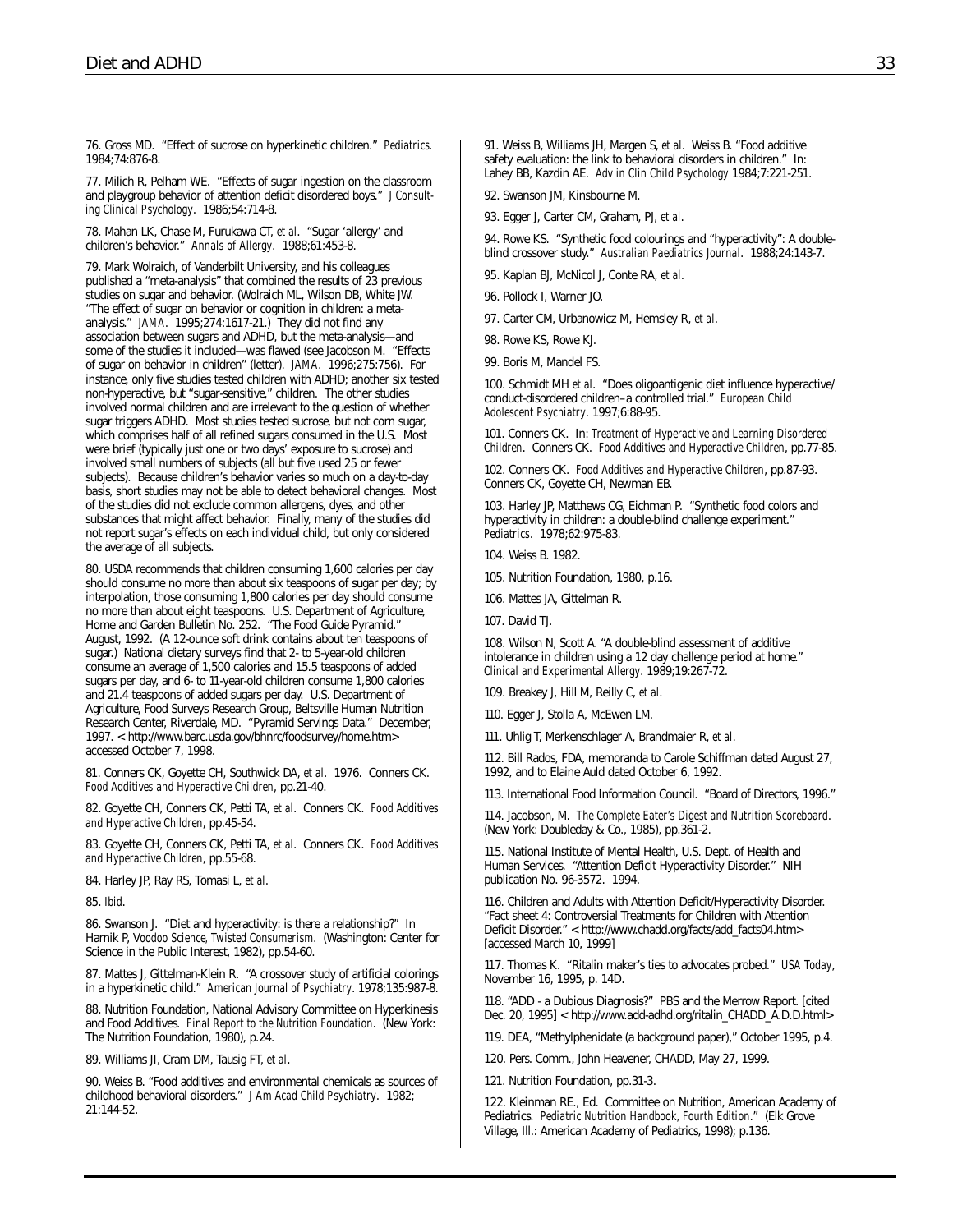76. Gross MD. "Effect of sucrose on hyperkinetic children." *Pediatrics.* 1984;74:876-8.

77. Milich R, Pelham WE. "Effects of sugar ingestion on the classroom and playgroup behavior of attention deficit disordered boys." *J Consulting Clinical Psychology*. 1986;54:714-8.

78. Mahan LK, Chase M, Furukawa CT, *et al*. "Sugar 'allergy' and children's behavior." *Annals of Allergy*. 1988;61:453-8.

79. Mark Wolraich, of Vanderbilt University, and his colleagues published a "meta-analysis" that combined the results of 23 previous studies on sugar and behavior. (Wolraich ML, Wilson DB, White JW. "The effect of sugar on behavior or cognition in children: a meta-analysis." *JAMA*. 1995;274:1617-21.) They did not find any association between sugars and ADHD, but the meta-analysis—and some of the studies it included—was flawed (see Jacobson M. "Effects of sugar on behavior in children" (letter). *JAMA*. 1996;275:756). For instance, only five studies tested children with ADHD; another six tested non-hyperactive, but "sugar-sensitive," children. The other studies involved normal children and are irrelevant to the question of whether sugar triggers ADHD. Most studies tested sucrose, but not corn sugar, which comprises half of all refined sugars consumed in the U.S. Most were brief (typically just one or two days' exposure to sucrose) and involved small numbers of subjects (all but five used 25 or fewer subjects). Because children's behavior varies so much on a day-to-day basis, short studies may not be able to detect behavioral changes. Most of the studies did not exclude common allergens, dyes, and other substances that might affect behavior. Finally, many of the studies did not report sugar's effects on each individual child, but only considered the average of all subjects.

80. USDA recommends that children consuming 1,600 calories per day should consume no more than about six teaspoons of sugar per day; by interpolation, those consuming 1,800 calories per day should consume no more than about eight teaspoons. U.S. Department of Agriculture, Home and Garden Bulletin No. 252. "The Food Guide Pyramid." August, 1992. (A 12-ounce soft drink contains about ten teaspoons of sugar.) National dietary surveys find that 2- to 5-year-old children consume an average of 1,500 calories and 15.5 teaspoons of added sugars per day, and 6- to 11-year-old children consume 1,800 calories and 21.4 teaspoons of added sugars per day. U.S. Department of Agriculture, Food Surveys Research Group, Beltsville Human Nutrition Research Center, Riverdale, MD. "Pyramid Servings Data." December, 1997. < http://www.barc.usda.gov/bhnrc/foodsurvey/home.htm> accessed October 7, 1998.

81. Conners CK, Goyette CH, Southwick DA, *et al*. 1976. Conners CK. *Food Additives and Hyperactive Children*, pp.21-40.

82. Goyette CH, Conners CK, Petti TA, *et al*. Conners CK. *Food Additives and Hyperactive Children*, pp.45-54.

83. Goyette CH, Conners CK, Petti TA, *et al*. Conners CK. *Food Additives and Hyperactive Children*, pp.55-68.

84. Harley JP, Ray RS, Tomasi L, *et al*.

85. *Ibid*.

86. Swanson J. "Diet and hyperactivity: is there a relationship?" In Harnik P, *Voodoo Science, Twisted Consumerism*. (Washington: Center for Science in the Public Interest, 1982), pp.54-60.

87. Mattes J, Gittelman-Klein R. "A crossover study of artificial colorings in a hyperkinetic child." *American Journal of Psychiatry*. 1978;135:987-8.

88. Nutrition Foundation, National Advisory Committee on Hyperkinesis and Food Additives. *Final Report to the Nutrition Foundation*. (New York: The Nutrition Foundation, 1980), p.24.

89. Williams JI, Cram DM, Tausig FT, *et al*.

90. Weiss B. "Food additives and environmental chemicals as sources of childhood behavioral disorders." *J Am Acad Child Psychiatry*. 1982; 21:144-52.

91. Weiss B, Williams JH, Margen S, *et al*. Weiss B. "Food additive safety evaluation: the link to behavioral disorders in children." In: Lahey BB, Kazdin AE. *Adv in Clin Child Psychology* 1984;7:221-251.

92. Swanson JM, Kinsbourne M.

93. Egger J, Carter CM, Graham, PJ, *et al*.

94. Rowe KS. "Synthetic food colourings and "hyperactivity": A double-blind crossover study." *Australian Paediatrics Journal*. 1988;24:143-7.

95. Kaplan BJ, McNicol J, Conte RA, *et al*.

96. Pollock I, Warner JO.

97. Carter CM, Urbanowicz M, Hemsley R, *et al*.

98. Rowe KS, Rowe KJ.

99. Boris M, Mandel FS.

100. Schmidt MH *et al*. "Does oligoantigenic diet influence hyperactive/conduct-disordered children–a controlled trial." *European Child Adolescent Psychiatry*. 1997;6:88-95.

101. Conners CK. In: *Treatment of Hyperactive and Learning Disordered Children*. Conners CK. *Food Additives and Hyperactive Children*, pp.77-85.

102. Conners CK. *Food Additives and Hyperactive Children*, pp.87-93. Conners CK, Goyette CH, Newman EB.

103. Harley JP, Matthews CG, Eichman P. "Synthetic food colors and hyperactivity in children: a double-blind challenge experiment." *Pediatrics*. 1978;62:975-83.

104. Weiss B. 1982.

105. Nutrition Foundation, 1980, p.16.

106. Mattes JA, Gittelman R.

107. David TJ.

108. Wilson N, Scott A. "A double-blind assessment of additive intolerance in children using a 12 day challenge period at home." *Clinical and Experimental Allergy*. 1989;19:267-72.

109. Breakey J, Hill M, Reilly C, *et al*.

110. Egger J, Stolla A, McEwen LM.

111. Uhlig T, Merkenschlager A, Brandmaier R, *et al*.

112. Bill Rados, FDA, memoranda to Carole Schiffman dated August 27, 1992, and to Elaine Auld dated October 6, 1992.

113. International Food Information Council. "Board of Directors, 1996."

114. Jacobson, M. *The Complete Eater's Digest and Nutrition Scoreboard*. (New York: Doubleday & Co., 1985), pp.361-2.

115. National Institute of Mental Health, U.S. Dept. of Health and Human Services. "Attention Deficit Hyperactivity Disorder." NIH publication No. 96-3572. 1994.

116. Children and Adults with Attention Deficit/Hyperactivity Disorder. "Fact sheet 4: Controversial Treatments for Children with Attention Deficit Disorder." < http://www.chadd.org/facts/add_facts04.htm> [accessed March 10, 1999]

117. Thomas K. "Ritalin maker's ties to advocates probed." *USA Today*, November 16, 1995, p. 14D.

118. "ADD - a Dubious Diagnosis?" PBS and the Merrow Report. [cited Dec. 20, 1995] < http://www.add-adhd.org/ritalin_CHADD_A.D.D.html>

119. DEA, "Methylphenidate (a background paper)," October 1995, p.4.

120. Pers. Comm., John Heavener, CHADD, May 27, 1999.

121. Nutrition Foundation, pp.31-3.

122. Kleinman RE., Ed. Committee on Nutrition, American Academy of Pediatrics. *Pediatric Nutrition Handbook, Fourth Edition*." (Elk Grove Village, Ill.: American Academy of Pediatrics, 1998); p.136.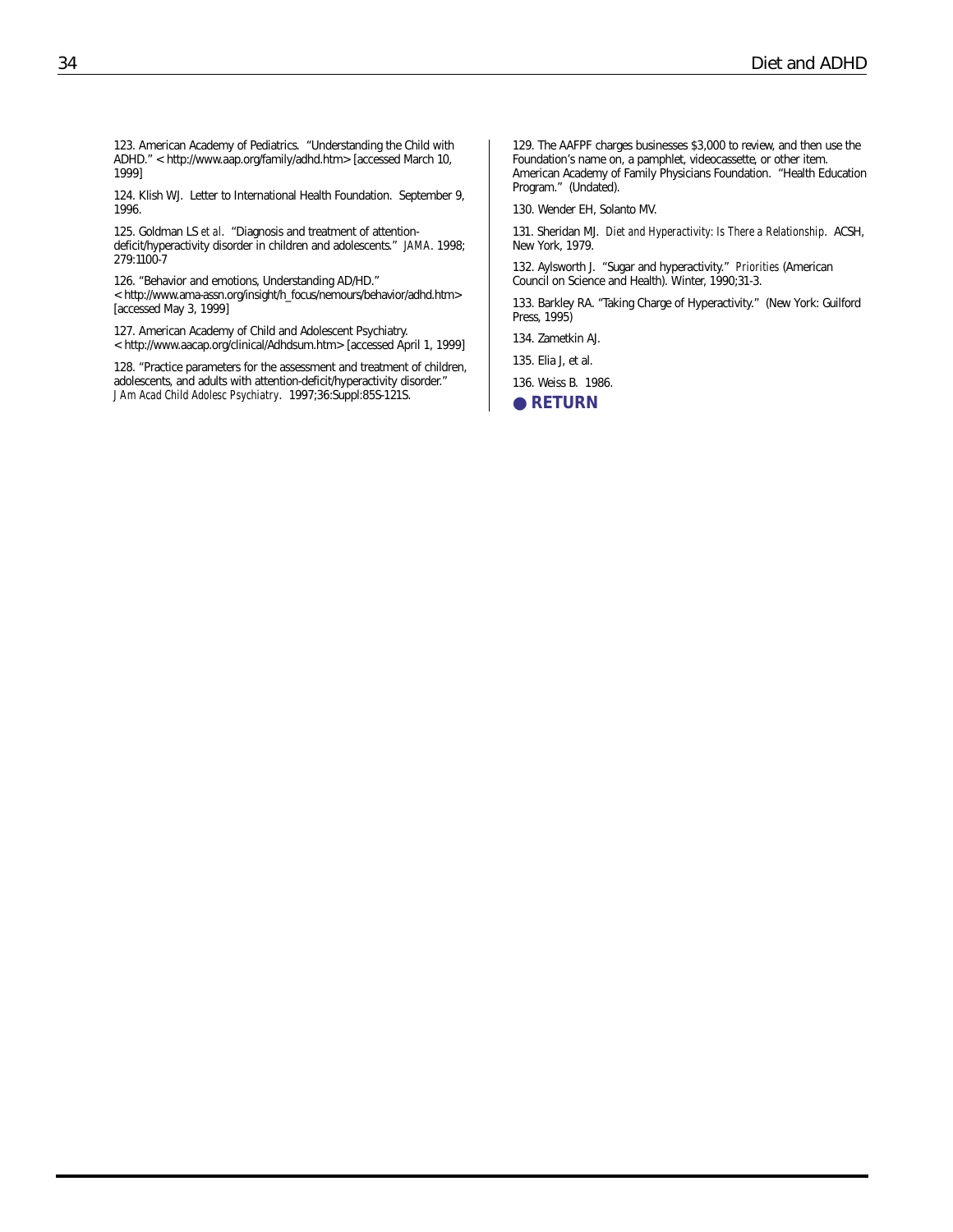123. American Academy of Pediatrics. "Understanding the Child with ADHD." < http://www.aap.org/family/adhd.htm> [accessed March 10, 1999]

124. Klish WJ. Letter to International Health Foundation. September 9, 1996.

125. Goldman LS *et al*. "Diagnosis and treatment of attention-deficit/hyperactivity disorder in children and adolescents." *JAMA*. 1998; 279:1100-7

126. "Behavior and emotions, Understanding AD/HD." < http://www.ama-assn.org/insight/h_focus/nemours/behavior/adhd.htm> [accessed May 3, 1999]

127. American Academy of Child and Adolescent Psychiatry. < http://www.aacap.org/clinical/Adhdsum.htm> [accessed April 1, 1999]

128. "Practice parameters for the assessment and treatment of children, adolescents, and adults with attention-deficit/hyperactivity disorder." *J Am Acad Child Adolesc Psychiatry*. 1997;36:Suppl:85S-121S.

129. The AAFPF charges businesses $3,000 to review, and then use the Foundation's name on, a pamphlet, videocassette, or other item. American Academy of Family Physicians Foundation. "Health Education Program." (Undated).

130. Wender EH, Solanto MV.

131. Sheridan MJ. *Diet and Hyperactivity: Is There a Relationship*. ACSH, New York, 1979.

132. Aylsworth J. "Sugar and hyperactivity." *Priorities* (American Council on Science and Health). Winter, 1990;31-3.

133. Barkley RA. "Taking Charge of Hyperactivity." (New York: Guilford Press, 1995)

134. Zametkin AJ.

135. Elia J, et al.

136. Weiss B. 1986.

**RETURN**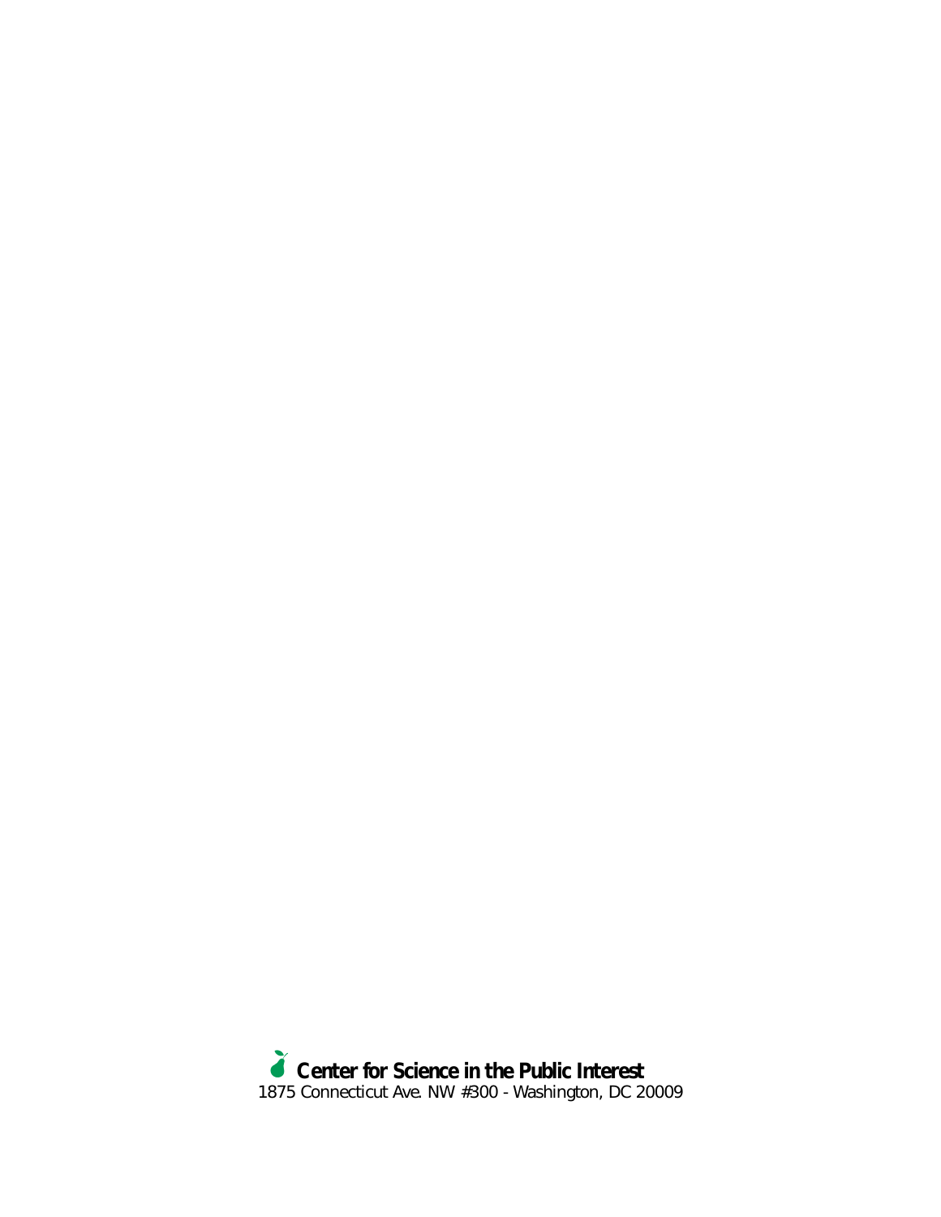**Center for Science in the Public Interest**
1875 Connecticut Ave. NW #300 - Washington, DC 20009